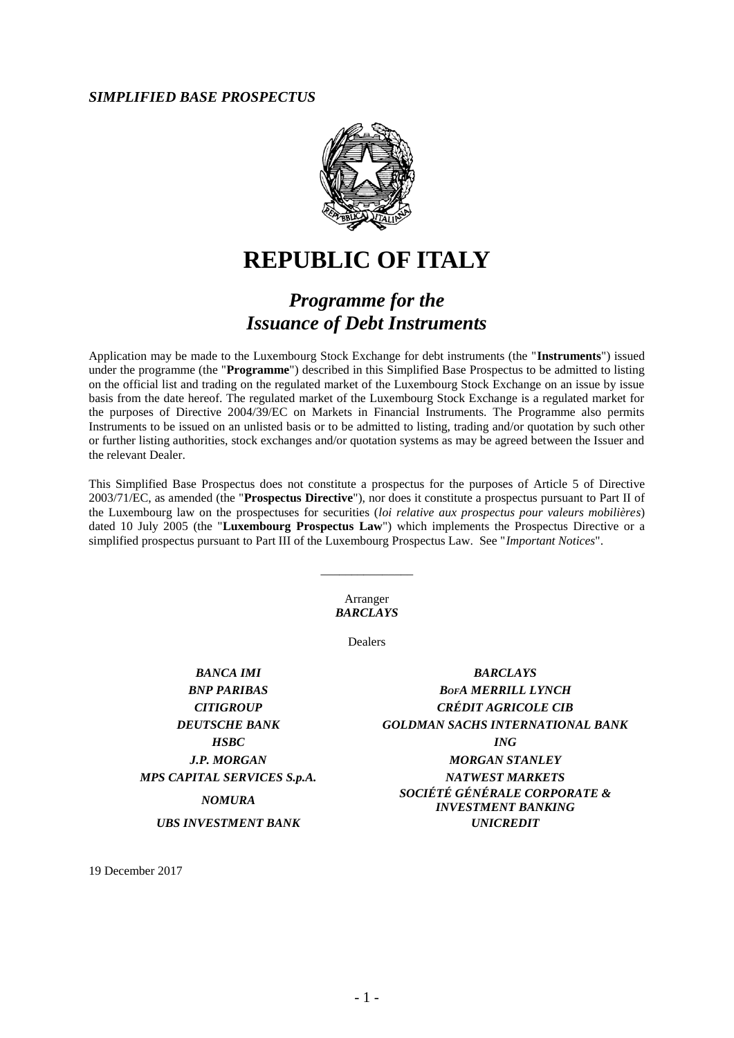***SIMPLIFIED BASE PROSPECTUS***

# REPUBLIC OF ITALY

## *Programme for the Issuance of Debt Instruments*

Application may be made to the Luxembourg Stock Exchange for debt instruments (the "**Instruments**") issued under the programme (the "**Programme**") described in this Simplified Base Prospectus to be admitted to listing on the official list and trading on the regulated market of the Luxembourg Stock Exchange on an issue by issue basis from the date hereof. The regulated market of the Luxembourg Stock Exchange is a regulated market for the purposes of Directive 2004/39/EC on Markets in Financial Instruments. The Programme also permits Instruments to be issued on an unlisted basis or to be admitted to listing, trading and/or quotation by such other or further listing authorities, stock exchanges and/or quotation systems as may be agreed between the Issuer and the relevant Dealer.

This Simplified Base Prospectus does not constitute a prospectus for the purposes of Article 5 of Directive 2003/71/EC, as amended (the "**Prospectus Directive**"), nor does it constitute a prospectus pursuant to Part II of the Luxembourg law on the prospectuses for securities (*loi relative aux prospectus pour valeurs mobilières*) dated 10 July 2005 (the "**Luxembourg Prospectus Law**") which implements the Prospectus Directive or a simplified prospectus pursuant to Part III of the Luxembourg Prospectus Law. See "*Important Notices*".

Arranger
***BARCLAYS***

Dealers

***BANCA IMI***
***BARCLAYS***
***BNP PARIBAS***
***BofA MERRILL LYNCH***
***CITIGROUP***
***CRÉDIT AGRICOLE CIB***
***DEUTSCHE BANK***
***GOLDMAN SACHS INTERNATIONAL BANK***
***HSBC***
***ING***
***J.P. MORGAN***
***MORGAN STANLEY***
***MPS CAPITAL SERVICES S.p.A.***
***NATWEST MARKETS***
***NOMURA***
***SOCIÉTÉ GÉNÉRALE CORPORATE & INVESTMENT BANKING***
***UBS INVESTMENT BANK***
***UNICREDIT***

19 December 2017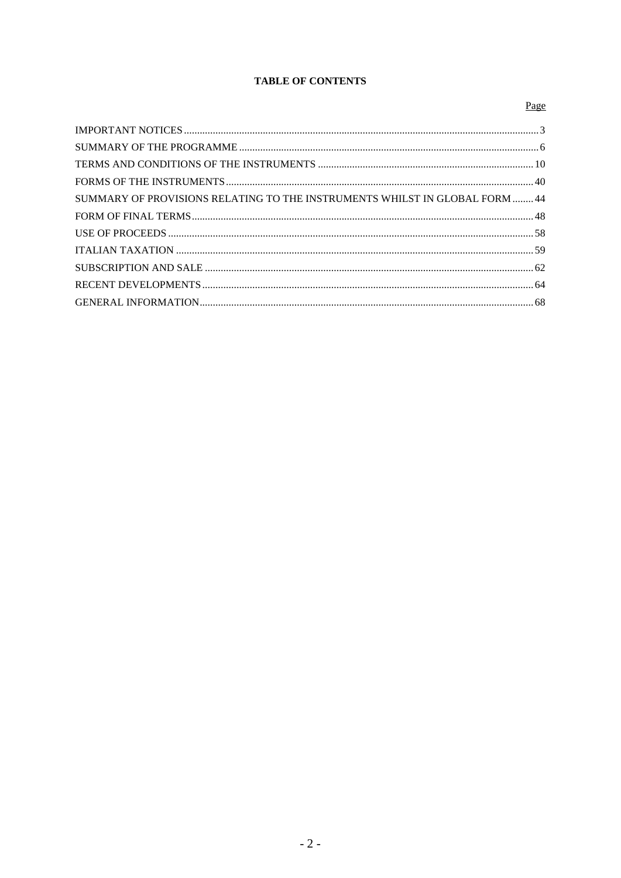# TABLE OF CONTENTS

| | Page |
|---|---|
| IMPORTANT NOTICES | 3 |
| SUMMARY OF THE PROGRAMME | 6 |
| TERMS AND CONDITIONS OF THE INSTRUMENTS | 10 |
| FORMS OF THE INSTRUMENTS | 40 |
| SUMMARY OF PROVISIONS RELATING TO THE INSTRUMENTS WHILST IN GLOBAL FORM | 44 |
| FORM OF FINAL TERMS | 48 |
| USE OF PROCEEDS | 58 |
| ITALIAN TAXATION | 59 |
| SUBSCRIPTION AND SALE | 62 |
| RECENT DEVELOPMENTS | 64 |
| GENERAL INFORMATION | 68 |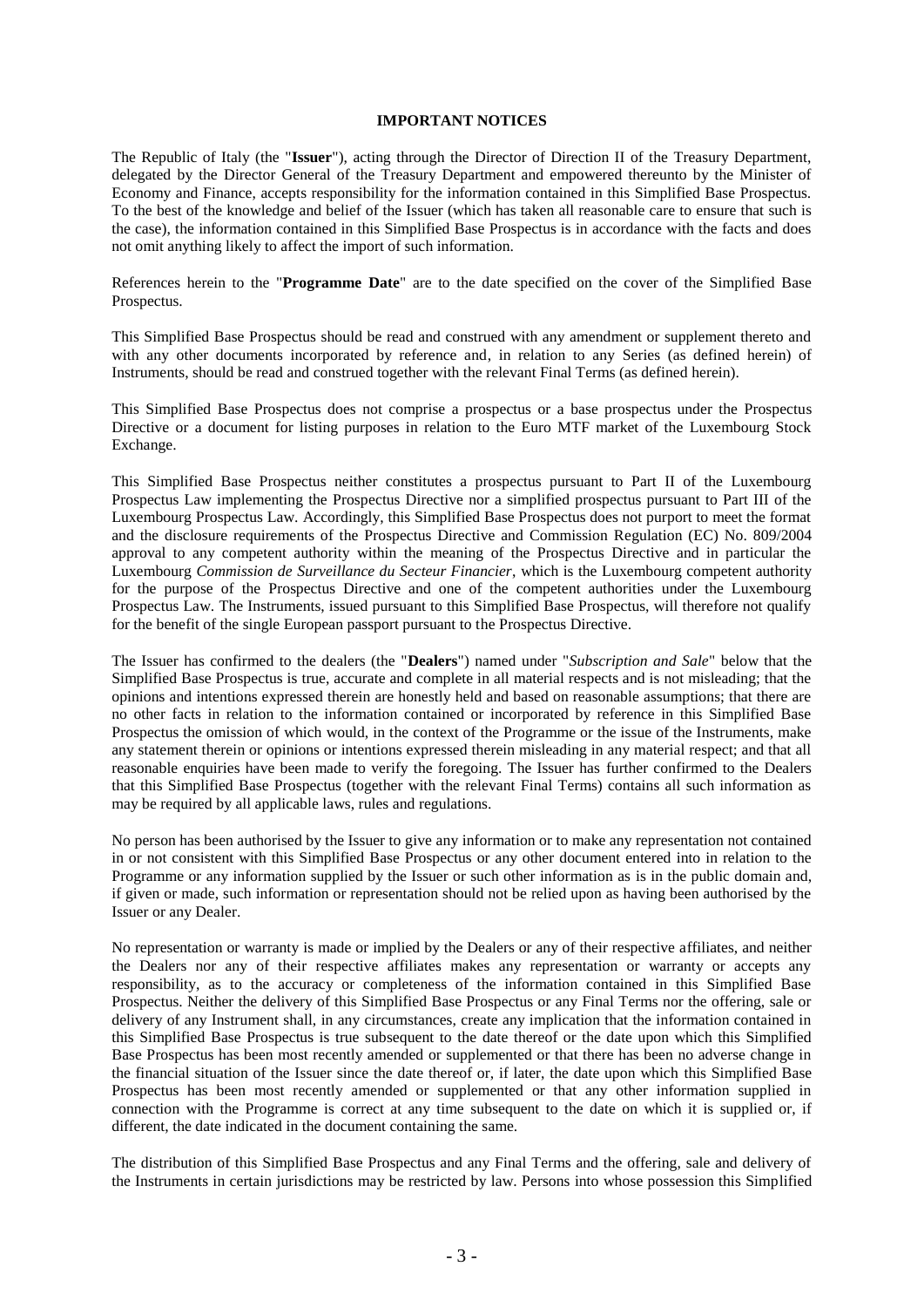## IMPORTANT NOTICES

The Republic of Italy (the "**Issuer**"), acting through the Director of Direction II of the Treasury Department, delegated by the Director General of the Treasury Department and empowered thereunto by the Minister of Economy and Finance, accepts responsibility for the information contained in this Simplified Base Prospectus. To the best of the knowledge and belief of the Issuer (which has taken all reasonable care to ensure that such is the case), the information contained in this Simplified Base Prospectus is in accordance with the facts and does not omit anything likely to affect the import of such information.

References herein to the "**Programme Date**" are to the date specified on the cover of the Simplified Base Prospectus.

This Simplified Base Prospectus should be read and construed with any amendment or supplement thereto and with any other documents incorporated by reference and, in relation to any Series (as defined herein) of Instruments, should be read and construed together with the relevant Final Terms (as defined herein).

This Simplified Base Prospectus does not comprise a prospectus or a base prospectus under the Prospectus Directive or a document for listing purposes in relation to the Euro MTF market of the Luxembourg Stock Exchange.

This Simplified Base Prospectus neither constitutes a prospectus pursuant to Part II of the Luxembourg Prospectus Law implementing the Prospectus Directive nor a simplified prospectus pursuant to Part III of the Luxembourg Prospectus Law. Accordingly, this Simplified Base Prospectus does not purport to meet the format and the disclosure requirements of the Prospectus Directive and Commission Regulation (EC) No. 809/2004 approval to any competent authority within the meaning of the Prospectus Directive and in particular the Luxembourg *Commission de Surveillance du Secteur Financier*, which is the Luxembourg competent authority for the purpose of the Prospectus Directive and one of the competent authorities under the Luxembourg Prospectus Law. The Instruments, issued pursuant to this Simplified Base Prospectus, will therefore not qualify for the benefit of the single European passport pursuant to the Prospectus Directive.

The Issuer has confirmed to the dealers (the "**Dealers**") named under "*Subscription and Sale*" below that the Simplified Base Prospectus is true, accurate and complete in all material respects and is not misleading; that the opinions and intentions expressed therein are honestly held and based on reasonable assumptions; that there are no other facts in relation to the information contained or incorporated by reference in this Simplified Base Prospectus the omission of which would, in the context of the Programme or the issue of the Instruments, make any statement therein or opinions or intentions expressed therein misleading in any material respect; and that all reasonable enquiries have been made to verify the foregoing. The Issuer has further confirmed to the Dealers that this Simplified Base Prospectus (together with the relevant Final Terms) contains all such information as may be required by all applicable laws, rules and regulations.

No person has been authorised by the Issuer to give any information or to make any representation not contained in or not consistent with this Simplified Base Prospectus or any other document entered into in relation to the Programme or any information supplied by the Issuer or such other information as is in the public domain and, if given or made, such information or representation should not be relied upon as having been authorised by the Issuer or any Dealer.

No representation or warranty is made or implied by the Dealers or any of their respective affiliates, and neither the Dealers nor any of their respective affiliates makes any representation or warranty or accepts any responsibility, as to the accuracy or completeness of the information contained in this Simplified Base Prospectus. Neither the delivery of this Simplified Base Prospectus or any Final Terms nor the offering, sale or delivery of any Instrument shall, in any circumstances, create any implication that the information contained in this Simplified Base Prospectus is true subsequent to the date thereof or the date upon which this Simplified Base Prospectus has been most recently amended or supplemented or that there has been no adverse change in the financial situation of the Issuer since the date thereof or, if later, the date upon which this Simplified Base Prospectus has been most recently amended or supplemented or that any other information supplied in connection with the Programme is correct at any time subsequent to the date on which it is supplied or, if different, the date indicated in the document containing the same.

The distribution of this Simplified Base Prospectus and any Final Terms and the offering, sale and delivery of the Instruments in certain jurisdictions may be restricted by law. Persons into whose possession this Simplified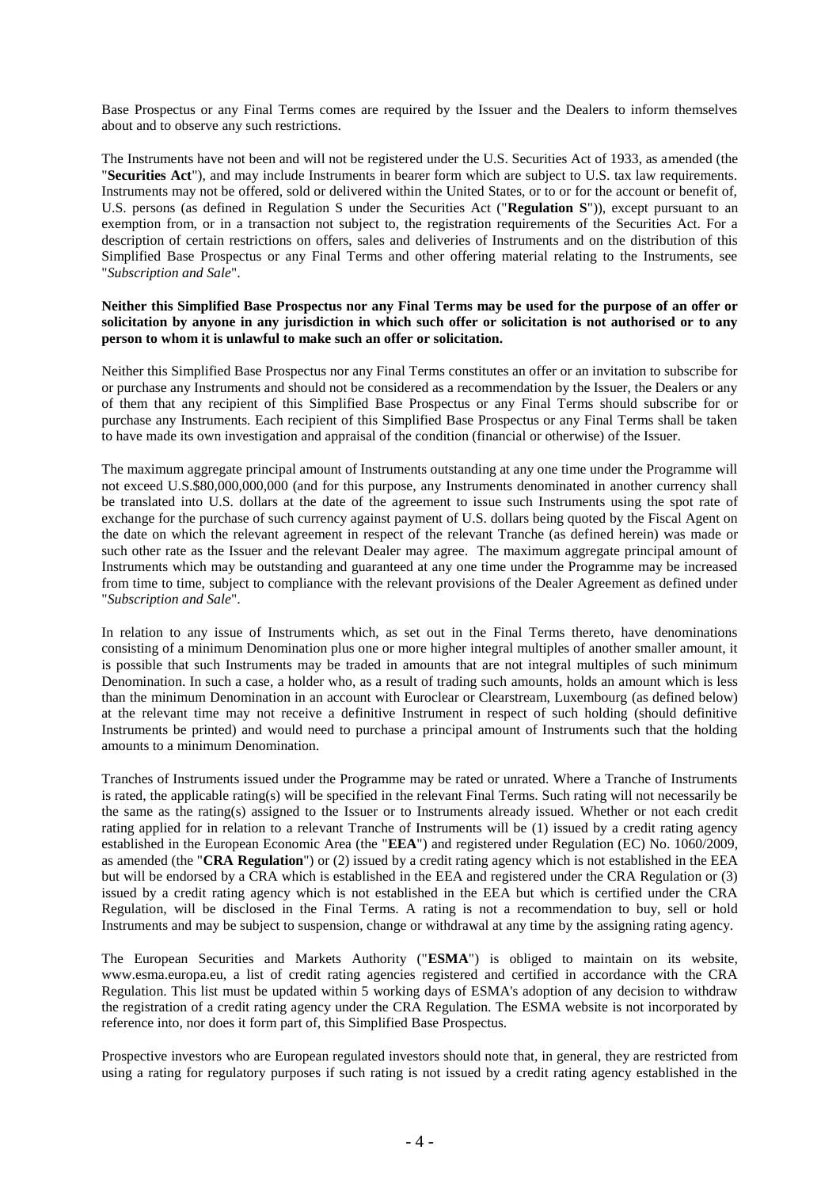Base Prospectus or any Final Terms comes are required by the Issuer and the Dealers to inform themselves about and to observe any such restrictions.

The Instruments have not been and will not be registered under the U.S. Securities Act of 1933, as amended (the "**Securities Act**"), and may include Instruments in bearer form which are subject to U.S. tax law requirements. Instruments may not be offered, sold or delivered within the United States, or to or for the account or benefit of, U.S. persons (as defined in Regulation S under the Securities Act ("**Regulation S**")), except pursuant to an exemption from, or in a transaction not subject to, the registration requirements of the Securities Act. For a description of certain restrictions on offers, sales and deliveries of Instruments and on the distribution of this Simplified Base Prospectus or any Final Terms and other offering material relating to the Instruments, see "*Subscription and Sale*".

**Neither this Simplified Base Prospectus nor any Final Terms may be used for the purpose of an offer or solicitation by anyone in any jurisdiction in which such offer or solicitation is not authorised or to any person to whom it is unlawful to make such an offer or solicitation.**

Neither this Simplified Base Prospectus nor any Final Terms constitutes an offer or an invitation to subscribe for or purchase any Instruments and should not be considered as a recommendation by the Issuer, the Dealers or any of them that any recipient of this Simplified Base Prospectus or any Final Terms should subscribe for or purchase any Instruments. Each recipient of this Simplified Base Prospectus or any Final Terms shall be taken to have made its own investigation and appraisal of the condition (financial or otherwise) of the Issuer.

The maximum aggregate principal amount of Instruments outstanding at any one time under the Programme will not exceed U.S.$80,000,000,000 (and for this purpose, any Instruments denominated in another currency shall be translated into U.S. dollars at the date of the agreement to issue such Instruments using the spot rate of exchange for the purchase of such currency against payment of U.S. dollars being quoted by the Fiscal Agent on the date on which the relevant agreement in respect of the relevant Tranche (as defined herein) was made or such other rate as the Issuer and the relevant Dealer may agree. The maximum aggregate principal amount of Instruments which may be outstanding and guaranteed at any one time under the Programme may be increased from time to time, subject to compliance with the relevant provisions of the Dealer Agreement as defined under "*Subscription and Sale*".

In relation to any issue of Instruments which, as set out in the Final Terms thereto, have denominations consisting of a minimum Denomination plus one or more higher integral multiples of another smaller amount, it is possible that such Instruments may be traded in amounts that are not integral multiples of such minimum Denomination. In such a case, a holder who, as a result of trading such amounts, holds an amount which is less than the minimum Denomination in an account with Euroclear or Clearstream, Luxembourg (as defined below) at the relevant time may not receive a definitive Instrument in respect of such holding (should definitive Instruments be printed) and would need to purchase a principal amount of Instruments such that the holding amounts to a minimum Denomination.

Tranches of Instruments issued under the Programme may be rated or unrated. Where a Tranche of Instruments is rated, the applicable rating(s) will be specified in the relevant Final Terms. Such rating will not necessarily be the same as the rating(s) assigned to the Issuer or to Instruments already issued. Whether or not each credit rating applied for in relation to a relevant Tranche of Instruments will be (1) issued by a credit rating agency established in the European Economic Area (the "**EEA**") and registered under Regulation (EC) No. 1060/2009, as amended (the "**CRA Regulation**") or (2) issued by a credit rating agency which is not established in the EEA but will be endorsed by a CRA which is established in the EEA and registered under the CRA Regulation or (3) issued by a credit rating agency which is not established in the EEA but which is certified under the CRA Regulation, will be disclosed in the Final Terms. A rating is not a recommendation to buy, sell or hold Instruments and may be subject to suspension, change or withdrawal at any time by the assigning rating agency.

The European Securities and Markets Authority ("**ESMA**") is obliged to maintain on its website, www.esma.europa.eu, a list of credit rating agencies registered and certified in accordance with the CRA Regulation. This list must be updated within 5 working days of ESMA's adoption of any decision to withdraw the registration of a credit rating agency under the CRA Regulation. The ESMA website is not incorporated by reference into, nor does it form part of, this Simplified Base Prospectus.

Prospective investors who are European regulated investors should note that, in general, they are restricted from using a rating for regulatory purposes if such rating is not issued by a credit rating agency established in the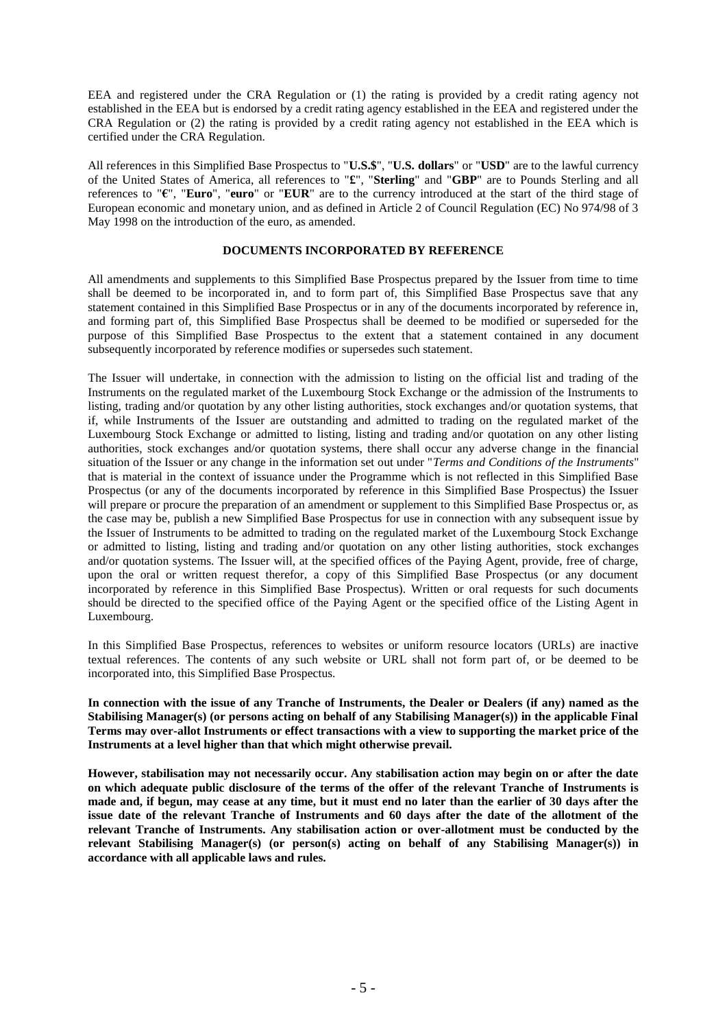EEA and registered under the CRA Regulation or (1) the rating is provided by a credit rating agency not established in the EEA but is endorsed by a credit rating agency established in the EEA and registered under the CRA Regulation or (2) the rating is provided by a credit rating agency not established in the EEA which is certified under the CRA Regulation.

All references in this Simplified Base Prospectus to "**U.S.$**", "**U.S. dollars**" or "**USD**" are to the lawful currency of the United States of America, all references to "**£**", "**Sterling**" and "**GBP**" are to Pounds Sterling and all references to "**€**", "**Euro**", "**euro**" or "**EUR**" are to the currency introduced at the start of the third stage of European economic and monetary union, and as defined in Article 2 of Council Regulation (EC) No 974/98 of 3 May 1998 on the introduction of the euro, as amended.

## DOCUMENTS INCORPORATED BY REFERENCE

All amendments and supplements to this Simplified Base Prospectus prepared by the Issuer from time to time shall be deemed to be incorporated in, and to form part of, this Simplified Base Prospectus save that any statement contained in this Simplified Base Prospectus or in any of the documents incorporated by reference in, and forming part of, this Simplified Base Prospectus shall be deemed to be modified or superseded for the purpose of this Simplified Base Prospectus to the extent that a statement contained in any document subsequently incorporated by reference modifies or supersedes such statement.

The Issuer will undertake, in connection with the admission to listing on the official list and trading of the Instruments on the regulated market of the Luxembourg Stock Exchange or the admission of the Instruments to listing, trading and/or quotation by any other listing authorities, stock exchanges and/or quotation systems, that if, while Instruments of the Issuer are outstanding and admitted to trading on the regulated market of the Luxembourg Stock Exchange or admitted to listing, listing and trading and/or quotation on any other listing authorities, stock exchanges and/or quotation systems, there shall occur any adverse change in the financial situation of the Issuer or any change in the information set out under "*Terms and Conditions of the Instruments*" that is material in the context of issuance under the Programme which is not reflected in this Simplified Base Prospectus (or any of the documents incorporated by reference in this Simplified Base Prospectus) the Issuer will prepare or procure the preparation of an amendment or supplement to this Simplified Base Prospectus or, as the case may be, publish a new Simplified Base Prospectus for use in connection with any subsequent issue by the Issuer of Instruments to be admitted to trading on the regulated market of the Luxembourg Stock Exchange or admitted to listing, listing and trading and/or quotation on any other listing authorities, stock exchanges and/or quotation systems. The Issuer will, at the specified offices of the Paying Agent, provide, free of charge, upon the oral or written request therefor, a copy of this Simplified Base Prospectus (or any document incorporated by reference in this Simplified Base Prospectus). Written or oral requests for such documents should be directed to the specified office of the Paying Agent or the specified office of the Listing Agent in Luxembourg.

In this Simplified Base Prospectus, references to websites or uniform resource locators (URLs) are inactive textual references. The contents of any such website or URL shall not form part of, or be deemed to be incorporated into, this Simplified Base Prospectus.

**In connection with the issue of any Tranche of Instruments, the Dealer or Dealers (if any) named as the Stabilising Manager(s) (or persons acting on behalf of any Stabilising Manager(s)) in the applicable Final Terms may over-allot Instruments or effect transactions with a view to supporting the market price of the Instruments at a level higher than that which might otherwise prevail.**

**However, stabilisation may not necessarily occur. Any stabilisation action may begin on or after the date on which adequate public disclosure of the terms of the offer of the relevant Tranche of Instruments is made and, if begun, may cease at any time, but it must end no later than the earlier of 30 days after the issue date of the relevant Tranche of Instruments and 60 days after the date of the allotment of the relevant Tranche of Instruments. Any stabilisation action or over-allotment must be conducted by the relevant Stabilising Manager(s) (or person(s) acting on behalf of any Stabilising Manager(s)) in accordance with all applicable laws and rules.**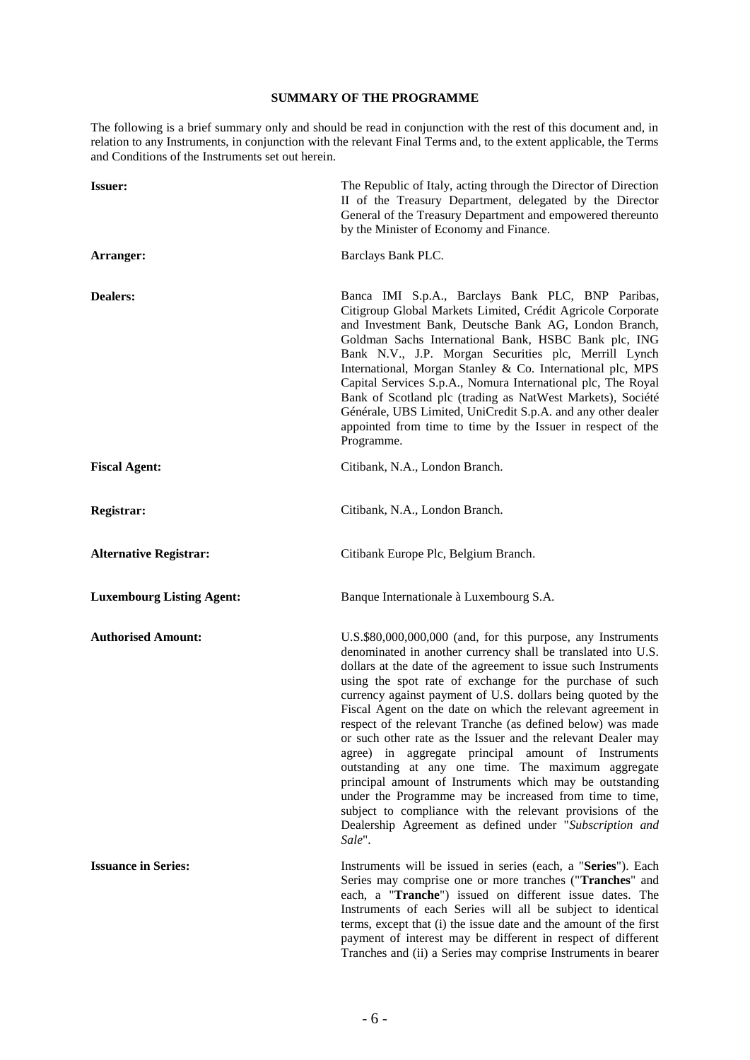## SUMMARY OF THE PROGRAMME

The following is a brief summary only and should be read in conjunction with the rest of this document and, in relation to any Instruments, in conjunction with the relevant Final Terms and, to the extent applicable, the Terms and Conditions of the Instruments set out herein.

| | |
|---|---|
| **Issuer:** | The Republic of Italy, acting through the Director of Direction II of the Treasury Department, delegated by the Director General of the Treasury Department and empowered thereunto by the Minister of Economy and Finance. |
| **Arranger:** | Barclays Bank PLC. |
| **Dealers:** | Banca IMI S.p.A., Barclays Bank PLC, BNP Paribas, Citigroup Global Markets Limited, Crédit Agricole Corporate and Investment Bank, Deutsche Bank AG, London Branch, Goldman Sachs International Bank, HSBC Bank plc, ING Bank N.V., J.P. Morgan Securities plc, Merrill Lynch International, Morgan Stanley & Co. International plc, MPS Capital Services S.p.A., Nomura International plc, The Royal Bank of Scotland plc (trading as NatWest Markets), Société Générale, UBS Limited, UniCredit S.p.A. and any other dealer appointed from time to time by the Issuer in respect of the Programme. |
| **Fiscal Agent:** | Citibank, N.A., London Branch. |
| **Registrar:** | Citibank, N.A., London Branch. |
| **Alternative Registrar:** | Citibank Europe Plc, Belgium Branch. |
| **Luxembourg Listing Agent:** | Banque Internationale à Luxembourg S.A. |
| **Authorised Amount:** | U.S.$80,000,000,000 (and, for this purpose, any Instruments denominated in another currency shall be translated into U.S. dollars at the date of the agreement to issue such Instruments using the spot rate of exchange for the purchase of such currency against payment of U.S. dollars being quoted by the Fiscal Agent on the date on which the relevant agreement in respect of the relevant Tranche (as defined below) was made or such other rate as the Issuer and the relevant Dealer may agree) in aggregate principal amount of Instruments outstanding at any one time. The maximum aggregate principal amount of Instruments which may be outstanding under the Programme may be increased from time to time, subject to compliance with the relevant provisions of the Dealership Agreement as defined under "*Subscription and Sale*". |
| **Issuance in Series:** | Instruments will be issued in series (each, a "**Series**"). Each Series may comprise one or more tranches ("**Tranches**" and each, a "**Tranche**") issued on different issue dates. The Instruments of each Series will all be subject to identical terms, except that (i) the issue date and the amount of the first payment of interest may be different in respect of different Tranches and (ii) a Series may comprise Instruments in bearer |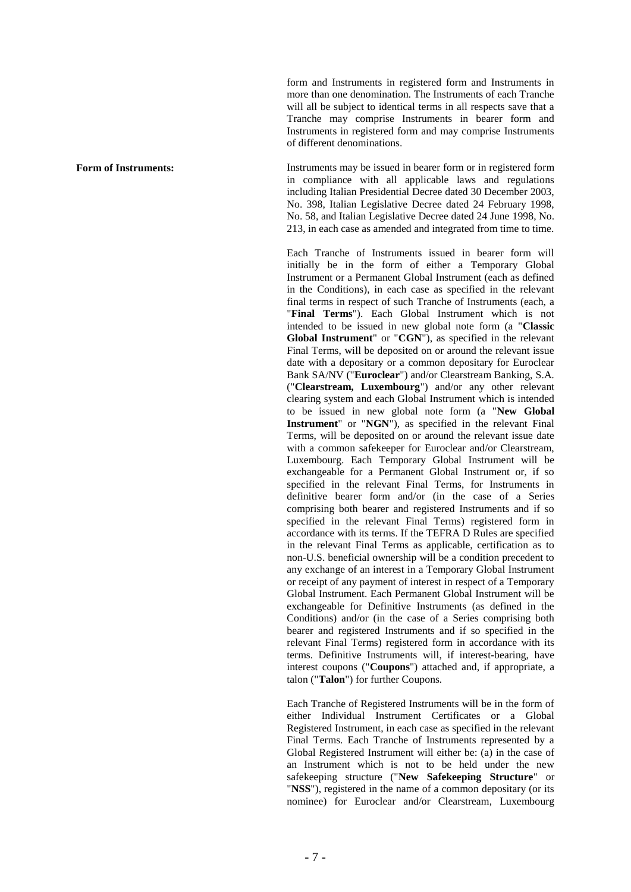form and Instruments in registered form and Instruments in more than one denomination. The Instruments of each Tranche will all be subject to identical terms in all respects save that a Tranche may comprise Instruments in bearer form and Instruments in registered form and may comprise Instruments of different denominations.

**Form of Instruments:**

Instruments may be issued in bearer form or in registered form in compliance with all applicable laws and regulations including Italian Presidential Decree dated 30 December 2003, No. 398, Italian Legislative Decree dated 24 February 1998, No. 58, and Italian Legislative Decree dated 24 June 1998, No. 213, in each case as amended and integrated from time to time.

Each Tranche of Instruments issued in bearer form will initially be in the form of either a Temporary Global Instrument or a Permanent Global Instrument (each as defined in the Conditions), in each case as specified in the relevant final terms in respect of such Tranche of Instruments (each, a "**Final Terms**"). Each Global Instrument which is not intended to be issued in new global note form (a "**Classic Global Instrument**" or "**CGN**"), as specified in the relevant Final Terms, will be deposited on or around the relevant issue date with a depositary or a common depositary for Euroclear Bank SA/NV ("**Euroclear**") and/or Clearstream Banking, S.A. ("**Clearstream, Luxembourg**") and/or any other relevant clearing system and each Global Instrument which is intended to be issued in new global note form (a "**New Global Instrument**" or "**NGN**"), as specified in the relevant Final Terms, will be deposited on or around the relevant issue date with a common safekeeper for Euroclear and/or Clearstream, Luxembourg. Each Temporary Global Instrument will be exchangeable for a Permanent Global Instrument or, if so specified in the relevant Final Terms, for Instruments in definitive bearer form and/or (in the case of a Series comprising both bearer and registered Instruments and if so specified in the relevant Final Terms) registered form in accordance with its terms. If the TEFRA D Rules are specified in the relevant Final Terms as applicable, certification as to non-U.S. beneficial ownership will be a condition precedent to any exchange of an interest in a Temporary Global Instrument or receipt of any payment of interest in respect of a Temporary Global Instrument. Each Permanent Global Instrument will be exchangeable for Definitive Instruments (as defined in the Conditions) and/or (in the case of a Series comprising both bearer and registered Instruments and if so specified in the relevant Final Terms) registered form in accordance with its terms. Definitive Instruments will, if interest-bearing, have interest coupons ("**Coupons**") attached and, if appropriate, a talon ("**Talon**") for further Coupons.

Each Tranche of Registered Instruments will be in the form of either Individual Instrument Certificates or a Global Registered Instrument, in each case as specified in the relevant Final Terms. Each Tranche of Instruments represented by a Global Registered Instrument will either be: (a) in the case of an Instrument which is not to be held under the new safekeeping structure ("**New Safekeeping Structure**" or "**NSS**"), registered in the name of a common depositary (or its nominee) for Euroclear and/or Clearstream, Luxembourg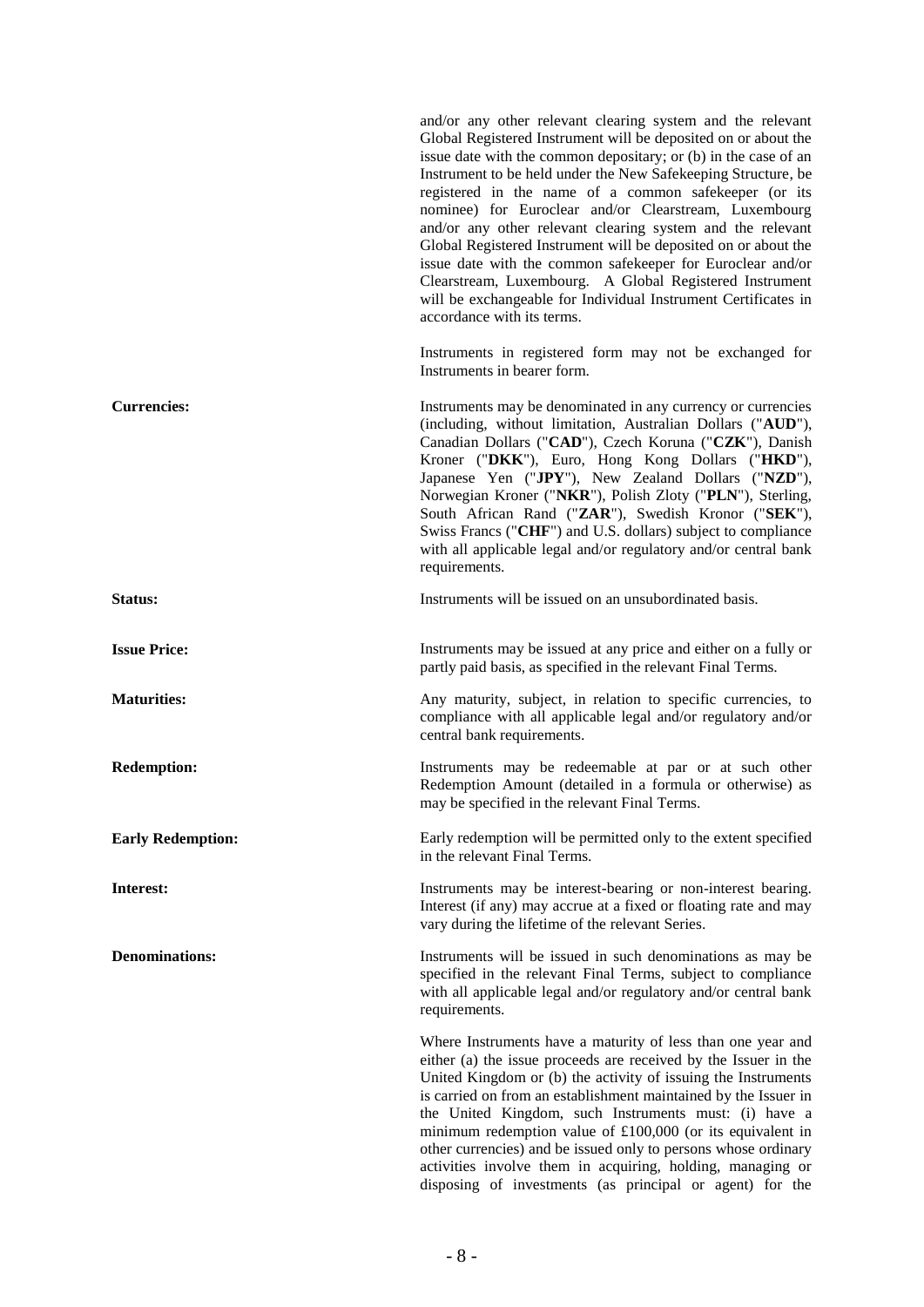and/or any other relevant clearing system and the relevant Global Registered Instrument will be deposited on or about the issue date with the common depositary; or (b) in the case of an Instrument to be held under the New Safekeeping Structure, be registered in the name of a common safekeeper (or its nominee) for Euroclear and/or Clearstream, Luxembourg and/or any other relevant clearing system and the relevant Global Registered Instrument will be deposited on or about the issue date with the common safekeeper for Euroclear and/or Clearstream, Luxembourg. A Global Registered Instrument will be exchangeable for Individual Instrument Certificates in accordance with its terms.

Instruments in registered form may not be exchanged for Instruments in bearer form.

**Currencies:** Instruments may be denominated in any currency or currencies (including, without limitation, Australian Dollars ("**AUD**"), Canadian Dollars ("**CAD**"), Czech Koruna ("**CZK**"), Danish Kroner ("**DKK**"), Euro, Hong Kong Dollars ("**HKD**"), Japanese Yen ("**JPY**"), New Zealand Dollars ("**NZD**"), Norwegian Kroner ("**NKR**"), Polish Zloty ("**PLN**"), Sterling, South African Rand ("**ZAR**"), Swedish Kronor ("**SEK**"), Swiss Francs ("**CHF**") and U.S. dollars) subject to compliance with all applicable legal and/or regulatory and/or central bank requirements.

**Status:** Instruments will be issued on an unsubordinated basis.

**Issue Price:** Instruments may be issued at any price and either on a fully or partly paid basis, as specified in the relevant Final Terms.

**Maturities:** Any maturity, subject, in relation to specific currencies, to compliance with all applicable legal and/or regulatory and/or central bank requirements.

**Redemption:** Instruments may be redeemable at par or at such other Redemption Amount (detailed in a formula or otherwise) as may be specified in the relevant Final Terms.

**Early Redemption:** Early redemption will be permitted only to the extent specified in the relevant Final Terms.

**Interest:** Instruments may be interest-bearing or non-interest bearing. Interest (if any) may accrue at a fixed or floating rate and may vary during the lifetime of the relevant Series.

**Denominations:** Instruments will be issued in such denominations as may be specified in the relevant Final Terms, subject to compliance with all applicable legal and/or regulatory and/or central bank requirements.

Where Instruments have a maturity of less than one year and either (a) the issue proceeds are received by the Issuer in the United Kingdom or (b) the activity of issuing the Instruments is carried on from an establishment maintained by the Issuer in the United Kingdom, such Instruments must: (i) have a minimum redemption value of £100,000 (or its equivalent in other currencies) and be issued only to persons whose ordinary activities involve them in acquiring, holding, managing or disposing of investments (as principal or agent) for the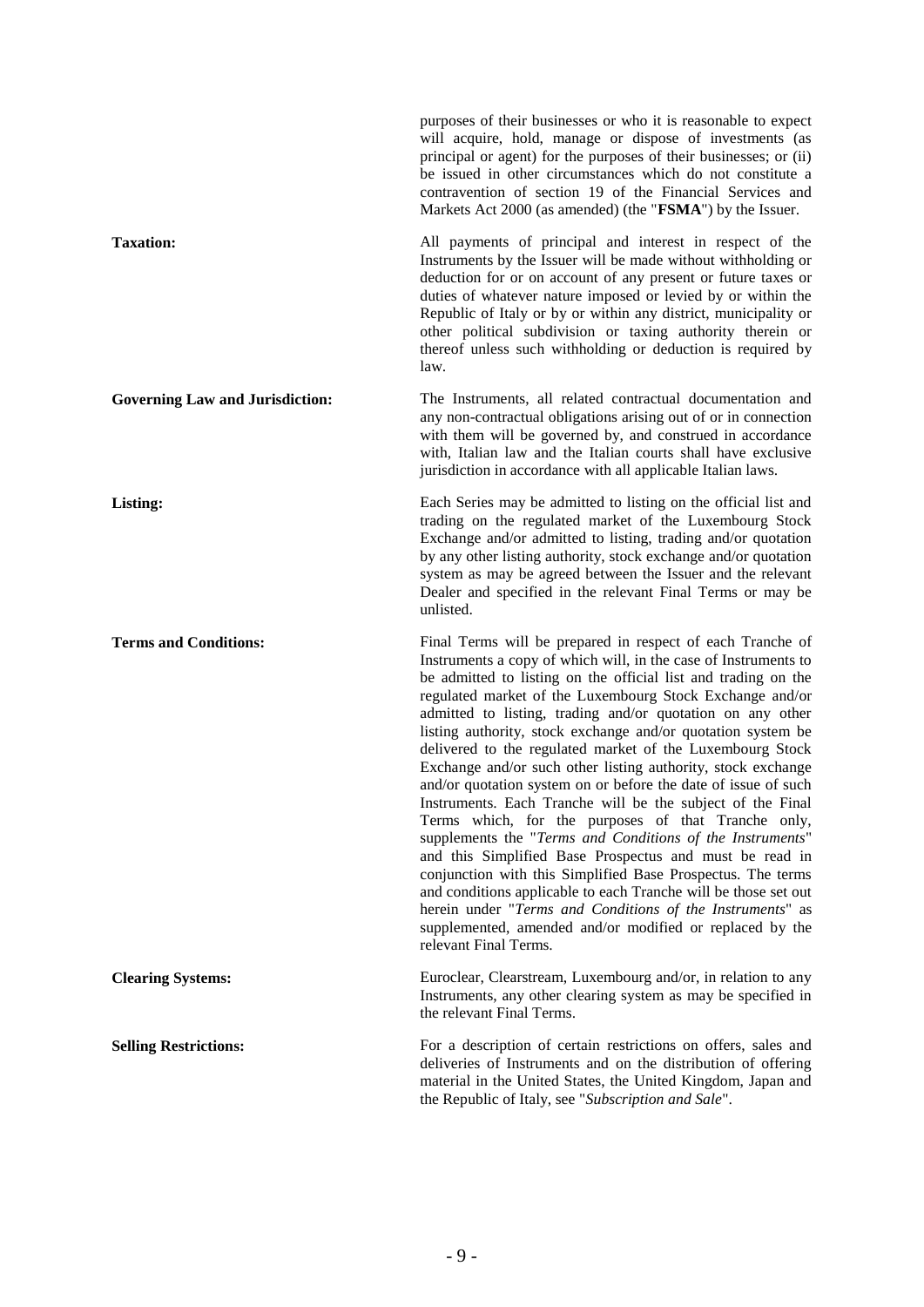purposes of their businesses or who it is reasonable to expect will acquire, hold, manage or dispose of investments (as principal or agent) for the purposes of their businesses; or (ii) be issued in other circumstances which do not constitute a contravention of section 19 of the Financial Services and Markets Act 2000 (as amended) (the "**FSMA**") by the Issuer.

**Taxation:**

All payments of principal and interest in respect of the Instruments by the Issuer will be made without withholding or deduction for or on account of any present or future taxes or duties of whatever nature imposed or levied by or within the Republic of Italy or by or within any district, municipality or other political subdivision or taxing authority therein or thereof unless such withholding or deduction is required by law.

**Governing Law and Jurisdiction:**

The Instruments, all related contractual documentation and any non-contractual obligations arising out of or in connection with them will be governed by, and construed in accordance with, Italian law and the Italian courts shall have exclusive jurisdiction in accordance with all applicable Italian laws.

**Listing:**

Each Series may be admitted to listing on the official list and trading on the regulated market of the Luxembourg Stock Exchange and/or admitted to listing, trading and/or quotation by any other listing authority, stock exchange and/or quotation system as may be agreed between the Issuer and the relevant Dealer and specified in the relevant Final Terms or may be unlisted.

**Terms and Conditions:**

Final Terms will be prepared in respect of each Tranche of Instruments a copy of which will, in the case of Instruments to be admitted to listing on the official list and trading on the regulated market of the Luxembourg Stock Exchange and/or admitted to listing, trading and/or quotation on any other listing authority, stock exchange and/or quotation system be delivered to the regulated market of the Luxembourg Stock Exchange and/or such other listing authority, stock exchange and/or quotation system on or before the date of issue of such Instruments. Each Tranche will be the subject of the Final Terms which, for the purposes of that Tranche only, supplements the "*Terms and Conditions of the Instruments*" and this Simplified Base Prospectus and must be read in conjunction with this Simplified Base Prospectus. The terms and conditions applicable to each Tranche will be those set out herein under "*Terms and Conditions of the Instruments*" as supplemented, amended and/or modified or replaced by the relevant Final Terms.

**Clearing Systems:**

Euroclear, Clearstream, Luxembourg and/or, in relation to any Instruments, any other clearing system as may be specified in the relevant Final Terms.

**Selling Restrictions:**

For a description of certain restrictions on offers, sales and deliveries of Instruments and on the distribution of offering material in the United States, the United Kingdom, Japan and the Republic of Italy, see "*Subscription and Sale*".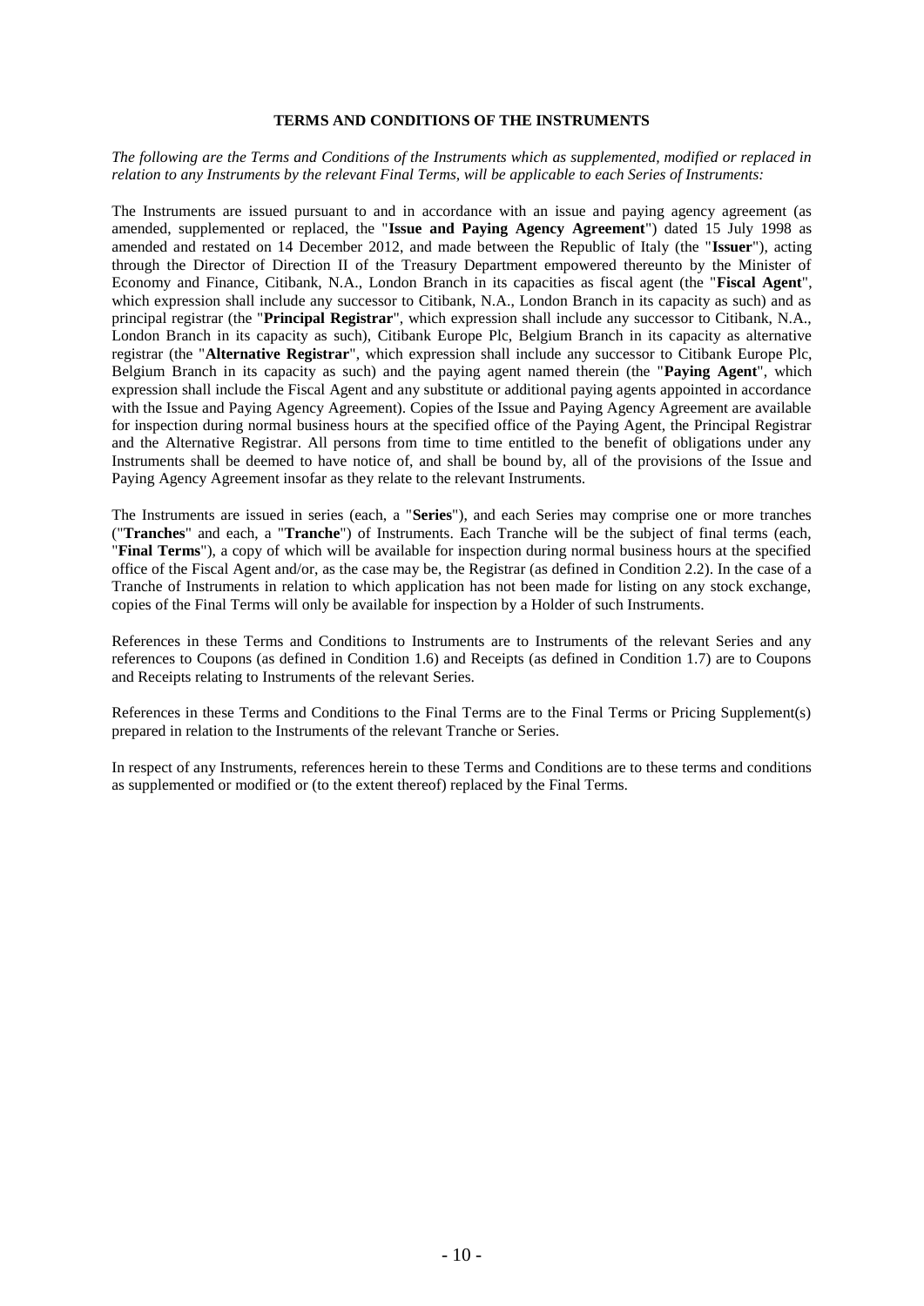## TERMS AND CONDITIONS OF THE INSTRUMENTS

*The following are the Terms and Conditions of the Instruments which as supplemented, modified or replaced in relation to any Instruments by the relevant Final Terms, will be applicable to each Series of Instruments:*

The Instruments are issued pursuant to and in accordance with an issue and paying agency agreement (as amended, supplemented or replaced, the "**Issue and Paying Agency Agreement**") dated 15 July 1998 as amended and restated on 14 December 2012, and made between the Republic of Italy (the "**Issuer**"), acting through the Director of Direction II of the Treasury Department empowered thereunto by the Minister of Economy and Finance, Citibank, N.A., London Branch in its capacities as fiscal agent (the "**Fiscal Agent**", which expression shall include any successor to Citibank, N.A., London Branch in its capacity as such) and as principal registrar (the "**Principal Registrar**", which expression shall include any successor to Citibank, N.A., London Branch in its capacity as such), Citibank Europe Plc, Belgium Branch in its capacity as alternative registrar (the "**Alternative Registrar**", which expression shall include any successor to Citibank Europe Plc, Belgium Branch in its capacity as such) and the paying agent named therein (the "**Paying Agent**", which expression shall include the Fiscal Agent and any substitute or additional paying agents appointed in accordance with the Issue and Paying Agency Agreement). Copies of the Issue and Paying Agency Agreement are available for inspection during normal business hours at the specified office of the Paying Agent, the Principal Registrar and the Alternative Registrar. All persons from time to time entitled to the benefit of obligations under any Instruments shall be deemed to have notice of, and shall be bound by, all of the provisions of the Issue and Paying Agency Agreement insofar as they relate to the relevant Instruments.

The Instruments are issued in series (each, a "**Series**"), and each Series may comprise one or more tranches ("**Tranches**" and each, a "**Tranche**") of Instruments. Each Tranche will be the subject of final terms (each, "**Final Terms**"), a copy of which will be available for inspection during normal business hours at the specified office of the Fiscal Agent and/or, as the case may be, the Registrar (as defined in Condition 2.2). In the case of a Tranche of Instruments in relation to which application has not been made for listing on any stock exchange, copies of the Final Terms will only be available for inspection by a Holder of such Instruments.

References in these Terms and Conditions to Instruments are to Instruments of the relevant Series and any references to Coupons (as defined in Condition 1.6) and Receipts (as defined in Condition 1.7) are to Coupons and Receipts relating to Instruments of the relevant Series.

References in these Terms and Conditions to the Final Terms are to the Final Terms or Pricing Supplement(s) prepared in relation to the Instruments of the relevant Tranche or Series.

In respect of any Instruments, references herein to these Terms and Conditions are to these terms and conditions as supplemented or modified or (to the extent thereof) replaced by the Final Terms.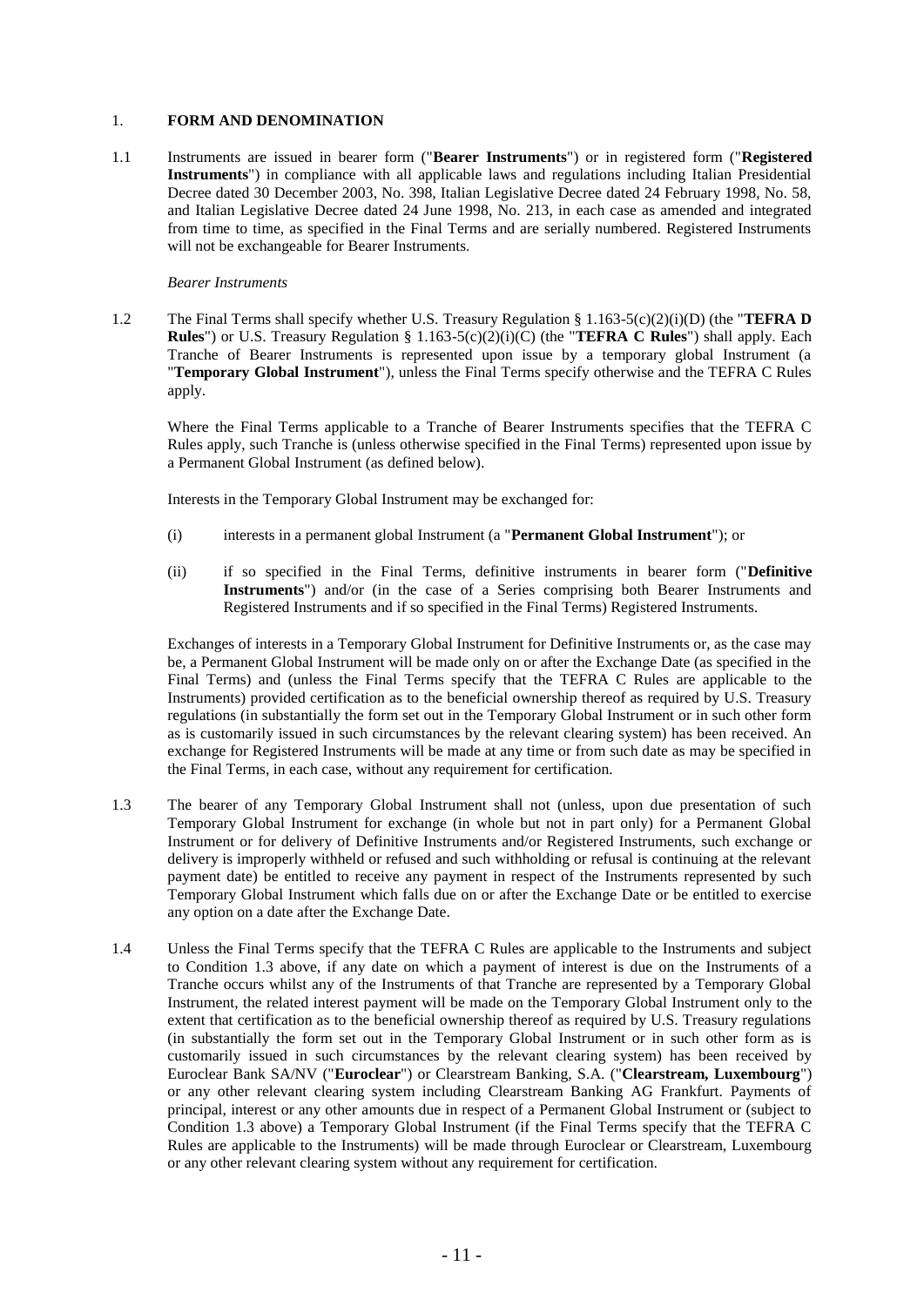## 1. FORM AND DENOMINATION

1.1 Instruments are issued in bearer form ("**Bearer Instruments**") or in registered form ("**Registered Instruments**") in compliance with all applicable laws and regulations including Italian Presidential Decree dated 30 December 2003, No. 398, Italian Legislative Decree dated 24 February 1998, No. 58, and Italian Legislative Decree dated 24 June 1998, No. 213, in each case as amended and integrated from time to time, as specified in the Final Terms and are serially numbered. Registered Instruments will not be exchangeable for Bearer Instruments.

*Bearer Instruments*

1.2 The Final Terms shall specify whether U.S. Treasury Regulation § 1.163-5(c)(2)(i)(D) (the "**TEFRA D Rules**") or U.S. Treasury Regulation § 1.163-5(c)(2)(i)(C) (the "**TEFRA C Rules**") shall apply. Each Tranche of Bearer Instruments is represented upon issue by a temporary global Instrument (a "**Temporary Global Instrument**"), unless the Final Terms specify otherwise and the TEFRA C Rules apply.

Where the Final Terms applicable to a Tranche of Bearer Instruments specifies that the TEFRA C Rules apply, such Tranche is (unless otherwise specified in the Final Terms) represented upon issue by a Permanent Global Instrument (as defined below).

Interests in the Temporary Global Instrument may be exchanged for:

(i) interests in a permanent global Instrument (a "**Permanent Global Instrument**"); or

(ii) if so specified in the Final Terms, definitive instruments in bearer form ("**Definitive Instruments**") and/or (in the case of a Series comprising both Bearer Instruments and Registered Instruments and if so specified in the Final Terms) Registered Instruments.

Exchanges of interests in a Temporary Global Instrument for Definitive Instruments or, as the case may be, a Permanent Global Instrument will be made only on or after the Exchange Date (as specified in the Final Terms) and (unless the Final Terms specify that the TEFRA C Rules are applicable to the Instruments) provided certification as to the beneficial ownership thereof as required by U.S. Treasury regulations (in substantially the form set out in the Temporary Global Instrument or in such other form as is customarily issued in such circumstances by the relevant clearing system) has been received. An exchange for Registered Instruments will be made at any time or from such date as may be specified in the Final Terms, in each case, without any requirement for certification.

1.3 The bearer of any Temporary Global Instrument shall not (unless, upon due presentation of such Temporary Global Instrument for exchange (in whole but not in part only) for a Permanent Global Instrument or for delivery of Definitive Instruments and/or Registered Instruments, such exchange or delivery is improperly withheld or refused and such withholding or refusal is continuing at the relevant payment date) be entitled to receive any payment in respect of the Instruments represented by such Temporary Global Instrument which falls due on or after the Exchange Date or be entitled to exercise any option on a date after the Exchange Date.

1.4 Unless the Final Terms specify that the TEFRA C Rules are applicable to the Instruments and subject to Condition 1.3 above, if any date on which a payment of interest is due on the Instruments of a Tranche occurs whilst any of the Instruments of that Tranche are represented by a Temporary Global Instrument, the related interest payment will be made on the Temporary Global Instrument only to the extent that certification as to the beneficial ownership thereof as required by U.S. Treasury regulations (in substantially the form set out in the Temporary Global Instrument or in such other form as is customarily issued in such circumstances by the relevant clearing system) has been received by Euroclear Bank SA/NV ("**Euroclear**") or Clearstream Banking, S.A. ("**Clearstream, Luxembourg**") or any other relevant clearing system including Clearstream Banking AG Frankfurt. Payments of principal, interest or any other amounts due in respect of a Permanent Global Instrument or (subject to Condition 1.3 above) a Temporary Global Instrument (if the Final Terms specify that the TEFRA C Rules are applicable to the Instruments) will be made through Euroclear or Clearstream, Luxembourg or any other relevant clearing system without any requirement for certification.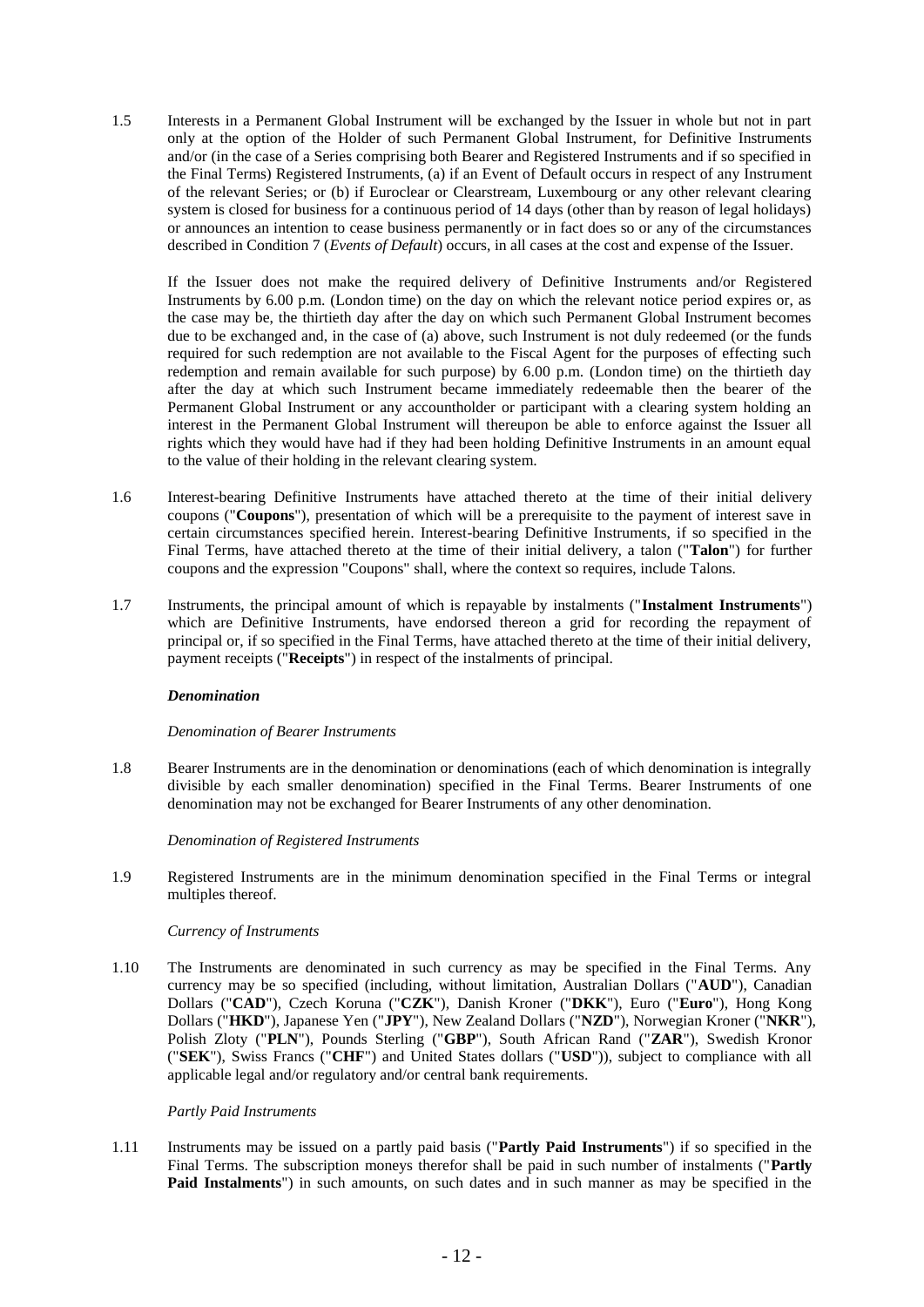1.5 Interests in a Permanent Global Instrument will be exchanged by the Issuer in whole but not in part only at the option of the Holder of such Permanent Global Instrument, for Definitive Instruments and/or (in the case of a Series comprising both Bearer and Registered Instruments and if so specified in the Final Terms) Registered Instruments, (a) if an Event of Default occurs in respect of any Instrument of the relevant Series; or (b) if Euroclear or Clearstream, Luxembourg or any other relevant clearing system is closed for business for a continuous period of 14 days (other than by reason of legal holidays) or announces an intention to cease business permanently or in fact does so or any of the circumstances described in Condition 7 (*Events of Default*) occurs, in all cases at the cost and expense of the Issuer.

If the Issuer does not make the required delivery of Definitive Instruments and/or Registered Instruments by 6.00 p.m. (London time) on the day on which the relevant notice period expires or, as the case may be, the thirtieth day after the day on which such Permanent Global Instrument becomes due to be exchanged and, in the case of (a) above, such Instrument is not duly redeemed (or the funds required for such redemption are not available to the Fiscal Agent for the purposes of effecting such redemption and remain available for such purpose) by 6.00 p.m. (London time) on the thirtieth day after the day at which such Instrument became immediately redeemable then the bearer of the Permanent Global Instrument or any accountholder or participant with a clearing system holding an interest in the Permanent Global Instrument will thereupon be able to enforce against the Issuer all rights which they would have had if they had been holding Definitive Instruments in an amount equal to the value of their holding in the relevant clearing system.

1.6 Interest-bearing Definitive Instruments have attached thereto at the time of their initial delivery coupons ("**Coupons**"), presentation of which will be a prerequisite to the payment of interest save in certain circumstances specified herein. Interest-bearing Definitive Instruments, if so specified in the Final Terms, have attached thereto at the time of their initial delivery, a talon ("**Talon**") for further coupons and the expression "Coupons" shall, where the context so requires, include Talons.

1.7 Instruments, the principal amount of which is repayable by instalments ("**Instalment Instruments**") which are Definitive Instruments, have endorsed thereon a grid for recording the repayment of principal or, if so specified in the Final Terms, have attached thereto at the time of their initial delivery, payment receipts ("**Receipts**") in respect of the instalments of principal.

***Denomination***

*Denomination of Bearer Instruments*

1.8 Bearer Instruments are in the denomination or denominations (each of which denomination is integrally divisible by each smaller denomination) specified in the Final Terms. Bearer Instruments of one denomination may not be exchanged for Bearer Instruments of any other denomination.

*Denomination of Registered Instruments*

1.9 Registered Instruments are in the minimum denomination specified in the Final Terms or integral multiples thereof.

*Currency of Instruments*

1.10 The Instruments are denominated in such currency as may be specified in the Final Terms. Any currency may be so specified (including, without limitation, Australian Dollars ("**AUD**"), Canadian Dollars ("**CAD**"), Czech Koruna ("**CZK**"), Danish Kroner ("**DKK**"), Euro ("**Euro**"), Hong Kong Dollars ("**HKD**"), Japanese Yen ("**JPY**"), New Zealand Dollars ("**NZD**"), Norwegian Kroner ("**NKR**"), Polish Zloty ("**PLN**"), Pounds Sterling ("**GBP**"), South African Rand ("**ZAR**"), Swedish Kronor ("**SEK**"), Swiss Francs ("**CHF**") and United States dollars ("**USD**")), subject to compliance with all applicable legal and/or regulatory and/or central bank requirements.

*Partly Paid Instruments*

1.11 Instruments may be issued on a partly paid basis ("**Partly Paid Instruments**") if so specified in the Final Terms. The subscription moneys therefor shall be paid in such number of instalments ("**Partly Paid Instalments**") in such amounts, on such dates and in such manner as may be specified in the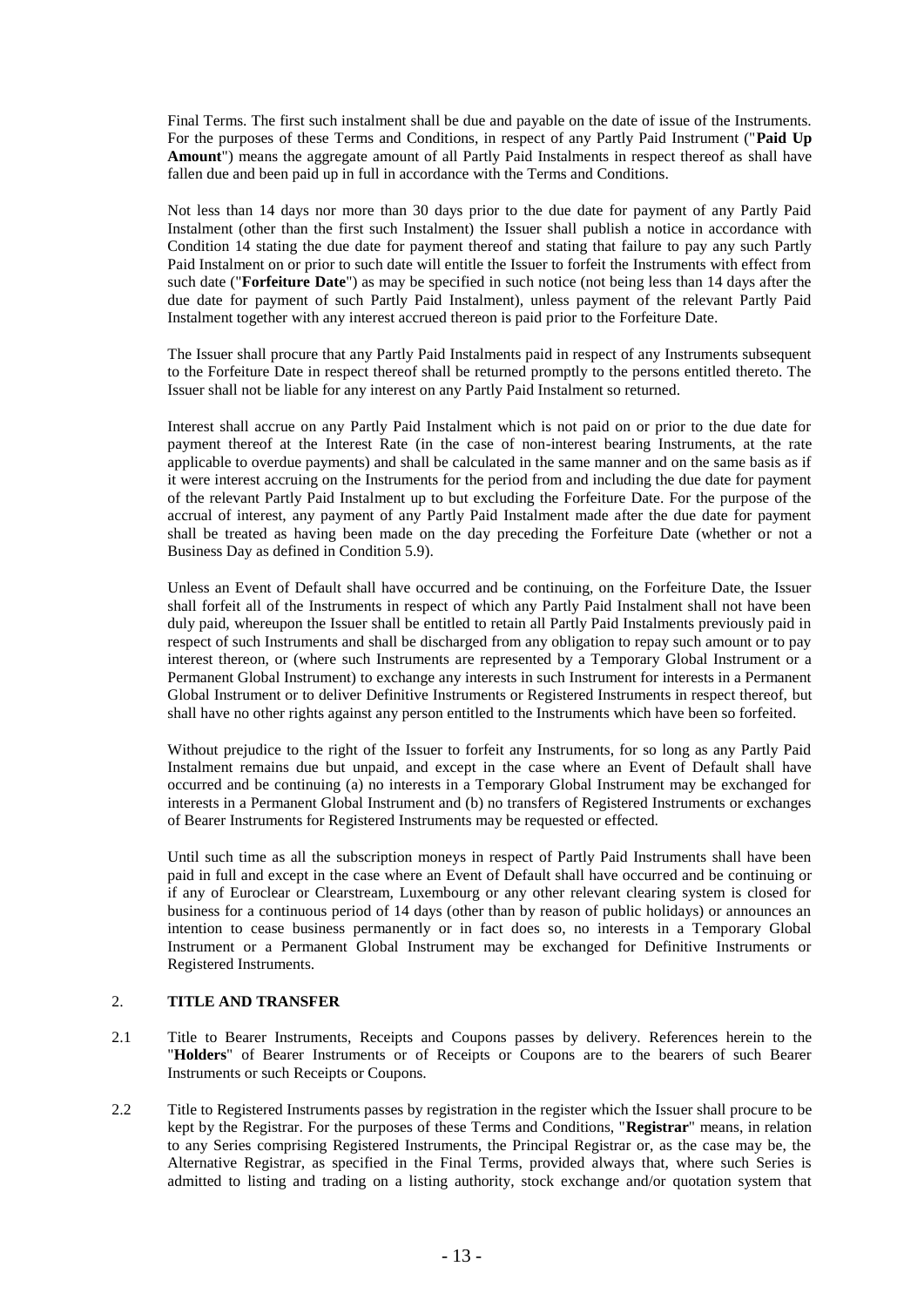Final Terms. The first such instalment shall be due and payable on the date of issue of the Instruments. For the purposes of these Terms and Conditions, in respect of any Partly Paid Instrument ("**Paid Up Amount**") means the aggregate amount of all Partly Paid Instalments in respect thereof as shall have fallen due and been paid up in full in accordance with the Terms and Conditions.

Not less than 14 days nor more than 30 days prior to the due date for payment of any Partly Paid Instalment (other than the first such Instalment) the Issuer shall publish a notice in accordance with Condition 14 stating the due date for payment thereof and stating that failure to pay any such Partly Paid Instalment on or prior to such date will entitle the Issuer to forfeit the Instruments with effect from such date ("**Forfeiture Date**") as may be specified in such notice (not being less than 14 days after the due date for payment of such Partly Paid Instalment), unless payment of the relevant Partly Paid Instalment together with any interest accrued thereon is paid prior to the Forfeiture Date.

The Issuer shall procure that any Partly Paid Instalments paid in respect of any Instruments subsequent to the Forfeiture Date in respect thereof shall be returned promptly to the persons entitled thereto. The Issuer shall not be liable for any interest on any Partly Paid Instalment so returned.

Interest shall accrue on any Partly Paid Instalment which is not paid on or prior to the due date for payment thereof at the Interest Rate (in the case of non-interest bearing Instruments, at the rate applicable to overdue payments) and shall be calculated in the same manner and on the same basis as if it were interest accruing on the Instruments for the period from and including the due date for payment of the relevant Partly Paid Instalment up to but excluding the Forfeiture Date. For the purpose of the accrual of interest, any payment of any Partly Paid Instalment made after the due date for payment shall be treated as having been made on the day preceding the Forfeiture Date (whether or not a Business Day as defined in Condition 5.9).

Unless an Event of Default shall have occurred and be continuing, on the Forfeiture Date, the Issuer shall forfeit all of the Instruments in respect of which any Partly Paid Instalment shall not have been duly paid, whereupon the Issuer shall be entitled to retain all Partly Paid Instalments previously paid in respect of such Instruments and shall be discharged from any obligation to repay such amount or to pay interest thereon, or (where such Instruments are represented by a Temporary Global Instrument or a Permanent Global Instrument) to exchange any interests in such Instrument for interests in a Permanent Global Instrument or to deliver Definitive Instruments or Registered Instruments in respect thereof, but shall have no other rights against any person entitled to the Instruments which have been so forfeited.

Without prejudice to the right of the Issuer to forfeit any Instruments, for so long as any Partly Paid Instalment remains due but unpaid, and except in the case where an Event of Default shall have occurred and be continuing (a) no interests in a Temporary Global Instrument may be exchanged for interests in a Permanent Global Instrument and (b) no transfers of Registered Instruments or exchanges of Bearer Instruments for Registered Instruments may be requested or effected.

Until such time as all the subscription moneys in respect of Partly Paid Instruments shall have been paid in full and except in the case where an Event of Default shall have occurred and be continuing or if any of Euroclear or Clearstream, Luxembourg or any other relevant clearing system is closed for business for a continuous period of 14 days (other than by reason of public holidays) or announces an intention to cease business permanently or in fact does so, no interests in a Temporary Global Instrument or a Permanent Global Instrument may be exchanged for Definitive Instruments or Registered Instruments.

## 2. TITLE AND TRANSFER

2.1 Title to Bearer Instruments, Receipts and Coupons passes by delivery. References herein to the "**Holders**" of Bearer Instruments or of Receipts or Coupons are to the bearers of such Bearer Instruments or such Receipts or Coupons.

2.2 Title to Registered Instruments passes by registration in the register which the Issuer shall procure to be kept by the Registrar. For the purposes of these Terms and Conditions, "**Registrar**" means, in relation to any Series comprising Registered Instruments, the Principal Registrar or, as the case may be, the Alternative Registrar, as specified in the Final Terms, provided always that, where such Series is admitted to listing and trading on a listing authority, stock exchange and/or quotation system that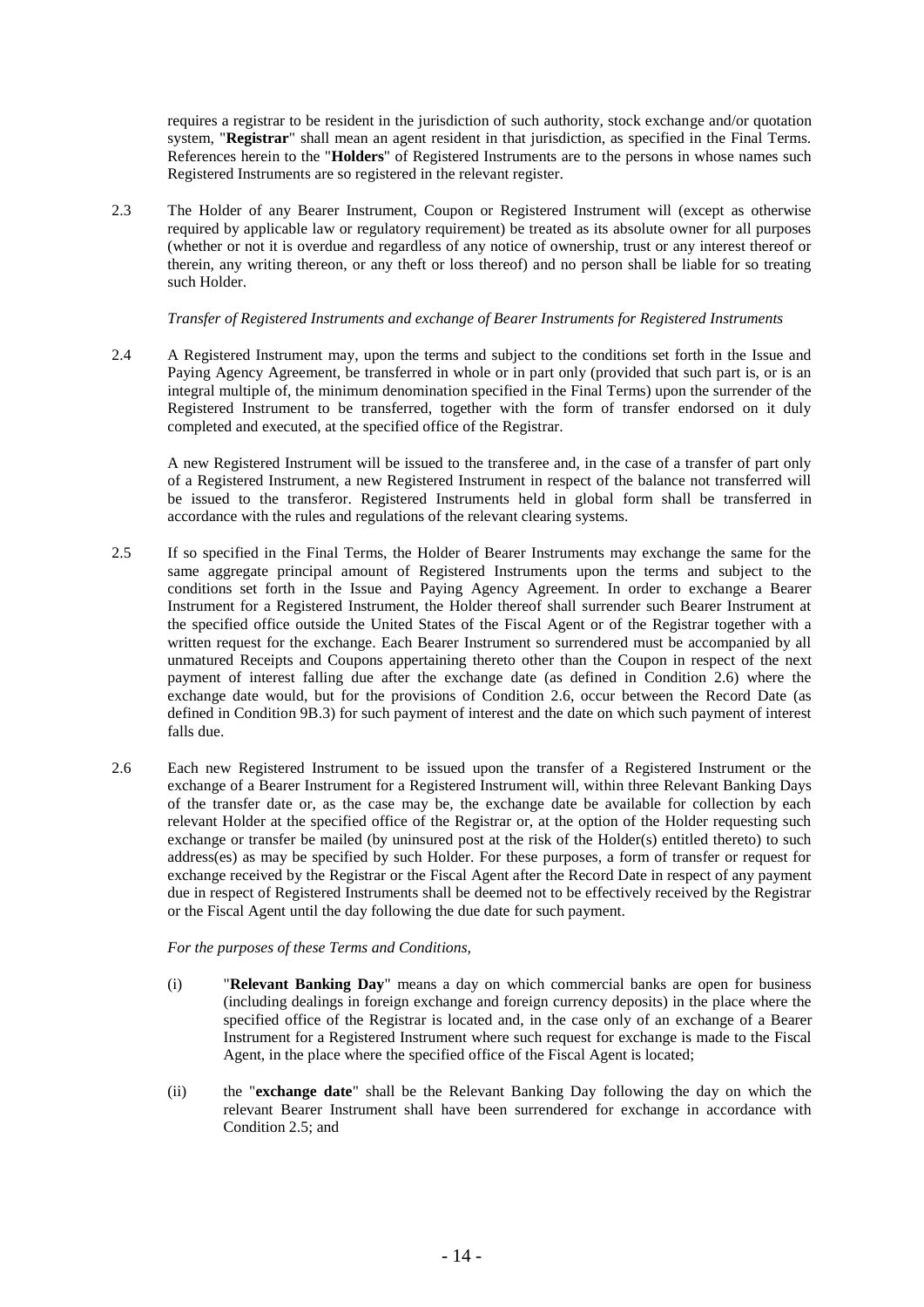requires a registrar to be resident in the jurisdiction of such authority, stock exchange and/or quotation system, "**Registrar**" shall mean an agent resident in that jurisdiction, as specified in the Final Terms. References herein to the "**Holders**" of Registered Instruments are to the persons in whose names such Registered Instruments are so registered in the relevant register.

2.3 The Holder of any Bearer Instrument, Coupon or Registered Instrument will (except as otherwise required by applicable law or regulatory requirement) be treated as its absolute owner for all purposes (whether or not it is overdue and regardless of any notice of ownership, trust or any interest thereof or therein, any writing thereon, or any theft or loss thereof) and no person shall be liable for so treating such Holder.

*Transfer of Registered Instruments and exchange of Bearer Instruments for Registered Instruments*

2.4 A Registered Instrument may, upon the terms and subject to the conditions set forth in the Issue and Paying Agency Agreement, be transferred in whole or in part only (provided that such part is, or is an integral multiple of, the minimum denomination specified in the Final Terms) upon the surrender of the Registered Instrument to be transferred, together with the form of transfer endorsed on it duly completed and executed, at the specified office of the Registrar.

A new Registered Instrument will be issued to the transferee and, in the case of a transfer of part only of a Registered Instrument, a new Registered Instrument in respect of the balance not transferred will be issued to the transferor. Registered Instruments held in global form shall be transferred in accordance with the rules and regulations of the relevant clearing systems.

2.5 If so specified in the Final Terms, the Holder of Bearer Instruments may exchange the same for the same aggregate principal amount of Registered Instruments upon the terms and subject to the conditions set forth in the Issue and Paying Agency Agreement. In order to exchange a Bearer Instrument for a Registered Instrument, the Holder thereof shall surrender such Bearer Instrument at the specified office outside the United States of the Fiscal Agent or of the Registrar together with a written request for the exchange. Each Bearer Instrument so surrendered must be accompanied by all unmatured Receipts and Coupons appertaining thereto other than the Coupon in respect of the next payment of interest falling due after the exchange date (as defined in Condition 2.6) where the exchange date would, but for the provisions of Condition 2.6, occur between the Record Date (as defined in Condition 9B.3) for such payment of interest and the date on which such payment of interest falls due.

2.6 Each new Registered Instrument to be issued upon the transfer of a Registered Instrument or the exchange of a Bearer Instrument for a Registered Instrument will, within three Relevant Banking Days of the transfer date or, as the case may be, the exchange date be available for collection by each relevant Holder at the specified office of the Registrar or, at the option of the Holder requesting such exchange or transfer be mailed (by uninsured post at the risk of the Holder(s) entitled thereto) to such address(es) as may be specified by such Holder. For these purposes, a form of transfer or request for exchange received by the Registrar or the Fiscal Agent after the Record Date in respect of any payment due in respect of Registered Instruments shall be deemed not to be effectively received by the Registrar or the Fiscal Agent until the day following the due date for such payment.

*For the purposes of these Terms and Conditions,*

(i) "**Relevant Banking Day**" means a day on which commercial banks are open for business (including dealings in foreign exchange and foreign currency deposits) in the place where the specified office of the Registrar is located and, in the case only of an exchange of a Bearer Instrument for a Registered Instrument where such request for exchange is made to the Fiscal Agent, in the place where the specified office of the Fiscal Agent is located;

(ii) the "**exchange date**" shall be the Relevant Banking Day following the day on which the relevant Bearer Instrument shall have been surrendered for exchange in accordance with Condition 2.5; and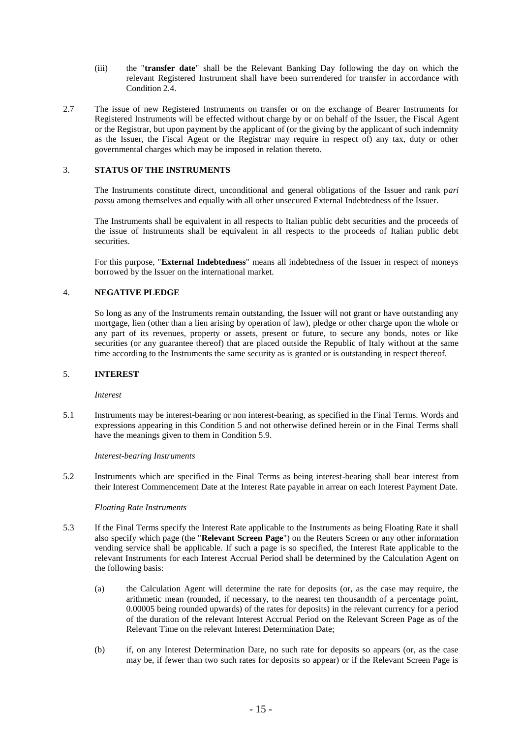(iii) the "**transfer date**" shall be the Relevant Banking Day following the day on which the relevant Registered Instrument shall have been surrendered for transfer in accordance with Condition 2.4.

2.7 The issue of new Registered Instruments on transfer or on the exchange of Bearer Instruments for Registered Instruments will be effected without charge by or on behalf of the Issuer, the Fiscal Agent or the Registrar, but upon payment by the applicant of (or the giving by the applicant of such indemnity as the Issuer, the Fiscal Agent or the Registrar may require in respect of) any tax, duty or other governmental charges which may be imposed in relation thereto.

## 3. STATUS OF THE INSTRUMENTS

The Instruments constitute direct, unconditional and general obligations of the Issuer and rank p*ari passu* among themselves and equally with all other unsecured External Indebtedness of the Issuer.

The Instruments shall be equivalent in all respects to Italian public debt securities and the proceeds of the issue of Instruments shall be equivalent in all respects to the proceeds of Italian public debt securities.

For this purpose, "**External Indebtedness**" means all indebtedness of the Issuer in respect of moneys borrowed by the Issuer on the international market.

## 4. NEGATIVE PLEDGE

So long as any of the Instruments remain outstanding, the Issuer will not grant or have outstanding any mortgage, lien (other than a lien arising by operation of law), pledge or other charge upon the whole or any part of its revenues, property or assets, present or future, to secure any bonds, notes or like securities (or any guarantee thereof) that are placed outside the Republic of Italy without at the same time according to the Instruments the same security as is granted or is outstanding in respect thereof.

## 5. INTEREST

*Interest*

5.1 Instruments may be interest-bearing or non interest-bearing, as specified in the Final Terms. Words and expressions appearing in this Condition 5 and not otherwise defined herein or in the Final Terms shall have the meanings given to them in Condition 5.9.

*Interest-bearing Instruments*

5.2 Instruments which are specified in the Final Terms as being interest-bearing shall bear interest from their Interest Commencement Date at the Interest Rate payable in arrear on each Interest Payment Date.

*Floating Rate Instruments*

5.3 If the Final Terms specify the Interest Rate applicable to the Instruments as being Floating Rate it shall also specify which page (the "**Relevant Screen Page**") on the Reuters Screen or any other information vending service shall be applicable. If such a page is so specified, the Interest Rate applicable to the relevant Instruments for each Interest Accrual Period shall be determined by the Calculation Agent on the following basis:

(a) the Calculation Agent will determine the rate for deposits (or, as the case may require, the arithmetic mean (rounded, if necessary, to the nearest ten thousandth of a percentage point, 0.00005 being rounded upwards) of the rates for deposits) in the relevant currency for a period of the duration of the relevant Interest Accrual Period on the Relevant Screen Page as of the Relevant Time on the relevant Interest Determination Date;

(b) if, on any Interest Determination Date, no such rate for deposits so appears (or, as the case may be, if fewer than two such rates for deposits so appear) or if the Relevant Screen Page is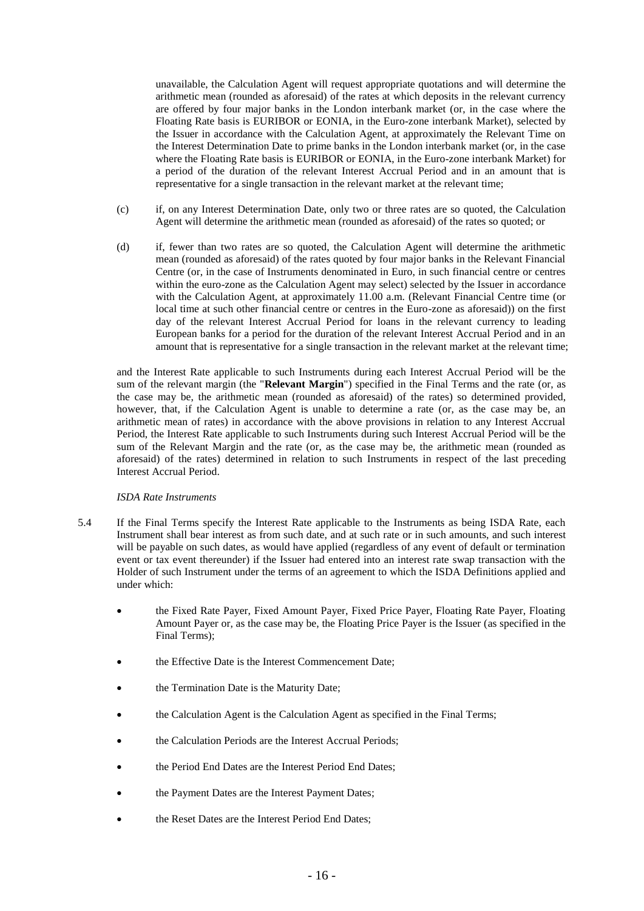unavailable, the Calculation Agent will request appropriate quotations and will determine the arithmetic mean (rounded as aforesaid) of the rates at which deposits in the relevant currency are offered by four major banks in the London interbank market (or, in the case where the Floating Rate basis is EURIBOR or EONIA, in the Euro-zone interbank Market), selected by the Issuer in accordance with the Calculation Agent, at approximately the Relevant Time on the Interest Determination Date to prime banks in the London interbank market (or, in the case where the Floating Rate basis is EURIBOR or EONIA, in the Euro-zone interbank Market) for a period of the duration of the relevant Interest Accrual Period and in an amount that is representative for a single transaction in the relevant market at the relevant time;

(c) if, on any Interest Determination Date, only two or three rates are so quoted, the Calculation Agent will determine the arithmetic mean (rounded as aforesaid) of the rates so quoted; or

(d) if, fewer than two rates are so quoted, the Calculation Agent will determine the arithmetic mean (rounded as aforesaid) of the rates quoted by four major banks in the Relevant Financial Centre (or, in the case of Instruments denominated in Euro, in such financial centre or centres within the euro-zone as the Calculation Agent may select) selected by the Issuer in accordance with the Calculation Agent, at approximately 11.00 a.m. (Relevant Financial Centre time (or local time at such other financial centre or centres in the Euro-zone as aforesaid)) on the first day of the relevant Interest Accrual Period for loans in the relevant currency to leading European banks for a period for the duration of the relevant Interest Accrual Period and in an amount that is representative for a single transaction in the relevant market at the relevant time;

and the Interest Rate applicable to such Instruments during each Interest Accrual Period will be the sum of the relevant margin (the "**Relevant Margin**") specified in the Final Terms and the rate (or, as the case may be, the arithmetic mean (rounded as aforesaid) of the rates) so determined provided, however, that, if the Calculation Agent is unable to determine a rate (or, as the case may be, an arithmetic mean of rates) in accordance with the above provisions in relation to any Interest Accrual Period, the Interest Rate applicable to such Instruments during such Interest Accrual Period will be the sum of the Relevant Margin and the rate (or, as the case may be, the arithmetic mean (rounded as aforesaid) of the rates) determined in relation to such Instruments in respect of the last preceding Interest Accrual Period.

*ISDA Rate Instruments*

5.4 If the Final Terms specify the Interest Rate applicable to the Instruments as being ISDA Rate, each Instrument shall bear interest as from such date, and at such rate or in such amounts, and such interest will be payable on such dates, as would have applied (regardless of any event of default or termination event or tax event thereunder) if the Issuer had entered into an interest rate swap transaction with the Holder of such Instrument under the terms of an agreement to which the ISDA Definitions applied and under which:

- the Fixed Rate Payer, Fixed Amount Payer, Fixed Price Payer, Floating Rate Payer, Floating Amount Payer or, as the case may be, the Floating Price Payer is the Issuer (as specified in the Final Terms);
- the Effective Date is the Interest Commencement Date;
- the Termination Date is the Maturity Date;
- the Calculation Agent is the Calculation Agent as specified in the Final Terms;
- the Calculation Periods are the Interest Accrual Periods;
- the Period End Dates are the Interest Period End Dates;
- the Payment Dates are the Interest Payment Dates;
- the Reset Dates are the Interest Period End Dates;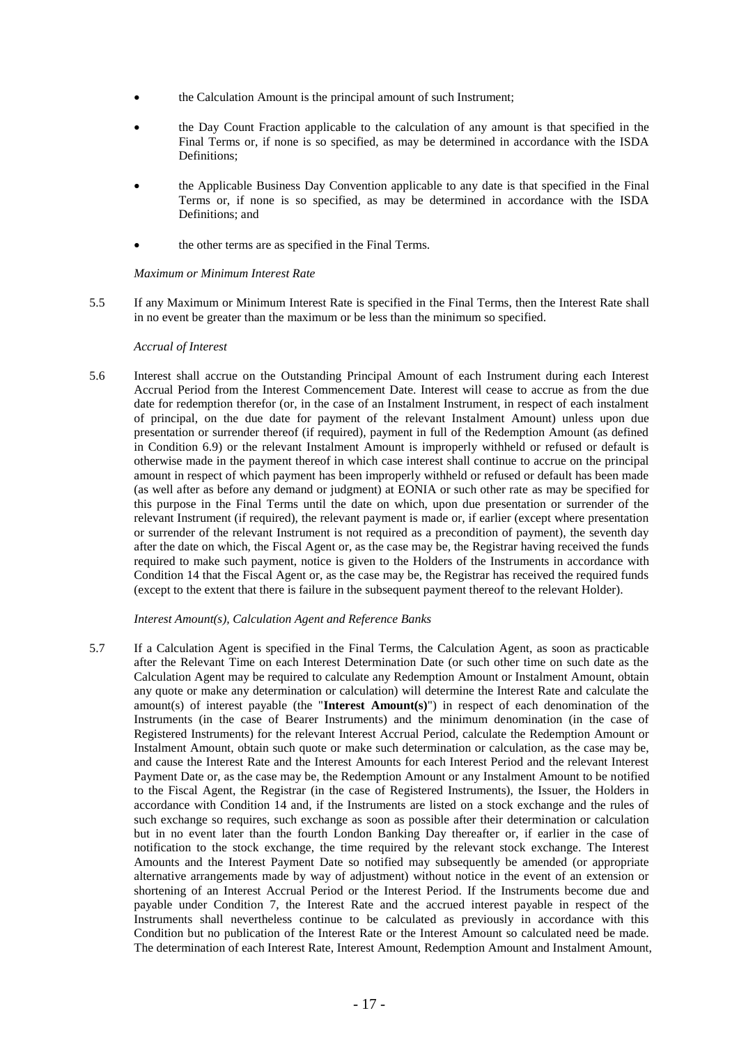- the Calculation Amount is the principal amount of such Instrument;
- the Day Count Fraction applicable to the calculation of any amount is that specified in the Final Terms or, if none is so specified, as may be determined in accordance with the ISDA Definitions;
- the Applicable Business Day Convention applicable to any date is that specified in the Final Terms or, if none is so specified, as may be determined in accordance with the ISDA Definitions; and
- the other terms are as specified in the Final Terms.

*Maximum or Minimum Interest Rate*

5.5 If any Maximum or Minimum Interest Rate is specified in the Final Terms, then the Interest Rate shall in no event be greater than the maximum or be less than the minimum so specified.

*Accrual of Interest*

5.6 Interest shall accrue on the Outstanding Principal Amount of each Instrument during each Interest Accrual Period from the Interest Commencement Date. Interest will cease to accrue as from the due date for redemption therefor (or, in the case of an Instalment Instrument, in respect of each instalment of principal, on the due date for payment of the relevant Instalment Amount) unless upon due presentation or surrender thereof (if required), payment in full of the Redemption Amount (as defined in Condition 6.9) or the relevant Instalment Amount is improperly withheld or refused or default is otherwise made in the payment thereof in which case interest shall continue to accrue on the principal amount in respect of which payment has been improperly withheld or refused or default has been made (as well after as before any demand or judgment) at EONIA or such other rate as may be specified for this purpose in the Final Terms until the date on which, upon due presentation or surrender of the relevant Instrument (if required), the relevant payment is made or, if earlier (except where presentation or surrender of the relevant Instrument is not required as a precondition of payment), the seventh day after the date on which, the Fiscal Agent or, as the case may be, the Registrar having received the funds required to make such payment, notice is given to the Holders of the Instruments in accordance with Condition 14 that the Fiscal Agent or, as the case may be, the Registrar has received the required funds (except to the extent that there is failure in the subsequent payment thereof to the relevant Holder).

*Interest Amount(s), Calculation Agent and Reference Banks*

5.7 If a Calculation Agent is specified in the Final Terms, the Calculation Agent, as soon as practicable after the Relevant Time on each Interest Determination Date (or such other time on such date as the Calculation Agent may be required to calculate any Redemption Amount or Instalment Amount, obtain any quote or make any determination or calculation) will determine the Interest Rate and calculate the amount(s) of interest payable (the "**Interest Amount(s)**") in respect of each denomination of the Instruments (in the case of Bearer Instruments) and the minimum denomination (in the case of Registered Instruments) for the relevant Interest Accrual Period, calculate the Redemption Amount or Instalment Amount, obtain such quote or make such determination or calculation, as the case may be, and cause the Interest Rate and the Interest Amounts for each Interest Period and the relevant Interest Payment Date or, as the case may be, the Redemption Amount or any Instalment Amount to be notified to the Fiscal Agent, the Registrar (in the case of Registered Instruments), the Issuer, the Holders in accordance with Condition 14 and, if the Instruments are listed on a stock exchange and the rules of such exchange so requires, such exchange as soon as possible after their determination or calculation but in no event later than the fourth London Banking Day thereafter or, if earlier in the case of notification to the stock exchange, the time required by the relevant stock exchange. The Interest Amounts and the Interest Payment Date so notified may subsequently be amended (or appropriate alternative arrangements made by way of adjustment) without notice in the event of an extension or shortening of an Interest Accrual Period or the Interest Period. If the Instruments become due and payable under Condition 7, the Interest Rate and the accrued interest payable in respect of the Instruments shall nevertheless continue to be calculated as previously in accordance with this Condition but no publication of the Interest Rate or the Interest Amount so calculated need be made. The determination of each Interest Rate, Interest Amount, Redemption Amount and Instalment Amount,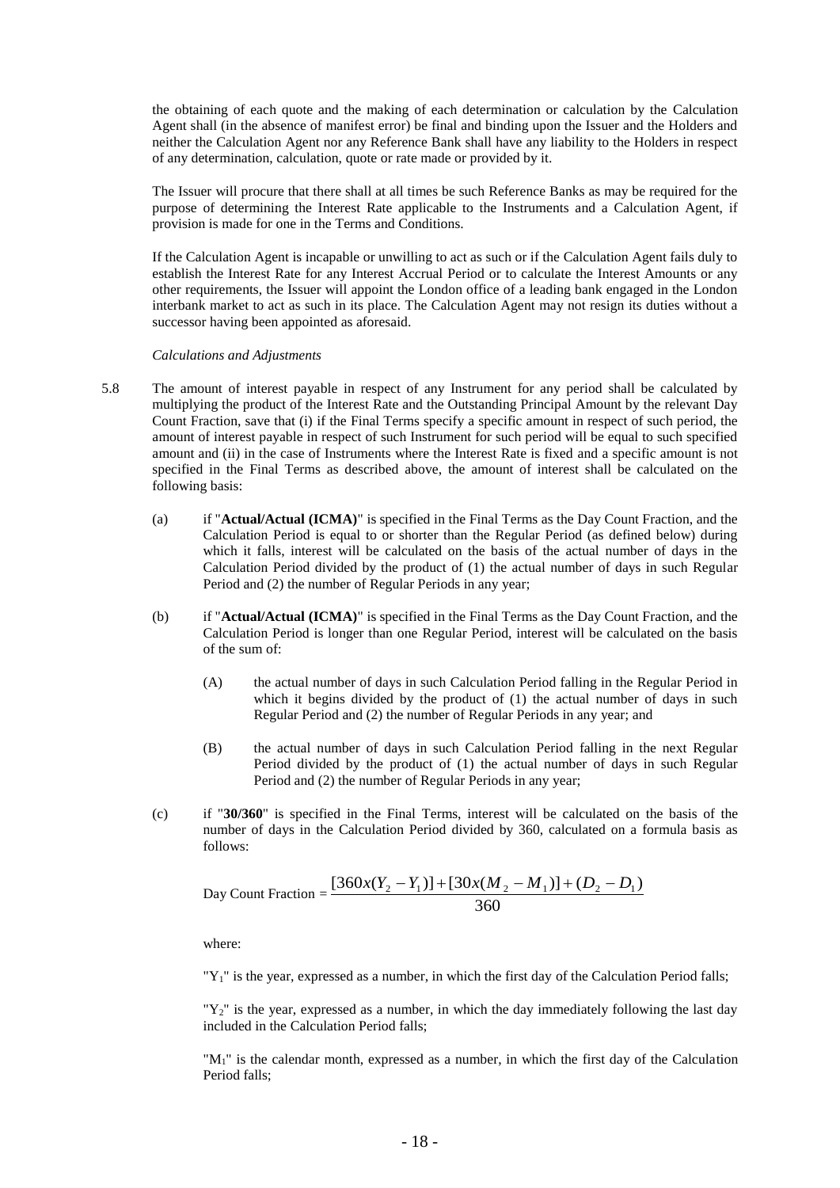the obtaining of each quote and the making of each determination or calculation by the Calculation Agent shall (in the absence of manifest error) be final and binding upon the Issuer and the Holders and neither the Calculation Agent nor any Reference Bank shall have any liability to the Holders in respect of any determination, calculation, quote or rate made or provided by it.

The Issuer will procure that there shall at all times be such Reference Banks as may be required for the purpose of determining the Interest Rate applicable to the Instruments and a Calculation Agent, if provision is made for one in the Terms and Conditions.

If the Calculation Agent is incapable or unwilling to act as such or if the Calculation Agent fails duly to establish the Interest Rate for any Interest Accrual Period or to calculate the Interest Amounts or any other requirements, the Issuer will appoint the London office of a leading bank engaged in the London interbank market to act as such in its place. The Calculation Agent may not resign its duties without a successor having been appointed as aforesaid.

*Calculations and Adjustments*

5.8 The amount of interest payable in respect of any Instrument for any period shall be calculated by multiplying the product of the Interest Rate and the Outstanding Principal Amount by the relevant Day Count Fraction, save that (i) if the Final Terms specify a specific amount in respect of such period, the amount of interest payable in respect of such Instrument for such period will be equal to such specified amount and (ii) in the case of Instruments where the Interest Rate is fixed and a specific amount is not specified in the Final Terms as described above, the amount of interest shall be calculated on the following basis:

(a) if "**Actual/Actual (ICMA)**" is specified in the Final Terms as the Day Count Fraction, and the Calculation Period is equal to or shorter than the Regular Period (as defined below) during which it falls, interest will be calculated on the basis of the actual number of days in the Calculation Period divided by the product of (1) the actual number of days in such Regular Period and (2) the number of Regular Periods in any year;

(b) if "**Actual/Actual (ICMA)**" is specified in the Final Terms as the Day Count Fraction, and the Calculation Period is longer than one Regular Period, interest will be calculated on the basis of the sum of:

(A) the actual number of days in such Calculation Period falling in the Regular Period in which it begins divided by the product of (1) the actual number of days in such Regular Period and (2) the number of Regular Periods in any year; and

(B) the actual number of days in such Calculation Period falling in the next Regular Period divided by the product of (1) the actual number of days in such Regular Period and (2) the number of Regular Periods in any year;

(c) if "**30/360**" is specified in the Final Terms, interest will be calculated on the basis of the number of days in the Calculation Period divided by 360, calculated on a formula basis as follows:

$$\text{Day Count Fraction} = \frac{[360x(Y_2 - Y_1)] + [30x(M_2 - M_1)] + (D_2 - D_1)}{360}$$

where:

"$Y_1$" is the year, expressed as a number, in which the first day of the Calculation Period falls;

"$Y_2$" is the year, expressed as a number, in which the day immediately following the last day included in the Calculation Period falls;

"$M_1$" is the calendar month, expressed as a number, in which the first day of the Calculation Period falls;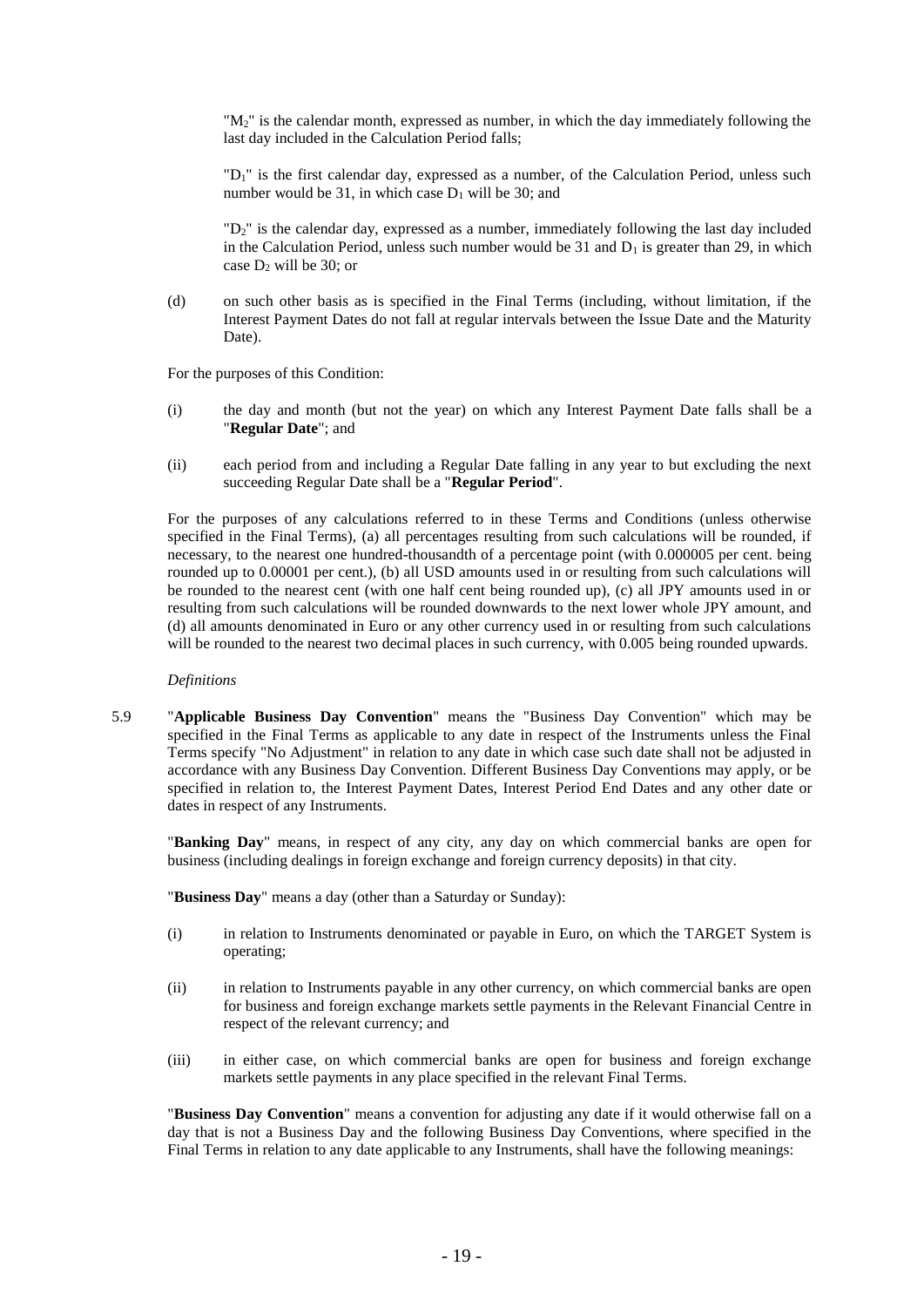"$M_2$" is the calendar month, expressed as number, in which the day immediately following the last day included in the Calculation Period falls;

"$D_1$" is the first calendar day, expressed as a number, of the Calculation Period, unless such number would be 31, in which case $D_1$ will be 30; and

"$D_2$" is the calendar day, expressed as a number, immediately following the last day included in the Calculation Period, unless such number would be 31 and $D_1$ is greater than 29, in which case $D_2$ will be 30; or

(d) on such other basis as is specified in the Final Terms (including, without limitation, if the Interest Payment Dates do not fall at regular intervals between the Issue Date and the Maturity Date).

For the purposes of this Condition:

(i) the day and month (but not the year) on which any Interest Payment Date falls shall be a "**Regular Date**"; and

(ii) each period from and including a Regular Date falling in any year to but excluding the next succeeding Regular Date shall be a "**Regular Period**".

For the purposes of any calculations referred to in these Terms and Conditions (unless otherwise specified in the Final Terms), (a) all percentages resulting from such calculations will be rounded, if necessary, to the nearest one hundred-thousandth of a percentage point (with 0.000005 per cent. being rounded up to 0.00001 per cent.), (b) all USD amounts used in or resulting from such calculations will be rounded to the nearest cent (with one half cent being rounded up), (c) all JPY amounts used in or resulting from such calculations will be rounded downwards to the next lower whole JPY amount, and (d) all amounts denominated in Euro or any other currency used in or resulting from such calculations will be rounded to the nearest two decimal places in such currency, with 0.005 being rounded upwards.

*Definitions*

5.9 "**Applicable Business Day Convention**" means the "Business Day Convention" which may be specified in the Final Terms as applicable to any date in respect of the Instruments unless the Final Terms specify "No Adjustment" in relation to any date in which case such date shall not be adjusted in accordance with any Business Day Convention. Different Business Day Conventions may apply, or be specified in relation to, the Interest Payment Dates, Interest Period End Dates and any other date or dates in respect of any Instruments.

"**Banking Day**" means, in respect of any city, any day on which commercial banks are open for business (including dealings in foreign exchange and foreign currency deposits) in that city.

"**Business Day**" means a day (other than a Saturday or Sunday):

(i) in relation to Instruments denominated or payable in Euro, on which the TARGET System is operating;

(ii) in relation to Instruments payable in any other currency, on which commercial banks are open for business and foreign exchange markets settle payments in the Relevant Financial Centre in respect of the relevant currency; and

(iii) in either case, on which commercial banks are open for business and foreign exchange markets settle payments in any place specified in the relevant Final Terms.

"**Business Day Convention**" means a convention for adjusting any date if it would otherwise fall on a day that is not a Business Day and the following Business Day Conventions, where specified in the Final Terms in relation to any date applicable to any Instruments, shall have the following meanings: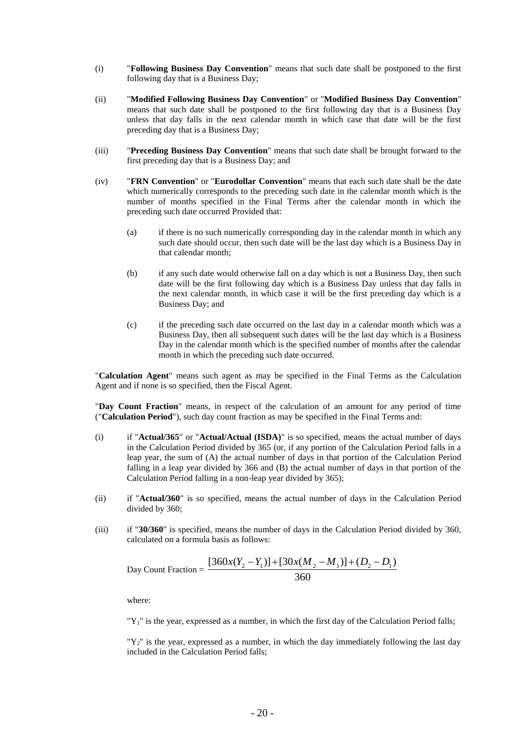(i) "**Following Business Day Convention**" means that such date shall be postponed to the first following day that is a Business Day;

(ii) "**Modified Following Business Day Convention**" or "**Modified Business Day Convention**" means that such date shall be postponed to the first following day that is a Business Day unless that day falls in the next calendar month in which case that date will be the first preceding day that is a Business Day;

(iii) "**Preceding Business Day Convention**" means that such date shall be brought forward to the first preceding day that is a Business Day; and

(iv) "**FRN Convention**" or "**Eurodollar Convention**" means that each such date shall be the date which numerically corresponds to the preceding such date in the calendar month which is the number of months specified in the Final Terms after the calendar month in which the preceding such date occurred Provided that:

(a) if there is no such numerically corresponding day in the calendar month in which any such date should occur, then such date will be the last day which is a Business Day in that calendar month;

(b) if any such date would otherwise fall on a day which is not a Business Day, then such date will be the first following day which is a Business Day unless that day falls in the next calendar month, in which case it will be the first preceding day which is a Business Day; and

(c) if the preceding such date occurred on the last day in a calendar month which was a Business Day, then all subsequent such dates will be the last day which is a Business Day in the calendar month which is the specified number of months after the calendar month in which the preceding such date occurred.

"**Calculation Agent**" means such agent as may be specified in the Final Terms as the Calculation Agent and if none is so specified, then the Fiscal Agent.

"**Day Count Fraction**" means, in respect of the calculation of an amount for any period of time ("**Calculation Period**"), such day count fraction as may be specified in the Final Terms and:

(i) if "**Actual/365**" or "**Actual/Actual (ISDA)**" is so specified, means the actual number of days in the Calculation Period divided by 365 (or, if any portion of the Calculation Period falls in a leap year, the sum of (A) the actual number of days in that portion of the Calculation Period falling in a leap year divided by 366 and (B) the actual number of days in that portion of the Calculation Period falling in a non-leap year divided by 365);

(ii) if "**Actual/360**" is so specified, means the actual number of days in the Calculation Period divided by 360;

(iii) if "**30/360**" is specified, means the number of days in the Calculation Period divided by 360, calculated on a formula basis as follows:

$$\text{Day Count Fraction} = \frac{[360x(Y_2 - Y_1)] + [30x(M_2 - M_1)] + (D_2 - D_1)}{360}$$

where:

"$Y_1$" is the year, expressed as a number, in which the first day of the Calculation Period falls;

"$Y_2$" is the year, expressed as a number, in which the day immediately following the last day included in the Calculation Period falls;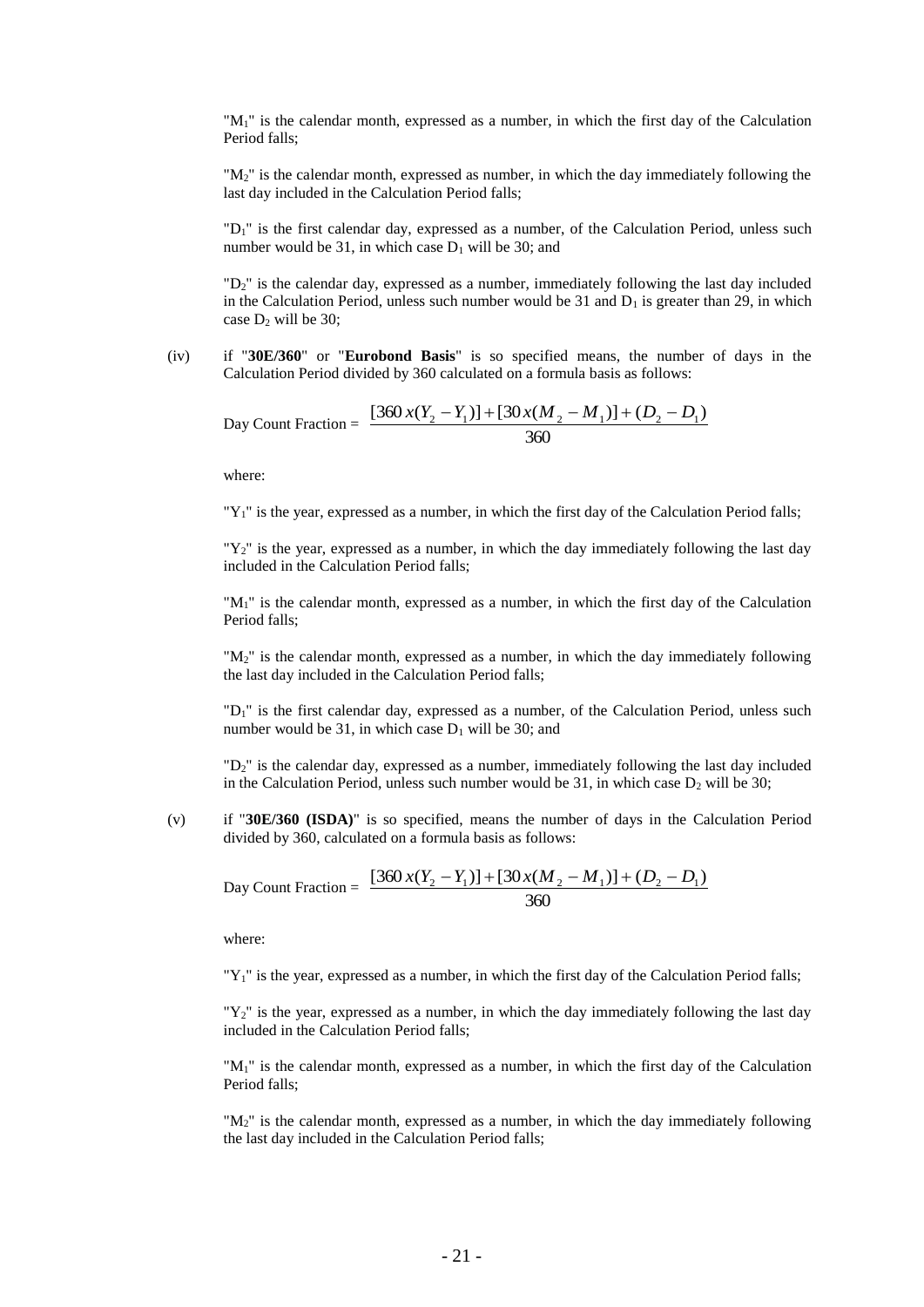"$M_1$" is the calendar month, expressed as a number, in which the first day of the Calculation Period falls;

"$M_2$" is the calendar month, expressed as number, in which the day immediately following the last day included in the Calculation Period falls;

"$D_1$" is the first calendar day, expressed as a number, of the Calculation Period, unless such number would be 31, in which case $D_1$ will be 30; and

"$D_2$" is the calendar day, expressed as a number, immediately following the last day included in the Calculation Period, unless such number would be 31 and $D_1$ is greater than 29, in which case $D_2$ will be 30;

(iv) if "**30E/360**" or "**Eurobond Basis**" is so specified means, the number of days in the Calculation Period divided by 360 calculated on a formula basis as follows:

$$\text{Day Count Fraction} = \frac{[360\,x(Y_2 - Y_1)] + [30\,x(M_2 - M_1)] + (D_2 - D_1)}{360}$$

where:

"$Y_1$" is the year, expressed as a number, in which the first day of the Calculation Period falls;

"$Y_2$" is the year, expressed as a number, in which the day immediately following the last day included in the Calculation Period falls;

"$M_1$" is the calendar month, expressed as a number, in which the first day of the Calculation Period falls;

"$M_2$" is the calendar month, expressed as a number, in which the day immediately following the last day included in the Calculation Period falls;

"$D_1$" is the first calendar day, expressed as a number, of the Calculation Period, unless such number would be 31, in which case $D_1$ will be 30; and

"$D_2$" is the calendar day, expressed as a number, immediately following the last day included in the Calculation Period, unless such number would be 31, in which case $D_2$ will be 30;

(v) if "**30E/360 (ISDA)**" is so specified, means the number of days in the Calculation Period divided by 360, calculated on a formula basis as follows:

$$\text{Day Count Fraction} = \frac{[360\,x(Y_2 - Y_1)] + [30\,x(M_2 - M_1)] + (D_2 - D_1)}{360}$$

where:

"$Y_1$" is the year, expressed as a number, in which the first day of the Calculation Period falls;

"$Y_2$" is the year, expressed as a number, in which the day immediately following the last day included in the Calculation Period falls;

"$M_1$" is the calendar month, expressed as a number, in which the first day of the Calculation Period falls;

"$M_2$" is the calendar month, expressed as a number, in which the day immediately following the last day included in the Calculation Period falls;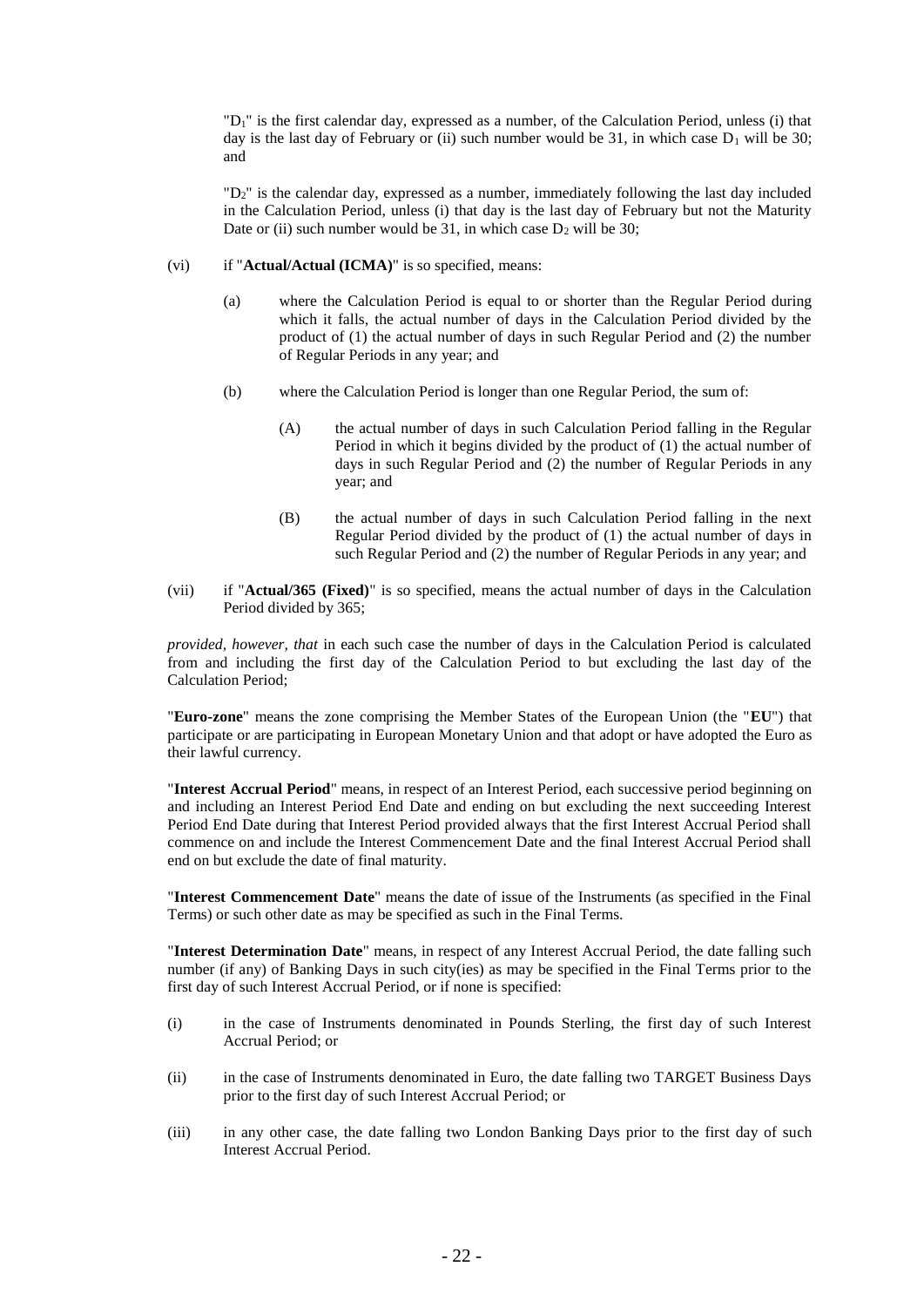"$D_1$" is the first calendar day, expressed as a number, of the Calculation Period, unless (i) that day is the last day of February or (ii) such number would be 31, in which case $D_1$ will be 30; and

"$D_2$" is the calendar day, expressed as a number, immediately following the last day included in the Calculation Period, unless (i) that day is the last day of February but not the Maturity Date or (ii) such number would be 31, in which case $D_2$ will be 30;

(vi) if "**Actual/Actual (ICMA)**" is so specified, means:

(a) where the Calculation Period is equal to or shorter than the Regular Period during which it falls, the actual number of days in the Calculation Period divided by the product of (1) the actual number of days in such Regular Period and (2) the number of Regular Periods in any year; and

(b) where the Calculation Period is longer than one Regular Period, the sum of:

(A) the actual number of days in such Calculation Period falling in the Regular Period in which it begins divided by the product of (1) the actual number of days in such Regular Period and (2) the number of Regular Periods in any year; and

(B) the actual number of days in such Calculation Period falling in the next Regular Period divided by the product of (1) the actual number of days in such Regular Period and (2) the number of Regular Periods in any year; and

(vii) if "**Actual/365 (Fixed)**" is so specified, means the actual number of days in the Calculation Period divided by 365;

*provided, however, that* in each such case the number of days in the Calculation Period is calculated from and including the first day of the Calculation Period to but excluding the last day of the Calculation Period;

"**Euro-zone**" means the zone comprising the Member States of the European Union (the "**EU**") that participate or are participating in European Monetary Union and that adopt or have adopted the Euro as their lawful currency.

"**Interest Accrual Period**" means, in respect of an Interest Period, each successive period beginning on and including an Interest Period End Date and ending on but excluding the next succeeding Interest Period End Date during that Interest Period provided always that the first Interest Accrual Period shall commence on and include the Interest Commencement Date and the final Interest Accrual Period shall end on but exclude the date of final maturity.

"**Interest Commencement Date**" means the date of issue of the Instruments (as specified in the Final Terms) or such other date as may be specified as such in the Final Terms.

"**Interest Determination Date**" means, in respect of any Interest Accrual Period, the date falling such number (if any) of Banking Days in such city(ies) as may be specified in the Final Terms prior to the first day of such Interest Accrual Period, or if none is specified:

(i) in the case of Instruments denominated in Pounds Sterling, the first day of such Interest Accrual Period; or

(ii) in the case of Instruments denominated in Euro, the date falling two TARGET Business Days prior to the first day of such Interest Accrual Period; or

(iii) in any other case, the date falling two London Banking Days prior to the first day of such Interest Accrual Period.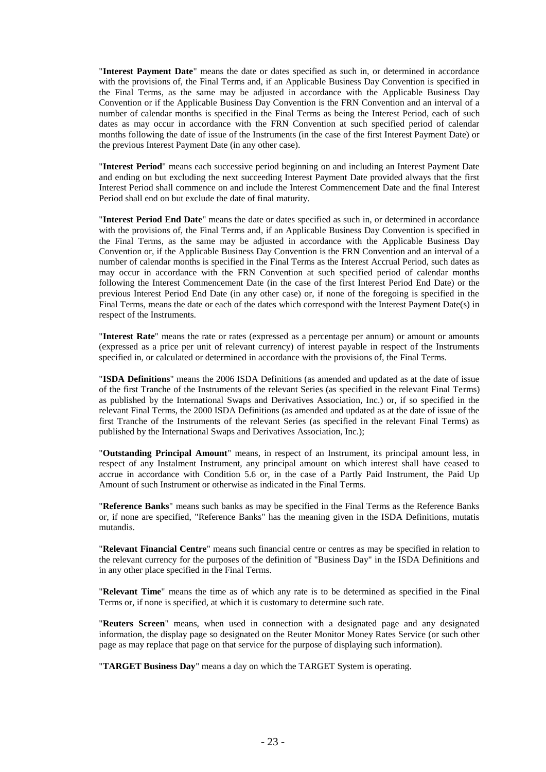"**Interest Payment Date**" means the date or dates specified as such in, or determined in accordance with the provisions of, the Final Terms and, if an Applicable Business Day Convention is specified in the Final Terms, as the same may be adjusted in accordance with the Applicable Business Day Convention or if the Applicable Business Day Convention is the FRN Convention and an interval of a number of calendar months is specified in the Final Terms as being the Interest Period, each of such dates as may occur in accordance with the FRN Convention at such specified period of calendar months following the date of issue of the Instruments (in the case of the first Interest Payment Date) or the previous Interest Payment Date (in any other case).

"**Interest Period**" means each successive period beginning on and including an Interest Payment Date and ending on but excluding the next succeeding Interest Payment Date provided always that the first Interest Period shall commence on and include the Interest Commencement Date and the final Interest Period shall end on but exclude the date of final maturity.

"**Interest Period End Date**" means the date or dates specified as such in, or determined in accordance with the provisions of, the Final Terms and, if an Applicable Business Day Convention is specified in the Final Terms, as the same may be adjusted in accordance with the Applicable Business Day Convention or, if the Applicable Business Day Convention is the FRN Convention and an interval of a number of calendar months is specified in the Final Terms as the Interest Accrual Period, such dates as may occur in accordance with the FRN Convention at such specified period of calendar months following the Interest Commencement Date (in the case of the first Interest Period End Date) or the previous Interest Period End Date (in any other case) or, if none of the foregoing is specified in the Final Terms, means the date or each of the dates which correspond with the Interest Payment Date(s) in respect of the Instruments.

"**Interest Rate**" means the rate or rates (expressed as a percentage per annum) or amount or amounts (expressed as a price per unit of relevant currency) of interest payable in respect of the Instruments specified in, or calculated or determined in accordance with the provisions of, the Final Terms.

"**ISDA Definitions**" means the 2006 ISDA Definitions (as amended and updated as at the date of issue of the first Tranche of the Instruments of the relevant Series (as specified in the relevant Final Terms) as published by the International Swaps and Derivatives Association, Inc.) or, if so specified in the relevant Final Terms, the 2000 ISDA Definitions (as amended and updated as at the date of issue of the first Tranche of the Instruments of the relevant Series (as specified in the relevant Final Terms) as published by the International Swaps and Derivatives Association, Inc.);

"**Outstanding Principal Amount**" means, in respect of an Instrument, its principal amount less, in respect of any Instalment Instrument, any principal amount on which interest shall have ceased to accrue in accordance with Condition 5.6 or, in the case of a Partly Paid Instrument, the Paid Up Amount of such Instrument or otherwise as indicated in the Final Terms.

"**Reference Banks**" means such banks as may be specified in the Final Terms as the Reference Banks or, if none are specified, "Reference Banks" has the meaning given in the ISDA Definitions, mutatis mutandis.

"**Relevant Financial Centre**" means such financial centre or centres as may be specified in relation to the relevant currency for the purposes of the definition of "Business Day" in the ISDA Definitions and in any other place specified in the Final Terms.

"**Relevant Time**" means the time as of which any rate is to be determined as specified in the Final Terms or, if none is specified, at which it is customary to determine such rate.

"**Reuters Screen**" means, when used in connection with a designated page and any designated information, the display page so designated on the Reuter Monitor Money Rates Service (or such other page as may replace that page on that service for the purpose of displaying such information).

"**TARGET Business Day**" means a day on which the TARGET System is operating.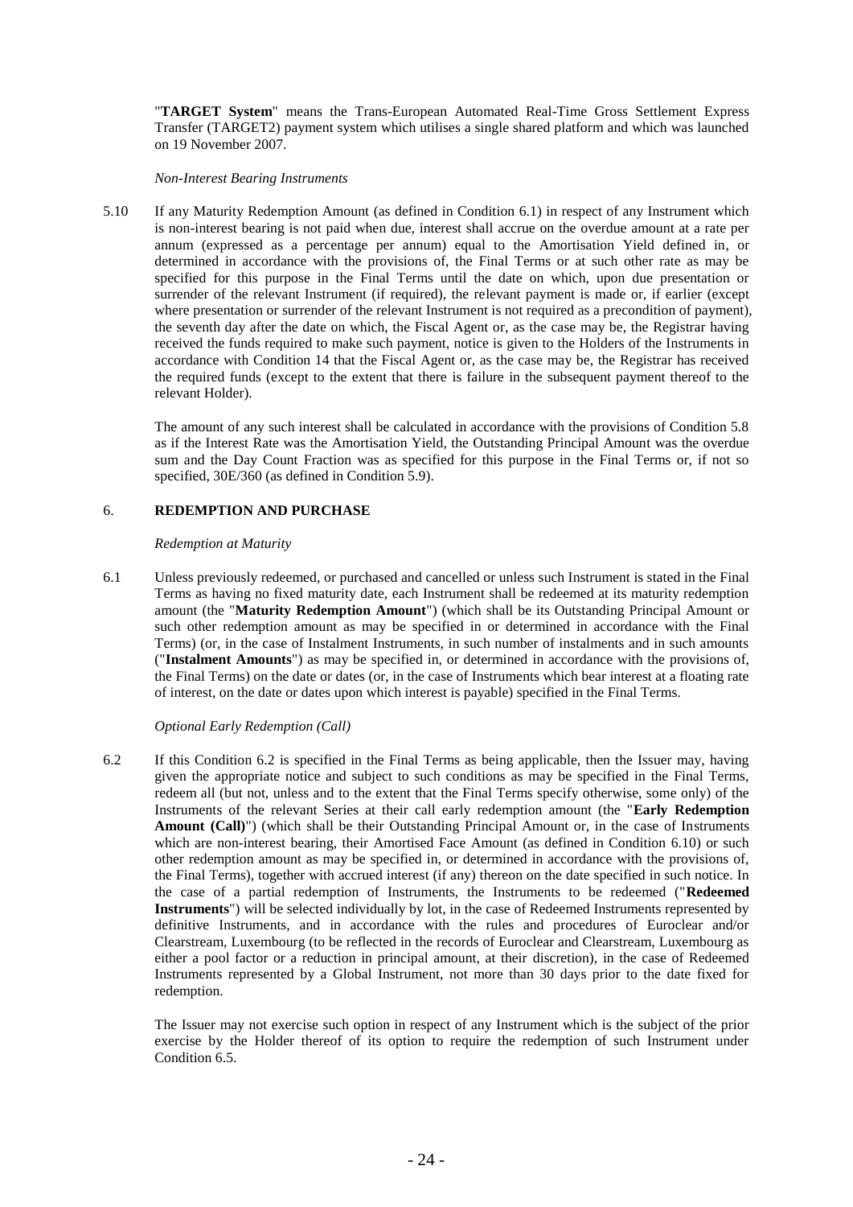"**TARGET System**" means the Trans-European Automated Real-Time Gross Settlement Express Transfer (TARGET2) payment system which utilises a single shared platform and which was launched on 19 November 2007.

*Non-Interest Bearing Instruments*

5.10 If any Maturity Redemption Amount (as defined in Condition 6.1) in respect of any Instrument which is non-interest bearing is not paid when due, interest shall accrue on the overdue amount at a rate per annum (expressed as a percentage per annum) equal to the Amortisation Yield defined in, or determined in accordance with the provisions of, the Final Terms or at such other rate as may be specified for this purpose in the Final Terms until the date on which, upon due presentation or surrender of the relevant Instrument (if required), the relevant payment is made or, if earlier (except where presentation or surrender of the relevant Instrument is not required as a precondition of payment), the seventh day after the date on which, the Fiscal Agent or, as the case may be, the Registrar having received the funds required to make such payment, notice is given to the Holders of the Instruments in accordance with Condition 14 that the Fiscal Agent or, as the case may be, the Registrar has received the required funds (except to the extent that there is failure in the subsequent payment thereof to the relevant Holder).

The amount of any such interest shall be calculated in accordance with the provisions of Condition 5.8 as if the Interest Rate was the Amortisation Yield, the Outstanding Principal Amount was the overdue sum and the Day Count Fraction was as specified for this purpose in the Final Terms or, if not so specified, 30E/360 (as defined in Condition 5.9).

## 6. REDEMPTION AND PURCHASE

*Redemption at Maturity*

6.1 Unless previously redeemed, or purchased and cancelled or unless such Instrument is stated in the Final Terms as having no fixed maturity date, each Instrument shall be redeemed at its maturity redemption amount (the "**Maturity Redemption Amount**") (which shall be its Outstanding Principal Amount or such other redemption amount as may be specified in or determined in accordance with the Final Terms) (or, in the case of Instalment Instruments, in such number of instalments and in such amounts ("**Instalment Amounts**") as may be specified in, or determined in accordance with the provisions of, the Final Terms) on the date or dates (or, in the case of Instruments which bear interest at a floating rate of interest, on the date or dates upon which interest is payable) specified in the Final Terms.

*Optional Early Redemption (Call)*

6.2 If this Condition 6.2 is specified in the Final Terms as being applicable, then the Issuer may, having given the appropriate notice and subject to such conditions as may be specified in the Final Terms, redeem all (but not, unless and to the extent that the Final Terms specify otherwise, some only) of the Instruments of the relevant Series at their call early redemption amount (the "**Early Redemption Amount (Call)**") (which shall be their Outstanding Principal Amount or, in the case of Instruments which are non-interest bearing, their Amortised Face Amount (as defined in Condition 6.10) or such other redemption amount as may be specified in, or determined in accordance with the provisions of, the Final Terms), together with accrued interest (if any) thereon on the date specified in such notice. In the case of a partial redemption of Instruments, the Instruments to be redeemed ("**Redeemed Instruments**") will be selected individually by lot, in the case of Redeemed Instruments represented by definitive Instruments, and in accordance with the rules and procedures of Euroclear and/or Clearstream, Luxembourg (to be reflected in the records of Euroclear and Clearstream, Luxembourg as either a pool factor or a reduction in principal amount, at their discretion), in the case of Redeemed Instruments represented by a Global Instrument, not more than 30 days prior to the date fixed for redemption.

The Issuer may not exercise such option in respect of any Instrument which is the subject of the prior exercise by the Holder thereof of its option to require the redemption of such Instrument under Condition 6.5.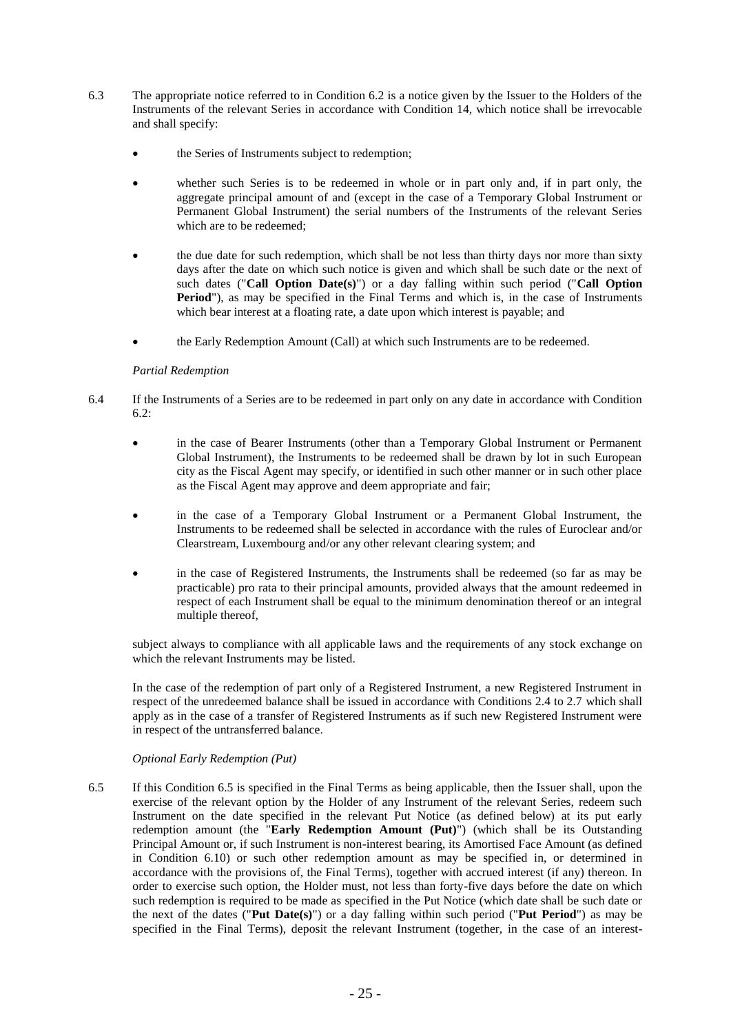6.3 The appropriate notice referred to in Condition 6.2 is a notice given by the Issuer to the Holders of the Instruments of the relevant Series in accordance with Condition 14, which notice shall be irrevocable and shall specify:

- the Series of Instruments subject to redemption;
- whether such Series is to be redeemed in whole or in part only and, if in part only, the aggregate principal amount of and (except in the case of a Temporary Global Instrument or Permanent Global Instrument) the serial numbers of the Instruments of the relevant Series which are to be redeemed;
- the due date for such redemption, which shall be not less than thirty days nor more than sixty days after the date on which such notice is given and which shall be such date or the next of such dates ("**Call Option Date(s)**") or a day falling within such period ("**Call Option Period**"), as may be specified in the Final Terms and which is, in the case of Instruments which bear interest at a floating rate, a date upon which interest is payable; and
- the Early Redemption Amount (Call) at which such Instruments are to be redeemed.

*Partial Redemption*

6.4 If the Instruments of a Series are to be redeemed in part only on any date in accordance with Condition 6.2:

- in the case of Bearer Instruments (other than a Temporary Global Instrument or Permanent Global Instrument), the Instruments to be redeemed shall be drawn by lot in such European city as the Fiscal Agent may specify, or identified in such other manner or in such other place as the Fiscal Agent may approve and deem appropriate and fair;
- in the case of a Temporary Global Instrument or a Permanent Global Instrument, the Instruments to be redeemed shall be selected in accordance with the rules of Euroclear and/or Clearstream, Luxembourg and/or any other relevant clearing system; and
- in the case of Registered Instruments, the Instruments shall be redeemed (so far as may be practicable) pro rata to their principal amounts, provided always that the amount redeemed in respect of each Instrument shall be equal to the minimum denomination thereof or an integral multiple thereof,

subject always to compliance with all applicable laws and the requirements of any stock exchange on which the relevant Instruments may be listed.

In the case of the redemption of part only of a Registered Instrument, a new Registered Instrument in respect of the unredeemed balance shall be issued in accordance with Conditions 2.4 to 2.7 which shall apply as in the case of a transfer of Registered Instruments as if such new Registered Instrument were in respect of the untransferred balance.

*Optional Early Redemption (Put)*

6.5 If this Condition 6.5 is specified in the Final Terms as being applicable, then the Issuer shall, upon the exercise of the relevant option by the Holder of any Instrument of the relevant Series, redeem such Instrument on the date specified in the relevant Put Notice (as defined below) at its put early redemption amount (the "**Early Redemption Amount (Put)**") (which shall be its Outstanding Principal Amount or, if such Instrument is non-interest bearing, its Amortised Face Amount (as defined in Condition 6.10) or such other redemption amount as may be specified in, or determined in accordance with the provisions of, the Final Terms), together with accrued interest (if any) thereon. In order to exercise such option, the Holder must, not less than forty-five days before the date on which such redemption is required to be made as specified in the Put Notice (which date shall be such date or the next of the dates ("**Put Date(s)**") or a day falling within such period ("**Put Period**") as may be specified in the Final Terms), deposit the relevant Instrument (together, in the case of an interest-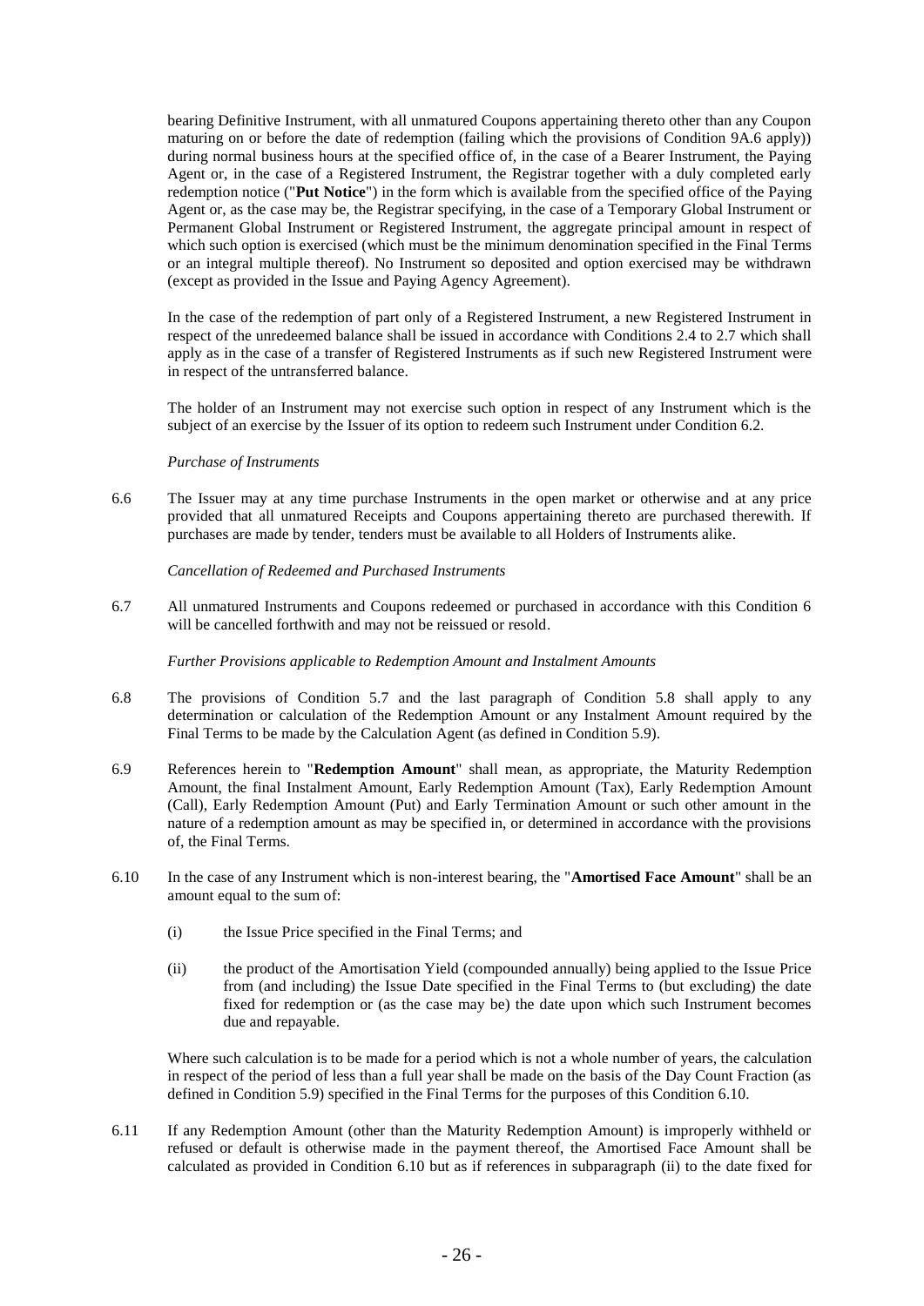bearing Definitive Instrument, with all unmatured Coupons appertaining thereto other than any Coupon maturing on or before the date of redemption (failing which the provisions of Condition 9A.6 apply)) during normal business hours at the specified office of, in the case of a Bearer Instrument, the Paying Agent or, in the case of a Registered Instrument, the Registrar together with a duly completed early redemption notice ("**Put Notice**") in the form which is available from the specified office of the Paying Agent or, as the case may be, the Registrar specifying, in the case of a Temporary Global Instrument or Permanent Global Instrument or Registered Instrument, the aggregate principal amount in respect of which such option is exercised (which must be the minimum denomination specified in the Final Terms or an integral multiple thereof). No Instrument so deposited and option exercised may be withdrawn (except as provided in the Issue and Paying Agency Agreement).

In the case of the redemption of part only of a Registered Instrument, a new Registered Instrument in respect of the unredeemed balance shall be issued in accordance with Conditions 2.4 to 2.7 which shall apply as in the case of a transfer of Registered Instruments as if such new Registered Instrument were in respect of the untransferred balance.

The holder of an Instrument may not exercise such option in respect of any Instrument which is the subject of an exercise by the Issuer of its option to redeem such Instrument under Condition 6.2.

*Purchase of Instruments*

6.6 The Issuer may at any time purchase Instruments in the open market or otherwise and at any price provided that all unmatured Receipts and Coupons appertaining thereto are purchased therewith. If purchases are made by tender, tenders must be available to all Holders of Instruments alike.

*Cancellation of Redeemed and Purchased Instruments*

6.7 All unmatured Instruments and Coupons redeemed or purchased in accordance with this Condition 6 will be cancelled forthwith and may not be reissued or resold.

*Further Provisions applicable to Redemption Amount and Instalment Amounts*

6.8 The provisions of Condition 5.7 and the last paragraph of Condition 5.8 shall apply to any determination or calculation of the Redemption Amount or any Instalment Amount required by the Final Terms to be made by the Calculation Agent (as defined in Condition 5.9).

6.9 References herein to "**Redemption Amount**" shall mean, as appropriate, the Maturity Redemption Amount, the final Instalment Amount, Early Redemption Amount (Tax), Early Redemption Amount (Call), Early Redemption Amount (Put) and Early Termination Amount or such other amount in the nature of a redemption amount as may be specified in, or determined in accordance with the provisions of, the Final Terms.

6.10 In the case of any Instrument which is non-interest bearing, the "**Amortised Face Amount**" shall be an amount equal to the sum of:

(i) the Issue Price specified in the Final Terms; and

(ii) the product of the Amortisation Yield (compounded annually) being applied to the Issue Price from (and including) the Issue Date specified in the Final Terms to (but excluding) the date fixed for redemption or (as the case may be) the date upon which such Instrument becomes due and repayable.

Where such calculation is to be made for a period which is not a whole number of years, the calculation in respect of the period of less than a full year shall be made on the basis of the Day Count Fraction (as defined in Condition 5.9) specified in the Final Terms for the purposes of this Condition 6.10.

6.11 If any Redemption Amount (other than the Maturity Redemption Amount) is improperly withheld or refused or default is otherwise made in the payment thereof, the Amortised Face Amount shall be calculated as provided in Condition 6.10 but as if references in subparagraph (ii) to the date fixed for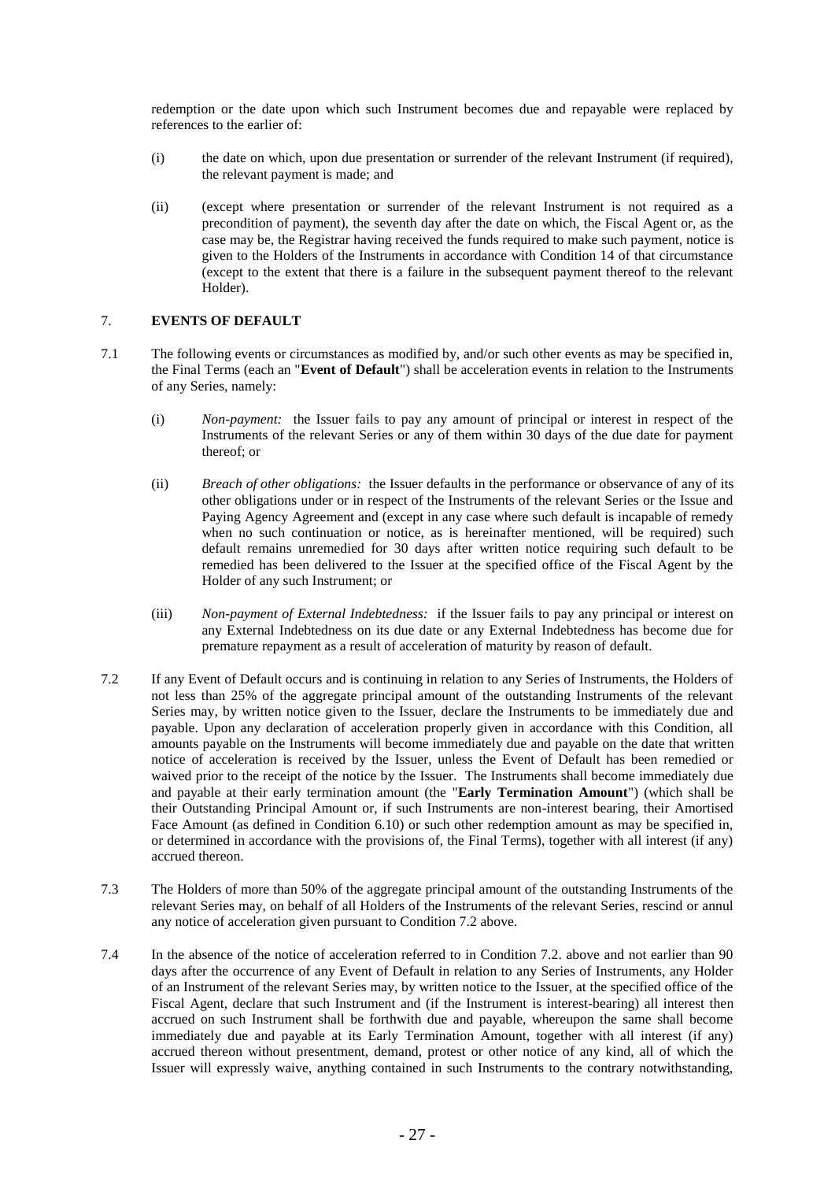redemption or the date upon which such Instrument becomes due and repayable were replaced by references to the earlier of:

(i) the date on which, upon due presentation or surrender of the relevant Instrument (if required), the relevant payment is made; and

(ii) (except where presentation or surrender of the relevant Instrument is not required as a precondition of payment), the seventh day after the date on which, the Fiscal Agent or, as the case may be, the Registrar having received the funds required to make such payment, notice is given to the Holders of the Instruments in accordance with Condition 14 of that circumstance (except to the extent that there is a failure in the subsequent payment thereof to the relevant Holder).

## 7. EVENTS OF DEFAULT

7.1 The following events or circumstances as modified by, and/or such other events as may be specified in, the Final Terms (each an "**Event of Default**") shall be acceleration events in relation to the Instruments of any Series, namely:

(i) *Non-payment:* the Issuer fails to pay any amount of principal or interest in respect of the Instruments of the relevant Series or any of them within 30 days of the due date for payment thereof; or

(ii) *Breach of other obligations:* the Issuer defaults in the performance or observance of any of its other obligations under or in respect of the Instruments of the relevant Series or the Issue and Paying Agency Agreement and (except in any case where such default is incapable of remedy when no such continuation or notice, as is hereinafter mentioned, will be required) such default remains unremedied for 30 days after written notice requiring such default to be remedied has been delivered to the Issuer at the specified office of the Fiscal Agent by the Holder of any such Instrument; or

(iii) *Non-payment of External Indebtedness:* if the Issuer fails to pay any principal or interest on any External Indebtedness on its due date or any External Indebtedness has become due for premature repayment as a result of acceleration of maturity by reason of default.

7.2 If any Event of Default occurs and is continuing in relation to any Series of Instruments, the Holders of not less than 25% of the aggregate principal amount of the outstanding Instruments of the relevant Series may, by written notice given to the Issuer, declare the Instruments to be immediately due and payable. Upon any declaration of acceleration properly given in accordance with this Condition, all amounts payable on the Instruments will become immediately due and payable on the date that written notice of acceleration is received by the Issuer, unless the Event of Default has been remedied or waived prior to the receipt of the notice by the Issuer. The Instruments shall become immediately due and payable at their early termination amount (the "**Early Termination Amount**") (which shall be their Outstanding Principal Amount or, if such Instruments are non-interest bearing, their Amortised Face Amount (as defined in Condition 6.10) or such other redemption amount as may be specified in, or determined in accordance with the provisions of, the Final Terms), together with all interest (if any) accrued thereon.

7.3 The Holders of more than 50% of the aggregate principal amount of the outstanding Instruments of the relevant Series may, on behalf of all Holders of the Instruments of the relevant Series, rescind or annul any notice of acceleration given pursuant to Condition 7.2 above.

7.4 In the absence of the notice of acceleration referred to in Condition 7.2. above and not earlier than 90 days after the occurrence of any Event of Default in relation to any Series of Instruments, any Holder of an Instrument of the relevant Series may, by written notice to the Issuer, at the specified office of the Fiscal Agent, declare that such Instrument and (if the Instrument is interest-bearing) all interest then accrued on such Instrument shall be forthwith due and payable, whereupon the same shall become immediately due and payable at its Early Termination Amount, together with all interest (if any) accrued thereon without presentment, demand, protest or other notice of any kind, all of which the Issuer will expressly waive, anything contained in such Instruments to the contrary notwithstanding,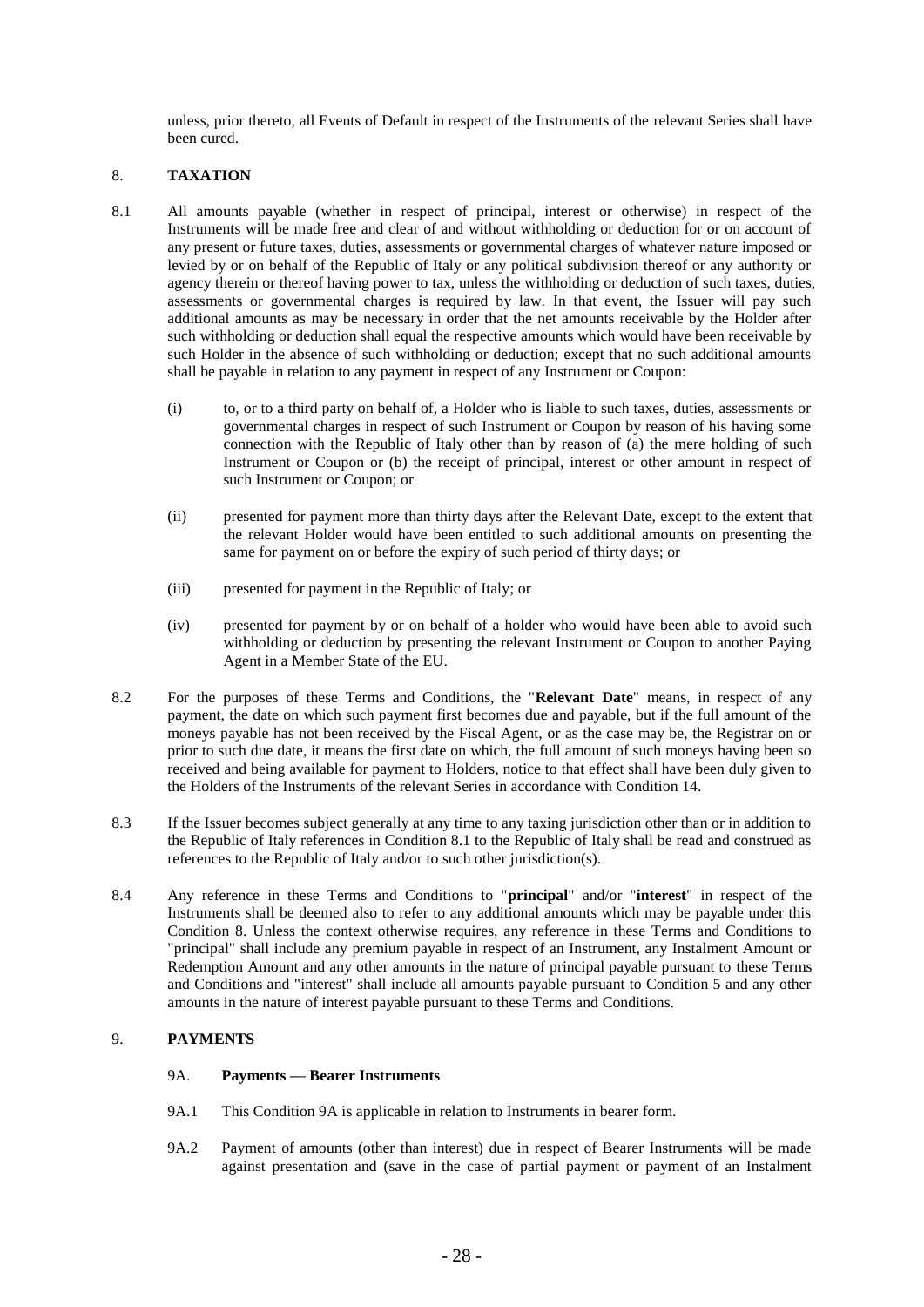unless, prior thereto, all Events of Default in respect of the Instruments of the relevant Series shall have been cured.

## 8. TAXATION

8.1 All amounts payable (whether in respect of principal, interest or otherwise) in respect of the Instruments will be made free and clear of and without withholding or deduction for or on account of any present or future taxes, duties, assessments or governmental charges of whatever nature imposed or levied by or on behalf of the Republic of Italy or any political subdivision thereof or any authority or agency therein or thereof having power to tax, unless the withholding or deduction of such taxes, duties, assessments or governmental charges is required by law. In that event, the Issuer will pay such additional amounts as may be necessary in order that the net amounts receivable by the Holder after such withholding or deduction shall equal the respective amounts which would have been receivable by such Holder in the absence of such withholding or deduction; except that no such additional amounts shall be payable in relation to any payment in respect of any Instrument or Coupon:

(i) to, or to a third party on behalf of, a Holder who is liable to such taxes, duties, assessments or governmental charges in respect of such Instrument or Coupon by reason of his having some connection with the Republic of Italy other than by reason of (a) the mere holding of such Instrument or Coupon or (b) the receipt of principal, interest or other amount in respect of such Instrument or Coupon; or

(ii) presented for payment more than thirty days after the Relevant Date, except to the extent that the relevant Holder would have been entitled to such additional amounts on presenting the same for payment on or before the expiry of such period of thirty days; or

(iii) presented for payment in the Republic of Italy; or

(iv) presented for payment by or on behalf of a holder who would have been able to avoid such withholding or deduction by presenting the relevant Instrument or Coupon to another Paying Agent in a Member State of the EU.

8.2 For the purposes of these Terms and Conditions, the "**Relevant Date**" means, in respect of any payment, the date on which such payment first becomes due and payable, but if the full amount of the moneys payable has not been received by the Fiscal Agent, or as the case may be, the Registrar on or prior to such due date, it means the first date on which, the full amount of such moneys having been so received and being available for payment to Holders, notice to that effect shall have been duly given to the Holders of the Instruments of the relevant Series in accordance with Condition 14.

8.3 If the Issuer becomes subject generally at any time to any taxing jurisdiction other than or in addition to the Republic of Italy references in Condition 8.1 to the Republic of Italy shall be read and construed as references to the Republic of Italy and/or to such other jurisdiction(s).

8.4 Any reference in these Terms and Conditions to "**principal**" and/or "**interest**" in respect of the Instruments shall be deemed also to refer to any additional amounts which may be payable under this Condition 8. Unless the context otherwise requires, any reference in these Terms and Conditions to "principal" shall include any premium payable in respect of an Instrument, any Instalment Amount or Redemption Amount and any other amounts in the nature of principal payable pursuant to these Terms and Conditions and "interest" shall include all amounts payable pursuant to Condition 5 and any other amounts in the nature of interest payable pursuant to these Terms and Conditions.

## 9. PAYMENTS

### 9A. Payments — Bearer Instruments

9A.1 This Condition 9A is applicable in relation to Instruments in bearer form.

9A.2 Payment of amounts (other than interest) due in respect of Bearer Instruments will be made against presentation and (save in the case of partial payment or payment of an Instalment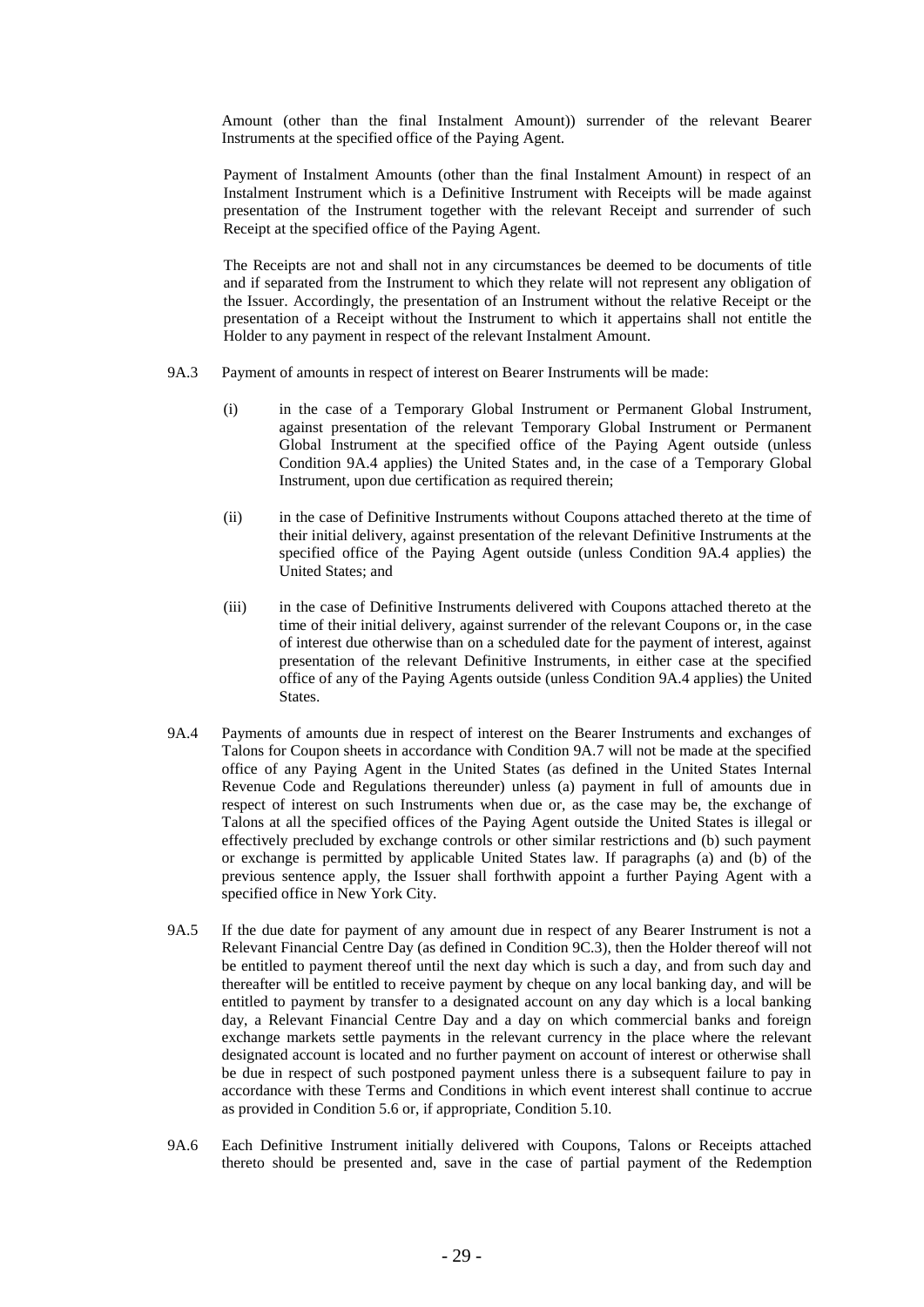Amount (other than the final Instalment Amount)) surrender of the relevant Bearer Instruments at the specified office of the Paying Agent.

Payment of Instalment Amounts (other than the final Instalment Amount) in respect of an Instalment Instrument which is a Definitive Instrument with Receipts will be made against presentation of the Instrument together with the relevant Receipt and surrender of such Receipt at the specified office of the Paying Agent.

The Receipts are not and shall not in any circumstances be deemed to be documents of title and if separated from the Instrument to which they relate will not represent any obligation of the Issuer. Accordingly, the presentation of an Instrument without the relative Receipt or the presentation of a Receipt without the Instrument to which it appertains shall not entitle the Holder to any payment in respect of the relevant Instalment Amount.

9A.3 Payment of amounts in respect of interest on Bearer Instruments will be made:

(i) in the case of a Temporary Global Instrument or Permanent Global Instrument, against presentation of the relevant Temporary Global Instrument or Permanent Global Instrument at the specified office of the Paying Agent outside (unless Condition 9A.4 applies) the United States and, in the case of a Temporary Global Instrument, upon due certification as required therein;

(ii) in the case of Definitive Instruments without Coupons attached thereto at the time of their initial delivery, against presentation of the relevant Definitive Instruments at the specified office of the Paying Agent outside (unless Condition 9A.4 applies) the United States; and

(iii) in the case of Definitive Instruments delivered with Coupons attached thereto at the time of their initial delivery, against surrender of the relevant Coupons or, in the case of interest due otherwise than on a scheduled date for the payment of interest, against presentation of the relevant Definitive Instruments, in either case at the specified office of any of the Paying Agents outside (unless Condition 9A.4 applies) the United States.

9A.4 Payments of amounts due in respect of interest on the Bearer Instruments and exchanges of Talons for Coupon sheets in accordance with Condition 9A.7 will not be made at the specified office of any Paying Agent in the United States (as defined in the United States Internal Revenue Code and Regulations thereunder) unless (a) payment in full of amounts due in respect of interest on such Instruments when due or, as the case may be, the exchange of Talons at all the specified offices of the Paying Agent outside the United States is illegal or effectively precluded by exchange controls or other similar restrictions and (b) such payment or exchange is permitted by applicable United States law. If paragraphs (a) and (b) of the previous sentence apply, the Issuer shall forthwith appoint a further Paying Agent with a specified office in New York City.

9A.5 If the due date for payment of any amount due in respect of any Bearer Instrument is not a Relevant Financial Centre Day (as defined in Condition 9C.3), then the Holder thereof will not be entitled to payment thereof until the next day which is such a day, and from such day and thereafter will be entitled to receive payment by cheque on any local banking day, and will be entitled to payment by transfer to a designated account on any day which is a local banking day, a Relevant Financial Centre Day and a day on which commercial banks and foreign exchange markets settle payments in the relevant currency in the place where the relevant designated account is located and no further payment on account of interest or otherwise shall be due in respect of such postponed payment unless there is a subsequent failure to pay in accordance with these Terms and Conditions in which event interest shall continue to accrue as provided in Condition 5.6 or, if appropriate, Condition 5.10.

9A.6 Each Definitive Instrument initially delivered with Coupons, Talons or Receipts attached thereto should be presented and, save in the case of partial payment of the Redemption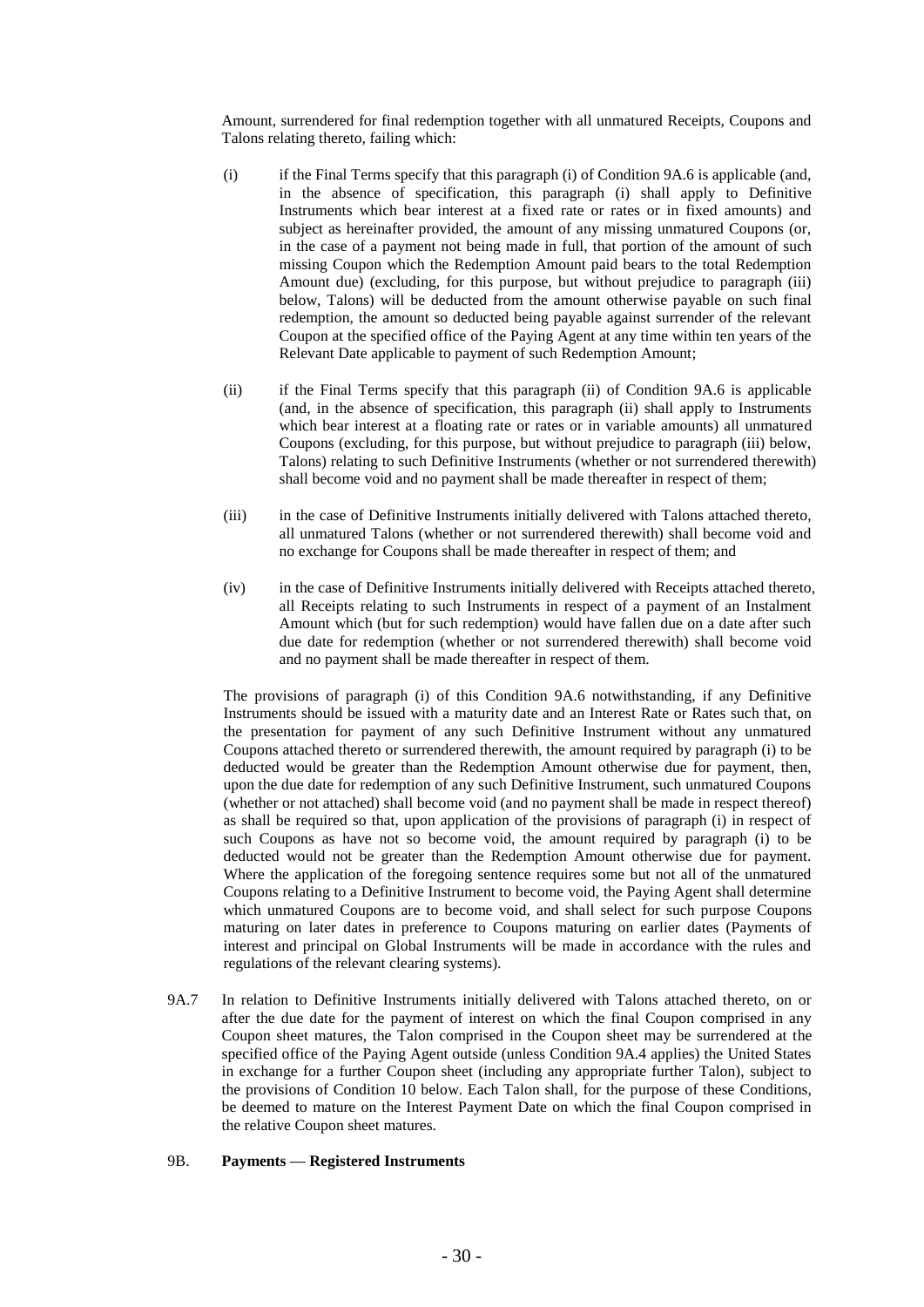Amount, surrendered for final redemption together with all unmatured Receipts, Coupons and Talons relating thereto, failing which:

(i) if the Final Terms specify that this paragraph (i) of Condition 9A.6 is applicable (and, in the absence of specification, this paragraph (i) shall apply to Definitive Instruments which bear interest at a fixed rate or rates or in fixed amounts) and subject as hereinafter provided, the amount of any missing unmatured Coupons (or, in the case of a payment not being made in full, that portion of the amount of such missing Coupon which the Redemption Amount paid bears to the total Redemption Amount due) (excluding, for this purpose, but without prejudice to paragraph (iii) below, Talons) will be deducted from the amount otherwise payable on such final redemption, the amount so deducted being payable against surrender of the relevant Coupon at the specified office of the Paying Agent at any time within ten years of the Relevant Date applicable to payment of such Redemption Amount;

(ii) if the Final Terms specify that this paragraph (ii) of Condition 9A.6 is applicable (and, in the absence of specification, this paragraph (ii) shall apply to Instruments which bear interest at a floating rate or rates or in variable amounts) all unmatured Coupons (excluding, for this purpose, but without prejudice to paragraph (iii) below, Talons) relating to such Definitive Instruments (whether or not surrendered therewith) shall become void and no payment shall be made thereafter in respect of them;

(iii) in the case of Definitive Instruments initially delivered with Talons attached thereto, all unmatured Talons (whether or not surrendered therewith) shall become void and no exchange for Coupons shall be made thereafter in respect of them; and

(iv) in the case of Definitive Instruments initially delivered with Receipts attached thereto, all Receipts relating to such Instruments in respect of a payment of an Instalment Amount which (but for such redemption) would have fallen due on a date after such due date for redemption (whether or not surrendered therewith) shall become void and no payment shall be made thereafter in respect of them.

The provisions of paragraph (i) of this Condition 9A.6 notwithstanding, if any Definitive Instruments should be issued with a maturity date and an Interest Rate or Rates such that, on the presentation for payment of any such Definitive Instrument without any unmatured Coupons attached thereto or surrendered therewith, the amount required by paragraph (i) to be deducted would be greater than the Redemption Amount otherwise due for payment, then, upon the due date for redemption of any such Definitive Instrument, such unmatured Coupons (whether or not attached) shall become void (and no payment shall be made in respect thereof) as shall be required so that, upon application of the provisions of paragraph (i) in respect of such Coupons as have not so become void, the amount required by paragraph (i) to be deducted would not be greater than the Redemption Amount otherwise due for payment. Where the application of the foregoing sentence requires some but not all of the unmatured Coupons relating to a Definitive Instrument to become void, the Paying Agent shall determine which unmatured Coupons are to become void, and shall select for such purpose Coupons maturing on later dates in preference to Coupons maturing on earlier dates (Payments of interest and principal on Global Instruments will be made in accordance with the rules and regulations of the relevant clearing systems).

9A.7 In relation to Definitive Instruments initially delivered with Talons attached thereto, on or after the due date for the payment of interest on which the final Coupon comprised in any Coupon sheet matures, the Talon comprised in the Coupon sheet may be surrendered at the specified office of the Paying Agent outside (unless Condition 9A.4 applies) the United States in exchange for a further Coupon sheet (including any appropriate further Talon), subject to the provisions of Condition 10 below. Each Talon shall, for the purpose of these Conditions, be deemed to mature on the Interest Payment Date on which the final Coupon comprised in the relative Coupon sheet matures.

9B. **Payments — Registered Instruments**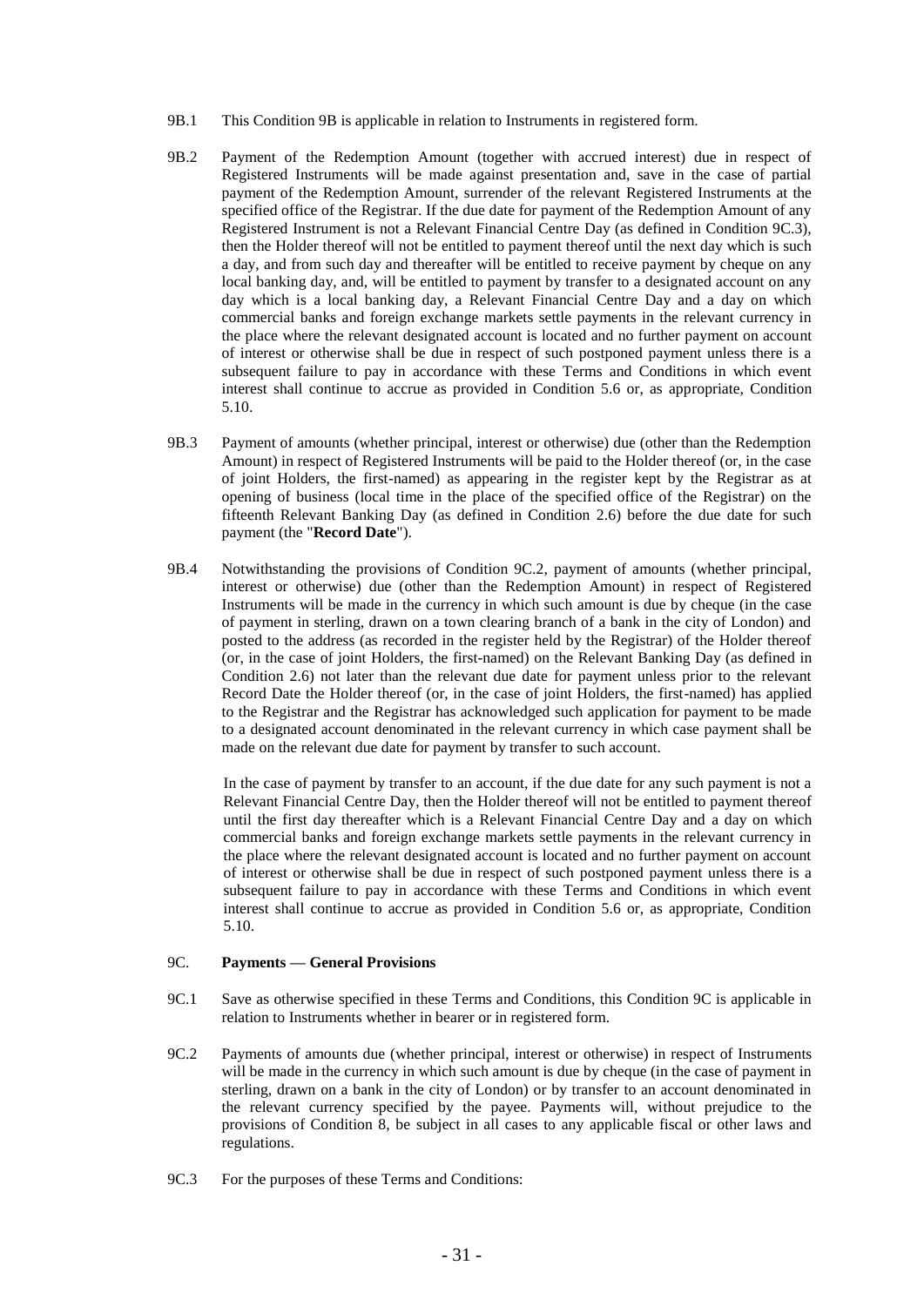9B.1 This Condition 9B is applicable in relation to Instruments in registered form.

9B.2 Payment of the Redemption Amount (together with accrued interest) due in respect of Registered Instruments will be made against presentation and, save in the case of partial payment of the Redemption Amount, surrender of the relevant Registered Instruments at the specified office of the Registrar. If the due date for payment of the Redemption Amount of any Registered Instrument is not a Relevant Financial Centre Day (as defined in Condition 9C.3), then the Holder thereof will not be entitled to payment thereof until the next day which is such a day, and from such day and thereafter will be entitled to receive payment by cheque on any local banking day, and, will be entitled to payment by transfer to a designated account on any day which is a local banking day, a Relevant Financial Centre Day and a day on which commercial banks and foreign exchange markets settle payments in the relevant currency in the place where the relevant designated account is located and no further payment on account of interest or otherwise shall be due in respect of such postponed payment unless there is a subsequent failure to pay in accordance with these Terms and Conditions in which event interest shall continue to accrue as provided in Condition 5.6 or, as appropriate, Condition 5.10.

9B.3 Payment of amounts (whether principal, interest or otherwise) due (other than the Redemption Amount) in respect of Registered Instruments will be paid to the Holder thereof (or, in the case of joint Holders, the first-named) as appearing in the register kept by the Registrar as at opening of business (local time in the place of the specified office of the Registrar) on the fifteenth Relevant Banking Day (as defined in Condition 2.6) before the due date for such payment (the "**Record Date**").

9B.4 Notwithstanding the provisions of Condition 9C.2, payment of amounts (whether principal, interest or otherwise) due (other than the Redemption Amount) in respect of Registered Instruments will be made in the currency in which such amount is due by cheque (in the case of payment in sterling, drawn on a town clearing branch of a bank in the city of London) and posted to the address (as recorded in the register held by the Registrar) of the Holder thereof (or, in the case of joint Holders, the first-named) on the Relevant Banking Day (as defined in Condition 2.6) not later than the relevant due date for payment unless prior to the relevant Record Date the Holder thereof (or, in the case of joint Holders, the first-named) has applied to the Registrar and the Registrar has acknowledged such application for payment to be made to a designated account denominated in the relevant currency in which case payment shall be made on the relevant due date for payment by transfer to such account.

In the case of payment by transfer to an account, if the due date for any such payment is not a Relevant Financial Centre Day, then the Holder thereof will not be entitled to payment thereof until the first day thereafter which is a Relevant Financial Centre Day and a day on which commercial banks and foreign exchange markets settle payments in the relevant currency in the place where the relevant designated account is located and no further payment on account of interest or otherwise shall be due in respect of such postponed payment unless there is a subsequent failure to pay in accordance with these Terms and Conditions in which event interest shall continue to accrue as provided in Condition 5.6 or, as appropriate, Condition 5.10.

### 9C. Payments — General Provisions

9C.1 Save as otherwise specified in these Terms and Conditions, this Condition 9C is applicable in relation to Instruments whether in bearer or in registered form.

9C.2 Payments of amounts due (whether principal, interest or otherwise) in respect of Instruments will be made in the currency in which such amount is due by cheque (in the case of payment in sterling, drawn on a bank in the city of London) or by transfer to an account denominated in the relevant currency specified by the payee. Payments will, without prejudice to the provisions of Condition 8, be subject in all cases to any applicable fiscal or other laws and regulations.

9C.3 For the purposes of these Terms and Conditions: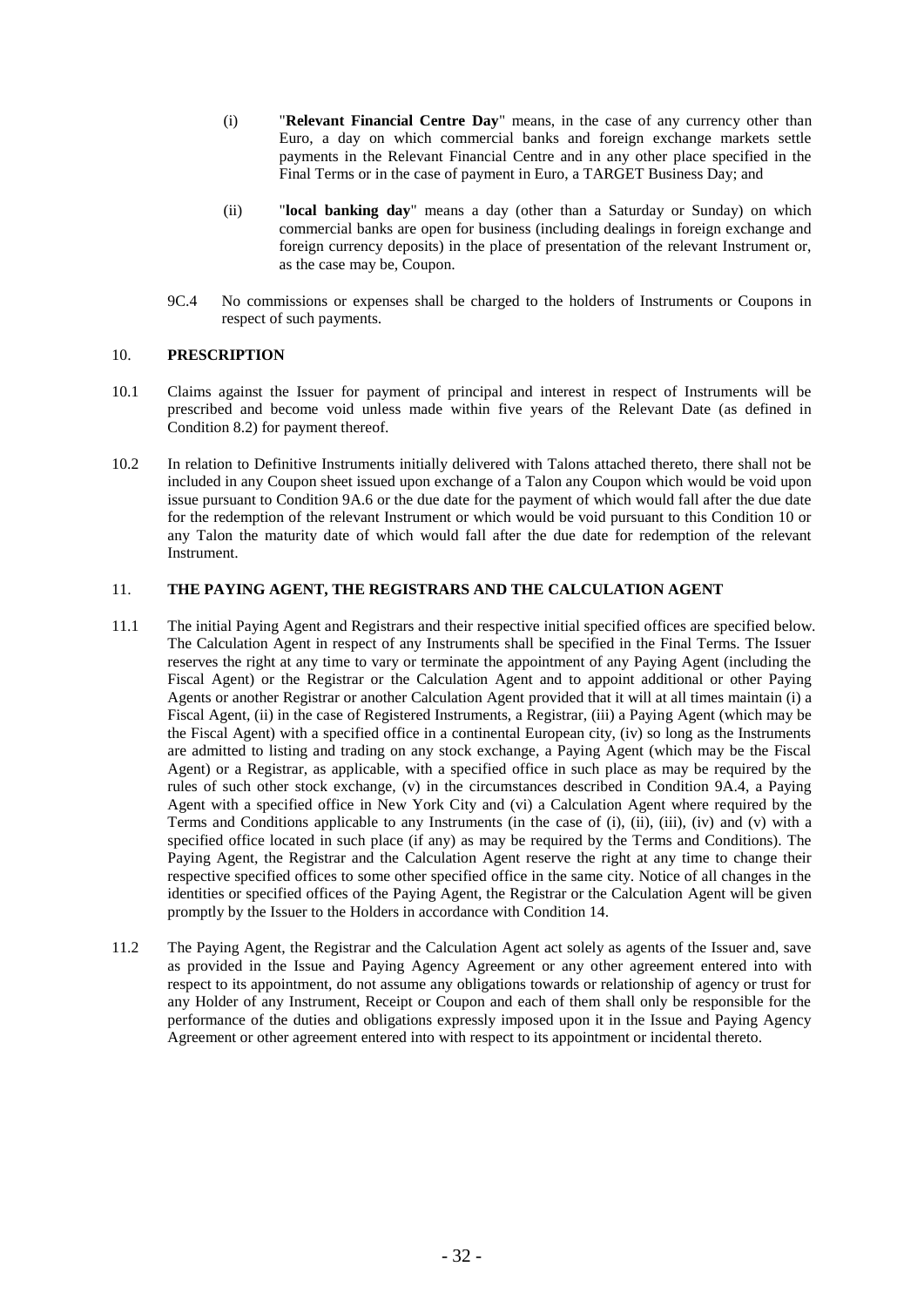(i) "**Relevant Financial Centre Day**" means, in the case of any currency other than Euro, a day on which commercial banks and foreign exchange markets settle payments in the Relevant Financial Centre and in any other place specified in the Final Terms or in the case of payment in Euro, a TARGET Business Day; and

(ii) "**local banking day**" means a day (other than a Saturday or Sunday) on which commercial banks are open for business (including dealings in foreign exchange and foreign currency deposits) in the place of presentation of the relevant Instrument or, as the case may be, Coupon.

9C.4 No commissions or expenses shall be charged to the holders of Instruments or Coupons in respect of such payments.

## 10. PRESCRIPTION

10.1 Claims against the Issuer for payment of principal and interest in respect of Instruments will be prescribed and become void unless made within five years of the Relevant Date (as defined in Condition 8.2) for payment thereof.

10.2 In relation to Definitive Instruments initially delivered with Talons attached thereto, there shall not be included in any Coupon sheet issued upon exchange of a Talon any Coupon which would be void upon issue pursuant to Condition 9A.6 or the due date for the payment of which would fall after the due date for the redemption of the relevant Instrument or which would be void pursuant to this Condition 10 or any Talon the maturity date of which would fall after the due date for redemption of the relevant Instrument.

## 11. THE PAYING AGENT, THE REGISTRARS AND THE CALCULATION AGENT

11.1 The initial Paying Agent and Registrars and their respective initial specified offices are specified below. The Calculation Agent in respect of any Instruments shall be specified in the Final Terms. The Issuer reserves the right at any time to vary or terminate the appointment of any Paying Agent (including the Fiscal Agent) or the Registrar or the Calculation Agent and to appoint additional or other Paying Agents or another Registrar or another Calculation Agent provided that it will at all times maintain (i) a Fiscal Agent, (ii) in the case of Registered Instruments, a Registrar, (iii) a Paying Agent (which may be the Fiscal Agent) with a specified office in a continental European city, (iv) so long as the Instruments are admitted to listing and trading on any stock exchange, a Paying Agent (which may be the Fiscal Agent) or a Registrar, as applicable, with a specified office in such place as may be required by the rules of such other stock exchange, (v) in the circumstances described in Condition 9A.4, a Paying Agent with a specified office in New York City and (vi) a Calculation Agent where required by the Terms and Conditions applicable to any Instruments (in the case of (i), (ii), (iii), (iv) and (v) with a specified office located in such place (if any) as may be required by the Terms and Conditions). The Paying Agent, the Registrar and the Calculation Agent reserve the right at any time to change their respective specified offices to some other specified office in the same city. Notice of all changes in the identities or specified offices of the Paying Agent, the Registrar or the Calculation Agent will be given promptly by the Issuer to the Holders in accordance with Condition 14.

11.2 The Paying Agent, the Registrar and the Calculation Agent act solely as agents of the Issuer and, save as provided in the Issue and Paying Agency Agreement or any other agreement entered into with respect to its appointment, do not assume any obligations towards or relationship of agency or trust for any Holder of any Instrument, Receipt or Coupon and each of them shall only be responsible for the performance of the duties and obligations expressly imposed upon it in the Issue and Paying Agency Agreement or other agreement entered into with respect to its appointment or incidental thereto.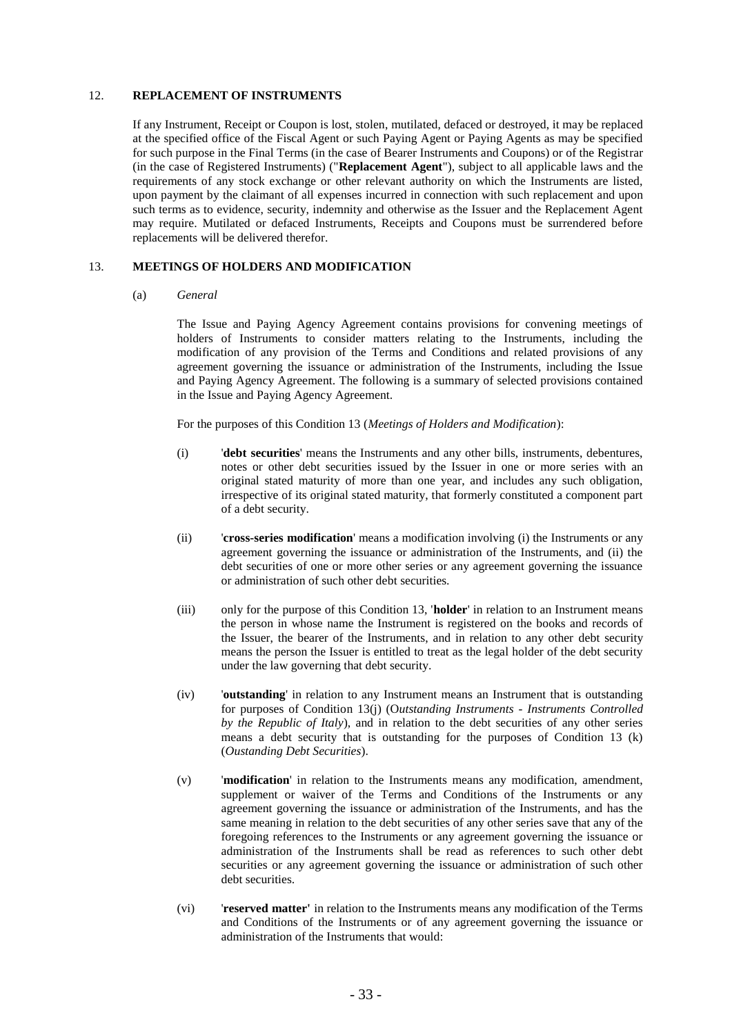## 12. REPLACEMENT OF INSTRUMENTS

If any Instrument, Receipt or Coupon is lost, stolen, mutilated, defaced or destroyed, it may be replaced at the specified office of the Fiscal Agent or such Paying Agent or Paying Agents as may be specified for such purpose in the Final Terms (in the case of Bearer Instruments and Coupons) or of the Registrar (in the case of Registered Instruments) ("**Replacement Agent**"), subject to all applicable laws and the requirements of any stock exchange or other relevant authority on which the Instruments are listed, upon payment by the claimant of all expenses incurred in connection with such replacement and upon such terms as to evidence, security, indemnity and otherwise as the Issuer and the Replacement Agent may require. Mutilated or defaced Instruments, Receipts and Coupons must be surrendered before replacements will be delivered therefor.

## 13. MEETINGS OF HOLDERS AND MODIFICATION

### (a) *General*

The Issue and Paying Agency Agreement contains provisions for convening meetings of holders of Instruments to consider matters relating to the Instruments, including the modification of any provision of the Terms and Conditions and related provisions of any agreement governing the issuance or administration of the Instruments, including the Issue and Paying Agency Agreement. The following is a summary of selected provisions contained in the Issue and Paying Agency Agreement.

For the purposes of this Condition 13 (*Meetings of Holders and Modification*):

(i) '**debt securities**' means the Instruments and any other bills, instruments, debentures, notes or other debt securities issued by the Issuer in one or more series with an original stated maturity of more than one year, and includes any such obligation, irrespective of its original stated maturity, that formerly constituted a component part of a debt security.

(ii) '**cross-series modification**' means a modification involving (i) the Instruments or any agreement governing the issuance or administration of the Instruments, and (ii) the debt securities of one or more other series or any agreement governing the issuance or administration of such other debt securities.

(iii) only for the purpose of this Condition 13, '**holder**' in relation to an Instrument means the person in whose name the Instrument is registered on the books and records of the Issuer, the bearer of the Instruments, and in relation to any other debt security means the person the Issuer is entitled to treat as the legal holder of the debt security under the law governing that debt security.

(iv) '**outstanding**' in relation to any Instrument means an Instrument that is outstanding for purposes of Condition 13(j) (O*utstanding Instruments - Instruments Controlled by the Republic of Italy*), and in relation to the debt securities of any other series means a debt security that is outstanding for the purposes of Condition 13 (k) (*Oustanding Debt Securities*).

(v) '**modification**' in relation to the Instruments means any modification, amendment, supplement or waiver of the Terms and Conditions of the Instruments or any agreement governing the issuance or administration of the Instruments, and has the same meaning in relation to the debt securities of any other series save that any of the foregoing references to the Instruments or any agreement governing the issuance or administration of the Instruments shall be read as references to such other debt securities or any agreement governing the issuance or administration of such other debt securities.

(vi) '**reserved matter'** in relation to the Instruments means any modification of the Terms and Conditions of the Instruments or of any agreement governing the issuance or administration of the Instruments that would: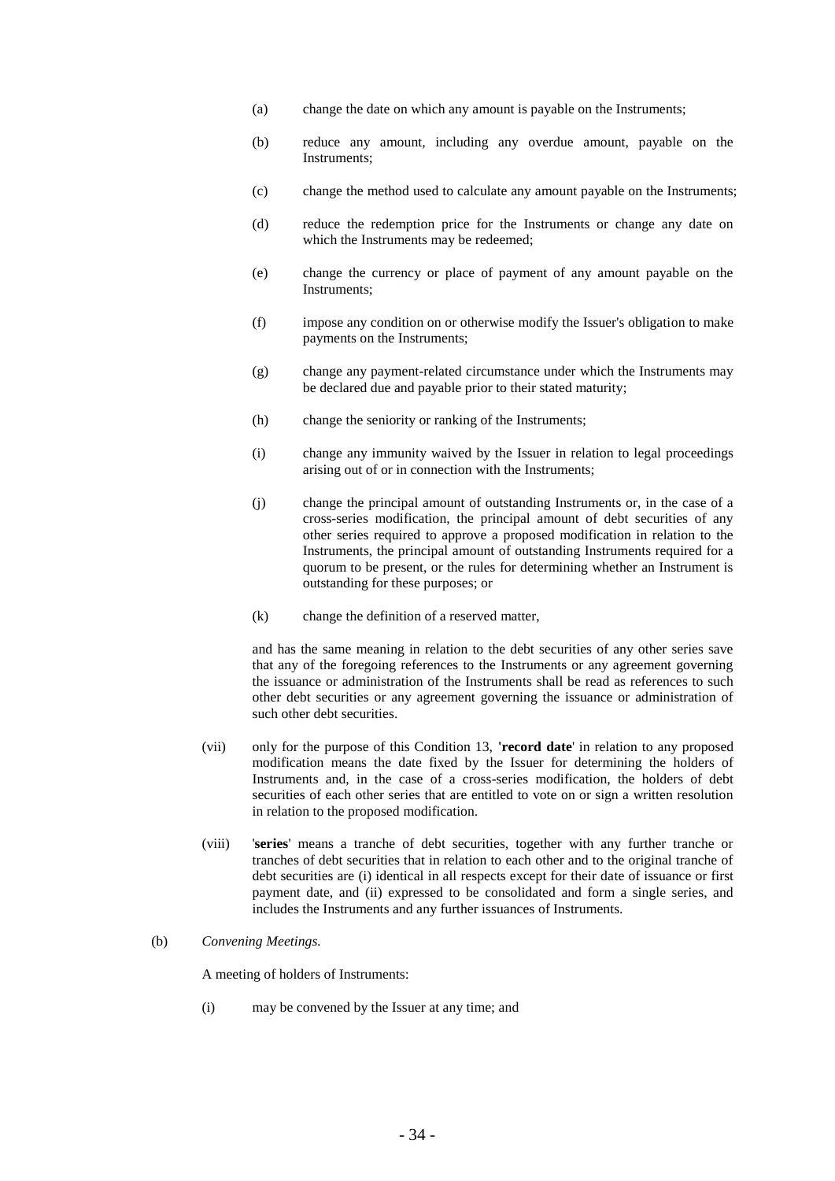(a) change the date on which any amount is payable on the Instruments;

(b) reduce any amount, including any overdue amount, payable on the Instruments;

(c) change the method used to calculate any amount payable on the Instruments;

(d) reduce the redemption price for the Instruments or change any date on which the Instruments may be redeemed;

(e) change the currency or place of payment of any amount payable on the Instruments;

(f) impose any condition on or otherwise modify the Issuer's obligation to make payments on the Instruments;

(g) change any payment-related circumstance under which the Instruments may be declared due and payable prior to their stated maturity;

(h) change the seniority or ranking of the Instruments;

(i) change any immunity waived by the Issuer in relation to legal proceedings arising out of or in connection with the Instruments;

(j) change the principal amount of outstanding Instruments or, in the case of a cross-series modification, the principal amount of debt securities of any other series required to approve a proposed modification in relation to the Instruments, the principal amount of outstanding Instruments required for a quorum to be present, or the rules for determining whether an Instrument is outstanding for these purposes; or

(k) change the definition of a reserved matter,

and has the same meaning in relation to the debt securities of any other series save that any of the foregoing references to the Instruments or any agreement governing the issuance or administration of the Instruments shall be read as references to such other debt securities or any agreement governing the issuance or administration of such other debt securities.

(vii) only for the purpose of this Condition 13, **'record date'** in relation to any proposed modification means the date fixed by the Issuer for determining the holders of Instruments and, in the case of a cross-series modification, the holders of debt securities of each other series that are entitled to vote on or sign a written resolution in relation to the proposed modification.

(viii) '**series**' means a tranche of debt securities, together with any further tranche or tranches of debt securities that in relation to each other and to the original tranche of debt securities are (i) identical in all respects except for their date of issuance or first payment date, and (ii) expressed to be consolidated and form a single series, and includes the Instruments and any further issuances of Instruments.

(b) *Convening Meetings.*

A meeting of holders of Instruments:

(i) may be convened by the Issuer at any time; and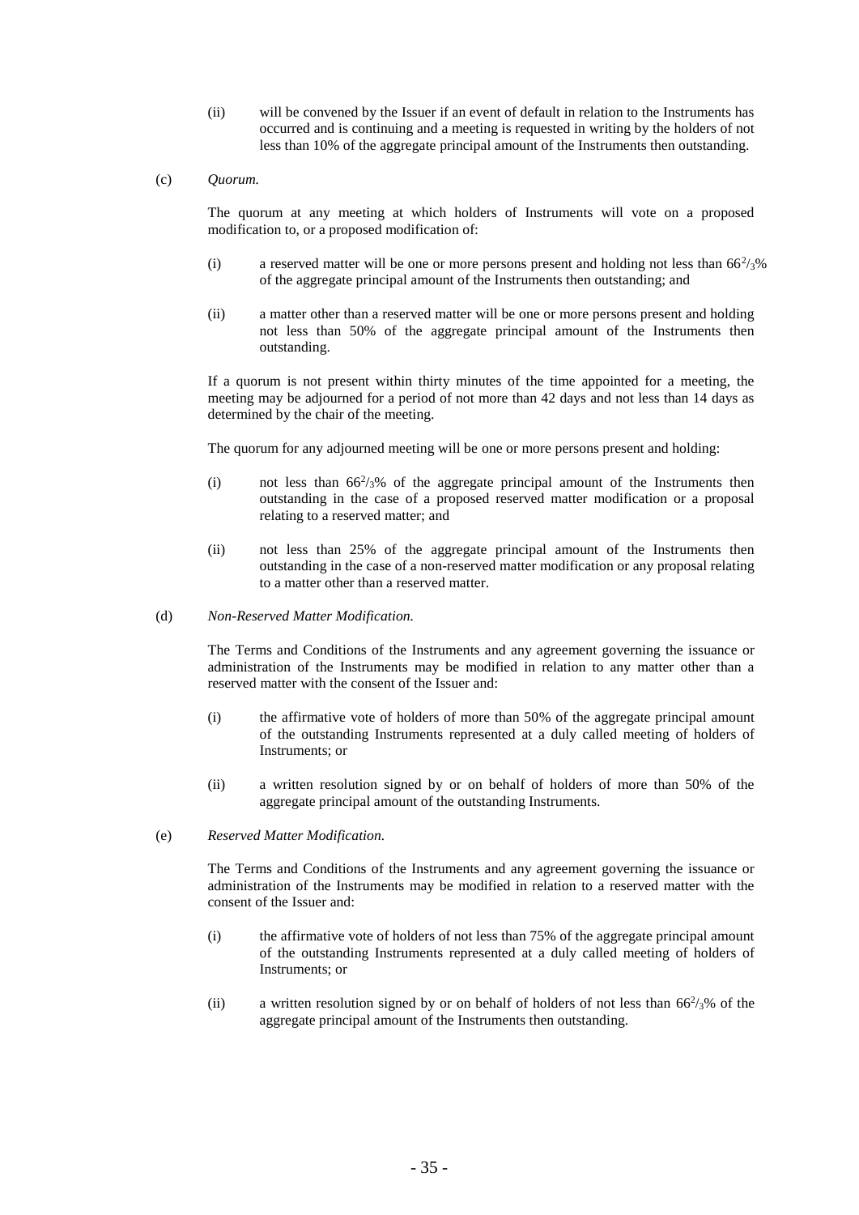(ii) will be convened by the Issuer if an event of default in relation to the Instruments has occurred and is continuing and a meeting is requested in writing by the holders of not less than 10% of the aggregate principal amount of the Instruments then outstanding.

(c) *Quorum.*

The quorum at any meeting at which holders of Instruments will vote on a proposed modification to, or a proposed modification of:

(i) a reserved matter will be one or more persons present and holding not less than $66^2/_3$% of the aggregate principal amount of the Instruments then outstanding; and

(ii) a matter other than a reserved matter will be one or more persons present and holding not less than 50% of the aggregate principal amount of the Instruments then outstanding.

If a quorum is not present within thirty minutes of the time appointed for a meeting, the meeting may be adjourned for a period of not more than 42 days and not less than 14 days as determined by the chair of the meeting.

The quorum for any adjourned meeting will be one or more persons present and holding:

(i) not less than $66^2/_3$% of the aggregate principal amount of the Instruments then outstanding in the case of a proposed reserved matter modification or a proposal relating to a reserved matter; and

(ii) not less than 25% of the aggregate principal amount of the Instruments then outstanding in the case of a non-reserved matter modification or any proposal relating to a matter other than a reserved matter.

(d) *Non-Reserved Matter Modification.*

The Terms and Conditions of the Instruments and any agreement governing the issuance or administration of the Instruments may be modified in relation to any matter other than a reserved matter with the consent of the Issuer and:

(i) the affirmative vote of holders of more than 50% of the aggregate principal amount of the outstanding Instruments represented at a duly called meeting of holders of Instruments; or

(ii) a written resolution signed by or on behalf of holders of more than 50% of the aggregate principal amount of the outstanding Instruments.

(e) *Reserved Matter Modification.*

The Terms and Conditions of the Instruments and any agreement governing the issuance or administration of the Instruments may be modified in relation to a reserved matter with the consent of the Issuer and:

(i) the affirmative vote of holders of not less than 75% of the aggregate principal amount of the outstanding Instruments represented at a duly called meeting of holders of Instruments; or

(ii) a written resolution signed by or on behalf of holders of not less than $66^2/_3$% of the aggregate principal amount of the Instruments then outstanding.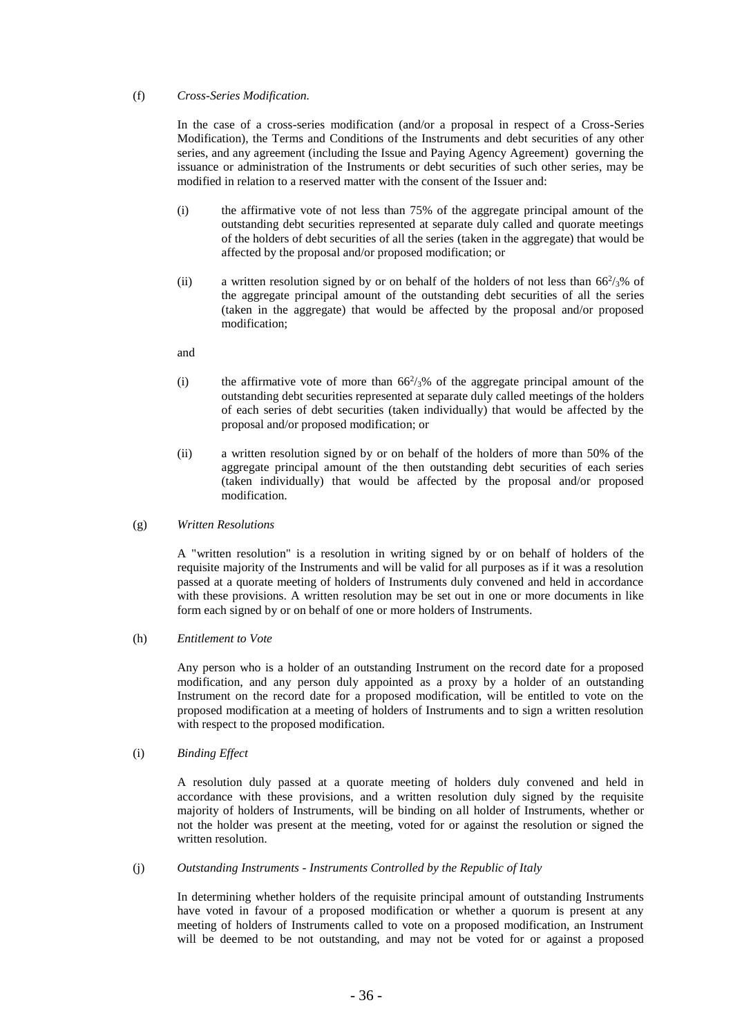(f) *Cross-Series Modification.*

In the case of a cross-series modification (and/or a proposal in respect of a Cross-Series Modification), the Terms and Conditions of the Instruments and debt securities of any other series, and any agreement (including the Issue and Paying Agency Agreement) governing the issuance or administration of the Instruments or debt securities of such other series, may be modified in relation to a reserved matter with the consent of the Issuer and:

(i) the affirmative vote of not less than 75% of the aggregate principal amount of the outstanding debt securities represented at separate duly called and quorate meetings of the holders of debt securities of all the series (taken in the aggregate) that would be affected by the proposal and/or proposed modification; or

(ii) a written resolution signed by or on behalf of the holders of not less than $66^2/_3$% of the aggregate principal amount of the outstanding debt securities of all the series (taken in the aggregate) that would be affected by the proposal and/or proposed modification;

and

(i) the affirmative vote of more than $66^2/_3$% of the aggregate principal amount of the outstanding debt securities represented at separate duly called meetings of the holders of each series of debt securities (taken individually) that would be affected by the proposal and/or proposed modification; or

(ii) a written resolution signed by or on behalf of the holders of more than 50% of the aggregate principal amount of the then outstanding debt securities of each series (taken individually) that would be affected by the proposal and/or proposed modification.

(g) *Written Resolutions*

A "written resolution" is a resolution in writing signed by or on behalf of holders of the requisite majority of the Instruments and will be valid for all purposes as if it was a resolution passed at a quorate meeting of holders of Instruments duly convened and held in accordance with these provisions. A written resolution may be set out in one or more documents in like form each signed by or on behalf of one or more holders of Instruments.

(h) *Entitlement to Vote*

Any person who is a holder of an outstanding Instrument on the record date for a proposed modification, and any person duly appointed as a proxy by a holder of an outstanding Instrument on the record date for a proposed modification, will be entitled to vote on the proposed modification at a meeting of holders of Instruments and to sign a written resolution with respect to the proposed modification.

(i) *Binding Effect*

A resolution duly passed at a quorate meeting of holders duly convened and held in accordance with these provisions, and a written resolution duly signed by the requisite majority of holders of Instruments, will be binding on all holder of Instruments, whether or not the holder was present at the meeting, voted for or against the resolution or signed the written resolution.

(j) *Outstanding Instruments - Instruments Controlled by the Republic of Italy*

In determining whether holders of the requisite principal amount of outstanding Instruments have voted in favour of a proposed modification or whether a quorum is present at any meeting of holders of Instruments called to vote on a proposed modification, an Instrument will be deemed to be not outstanding, and may not be voted for or against a proposed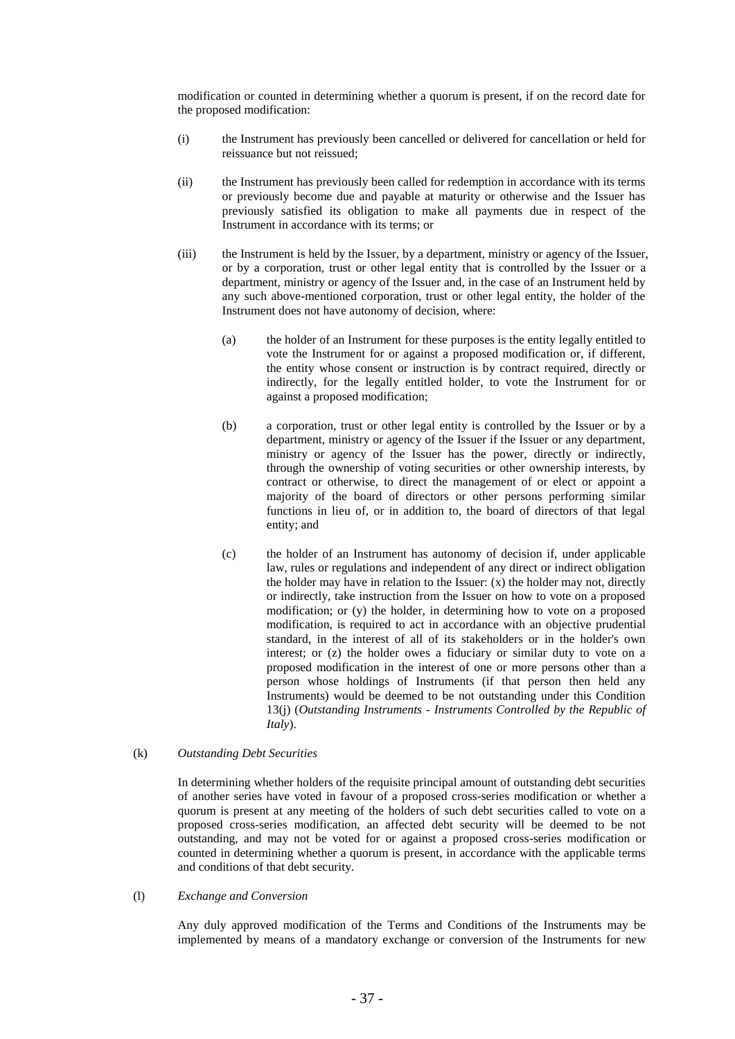modification or counted in determining whether a quorum is present, if on the record date for the proposed modification:

(i) the Instrument has previously been cancelled or delivered for cancellation or held for reissuance but not reissued;

(ii) the Instrument has previously been called for redemption in accordance with its terms or previously become due and payable at maturity or otherwise and the Issuer has previously satisfied its obligation to make all payments due in respect of the Instrument in accordance with its terms; or

(iii) the Instrument is held by the Issuer, by a department, ministry or agency of the Issuer, or by a corporation, trust or other legal entity that is controlled by the Issuer or a department, ministry or agency of the Issuer and, in the case of an Instrument held by any such above-mentioned corporation, trust or other legal entity, the holder of the Instrument does not have autonomy of decision, where:

  (a) the holder of an Instrument for these purposes is the entity legally entitled to vote the Instrument for or against a proposed modification or, if different, the entity whose consent or instruction is by contract required, directly or indirectly, for the legally entitled holder, to vote the Instrument for or against a proposed modification;

  (b) a corporation, trust or other legal entity is controlled by the Issuer or by a department, ministry or agency of the Issuer if the Issuer or any department, ministry or agency of the Issuer has the power, directly or indirectly, through the ownership of voting securities or other ownership interests, by contract or otherwise, to direct the management of or elect or appoint a majority of the board of directors or other persons performing similar functions in lieu of, or in addition to, the board of directors of that legal entity; and

  (c) the holder of an Instrument has autonomy of decision if, under applicable law, rules or regulations and independent of any direct or indirect obligation the holder may have in relation to the Issuer: (x) the holder may not, directly or indirectly, take instruction from the Issuer on how to vote on a proposed modification; or (y) the holder, in determining how to vote on a proposed modification, is required to act in accordance with an objective prudential standard, in the interest of all of its stakeholders or in the holder's own interest; or (z) the holder owes a fiduciary or similar duty to vote on a proposed modification in the interest of one or more persons other than a person whose holdings of Instruments (if that person then held any Instruments) would be deemed to be not outstanding under this Condition 13(j) (*Outstanding Instruments - Instruments Controlled by the Republic of Italy*).

(k) *Outstanding Debt Securities*

In determining whether holders of the requisite principal amount of outstanding debt securities of another series have voted in favour of a proposed cross-series modification or whether a quorum is present at any meeting of the holders of such debt securities called to vote on a proposed cross-series modification, an affected debt security will be deemed to be not outstanding, and may not be voted for or against a proposed cross-series modification or counted in determining whether a quorum is present, in accordance with the applicable terms and conditions of that debt security.

(l) *Exchange and Conversion*

Any duly approved modification of the Terms and Conditions of the Instruments may be implemented by means of a mandatory exchange or conversion of the Instruments for new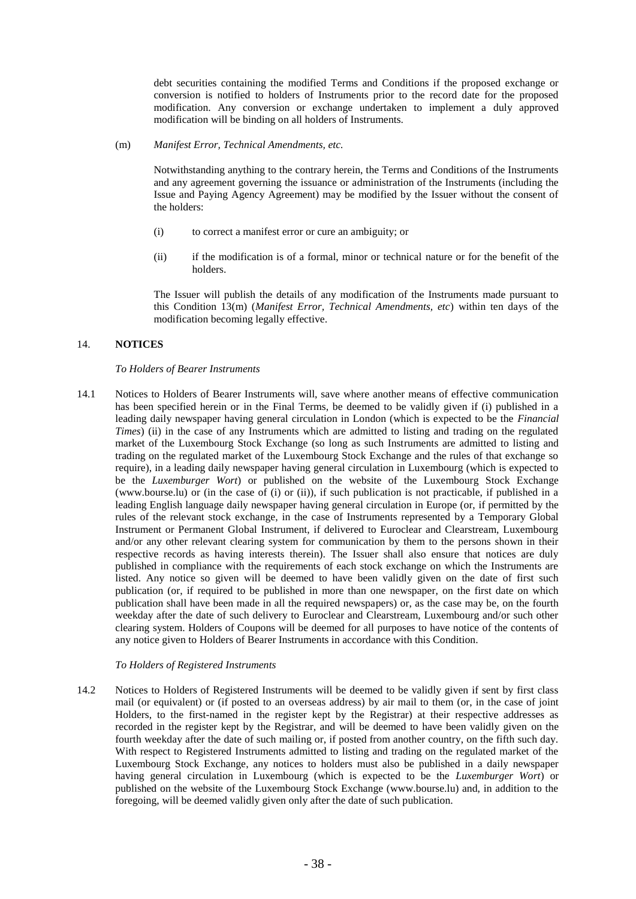debt securities containing the modified Terms and Conditions if the proposed exchange or conversion is notified to holders of Instruments prior to the record date for the proposed modification. Any conversion or exchange undertaken to implement a duly approved modification will be binding on all holders of Instruments.

(m) *Manifest Error, Technical Amendments, etc.*

Notwithstanding anything to the contrary herein, the Terms and Conditions of the Instruments and any agreement governing the issuance or administration of the Instruments (including the Issue and Paying Agency Agreement) may be modified by the Issuer without the consent of the holders:

(i) to correct a manifest error or cure an ambiguity; or

(ii) if the modification is of a formal, minor or technical nature or for the benefit of the holders.

The Issuer will publish the details of any modification of the Instruments made pursuant to this Condition 13(m) (*Manifest Error, Technical Amendments, etc*) within ten days of the modification becoming legally effective.

## 14. NOTICES

*To Holders of Bearer Instruments*

14.1 Notices to Holders of Bearer Instruments will, save where another means of effective communication has been specified herein or in the Final Terms, be deemed to be validly given if (i) published in a leading daily newspaper having general circulation in London (which is expected to be the *Financial Times*) (ii) in the case of any Instruments which are admitted to listing and trading on the regulated market of the Luxembourg Stock Exchange (so long as such Instruments are admitted to listing and trading on the regulated market of the Luxembourg Stock Exchange and the rules of that exchange so require), in a leading daily newspaper having general circulation in Luxembourg (which is expected to be the *Luxemburger Wort*) or published on the website of the Luxembourg Stock Exchange (www.bourse.lu) or (in the case of (i) or (ii)), if such publication is not practicable, if published in a leading English language daily newspaper having general circulation in Europe (or, if permitted by the rules of the relevant stock exchange, in the case of Instruments represented by a Temporary Global Instrument or Permanent Global Instrument, if delivered to Euroclear and Clearstream, Luxembourg and/or any other relevant clearing system for communication by them to the persons shown in their respective records as having interests therein). The Issuer shall also ensure that notices are duly published in compliance with the requirements of each stock exchange on which the Instruments are listed. Any notice so given will be deemed to have been validly given on the date of first such publication (or, if required to be published in more than one newspaper, on the first date on which publication shall have been made in all the required newspapers) or, as the case may be, on the fourth weekday after the date of such delivery to Euroclear and Clearstream, Luxembourg and/or such other clearing system. Holders of Coupons will be deemed for all purposes to have notice of the contents of any notice given to Holders of Bearer Instruments in accordance with this Condition.

*To Holders of Registered Instruments*

14.2 Notices to Holders of Registered Instruments will be deemed to be validly given if sent by first class mail (or equivalent) or (if posted to an overseas address) by air mail to them (or, in the case of joint Holders, to the first-named in the register kept by the Registrar) at their respective addresses as recorded in the register kept by the Registrar, and will be deemed to have been validly given on the fourth weekday after the date of such mailing or, if posted from another country, on the fifth such day. With respect to Registered Instruments admitted to listing and trading on the regulated market of the Luxembourg Stock Exchange, any notices to holders must also be published in a daily newspaper having general circulation in Luxembourg (which is expected to be the *Luxemburger Wort*) or published on the website of the Luxembourg Stock Exchange (www.bourse.lu) and, in addition to the foregoing, will be deemed validly given only after the date of such publication.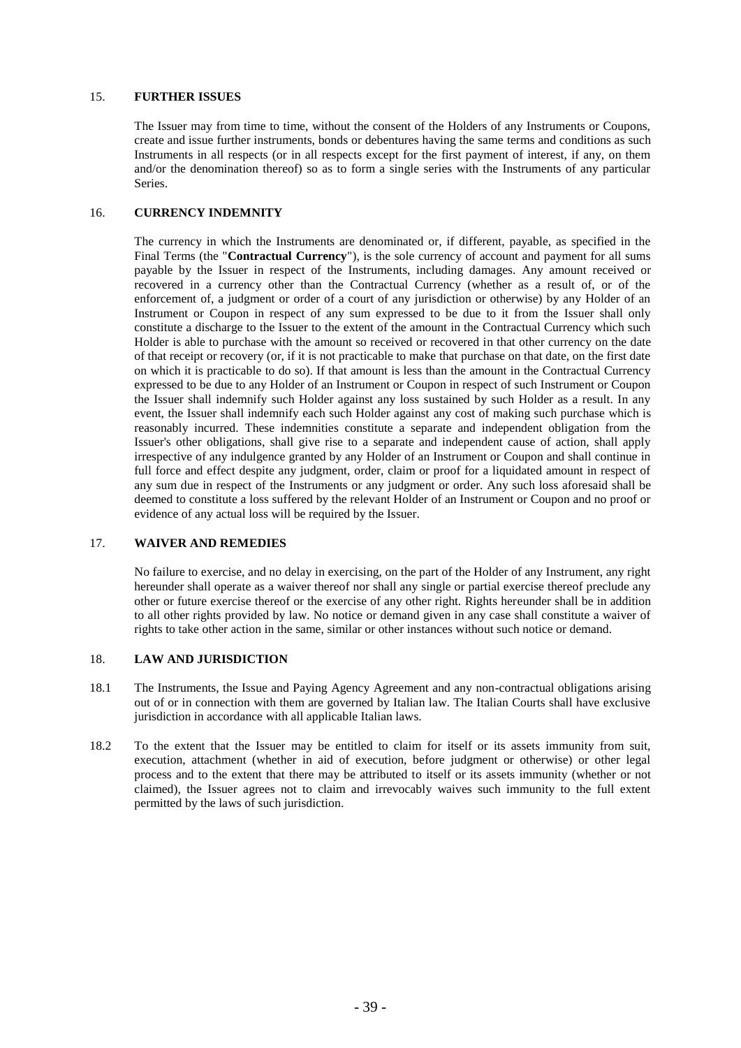## 15. FURTHER ISSUES

The Issuer may from time to time, without the consent of the Holders of any Instruments or Coupons, create and issue further instruments, bonds or debentures having the same terms and conditions as such Instruments in all respects (or in all respects except for the first payment of interest, if any, on them and/or the denomination thereof) so as to form a single series with the Instruments of any particular Series.

## 16. CURRENCY INDEMNITY

The currency in which the Instruments are denominated or, if different, payable, as specified in the Final Terms (the "**Contractual Currency**"), is the sole currency of account and payment for all sums payable by the Issuer in respect of the Instruments, including damages. Any amount received or recovered in a currency other than the Contractual Currency (whether as a result of, or of the enforcement of, a judgment or order of a court of any jurisdiction or otherwise) by any Holder of an Instrument or Coupon in respect of any sum expressed to be due to it from the Issuer shall only constitute a discharge to the Issuer to the extent of the amount in the Contractual Currency which such Holder is able to purchase with the amount so received or recovered in that other currency on the date of that receipt or recovery (or, if it is not practicable to make that purchase on that date, on the first date on which it is practicable to do so). If that amount is less than the amount in the Contractual Currency expressed to be due to any Holder of an Instrument or Coupon in respect of such Instrument or Coupon the Issuer shall indemnify such Holder against any loss sustained by such Holder as a result. In any event, the Issuer shall indemnify each such Holder against any cost of making such purchase which is reasonably incurred. These indemnities constitute a separate and independent obligation from the Issuer's other obligations, shall give rise to a separate and independent cause of action, shall apply irrespective of any indulgence granted by any Holder of an Instrument or Coupon and shall continue in full force and effect despite any judgment, order, claim or proof for a liquidated amount in respect of any sum due in respect of the Instruments or any judgment or order. Any such loss aforesaid shall be deemed to constitute a loss suffered by the relevant Holder of an Instrument or Coupon and no proof or evidence of any actual loss will be required by the Issuer.

## 17. WAIVER AND REMEDIES

No failure to exercise, and no delay in exercising, on the part of the Holder of any Instrument, any right hereunder shall operate as a waiver thereof nor shall any single or partial exercise thereof preclude any other or future exercise thereof or the exercise of any other right. Rights hereunder shall be in addition to all other rights provided by law. No notice or demand given in any case shall constitute a waiver of rights to take other action in the same, similar or other instances without such notice or demand.

## 18. LAW AND JURISDICTION

18.1 The Instruments, the Issue and Paying Agency Agreement and any non-contractual obligations arising out of or in connection with them are governed by Italian law. The Italian Courts shall have exclusive jurisdiction in accordance with all applicable Italian laws.

18.2 To the extent that the Issuer may be entitled to claim for itself or its assets immunity from suit, execution, attachment (whether in aid of execution, before judgment or otherwise) or other legal process and to the extent that there may be attributed to itself or its assets immunity (whether or not claimed), the Issuer agrees not to claim and irrevocably waives such immunity to the full extent permitted by the laws of such jurisdiction.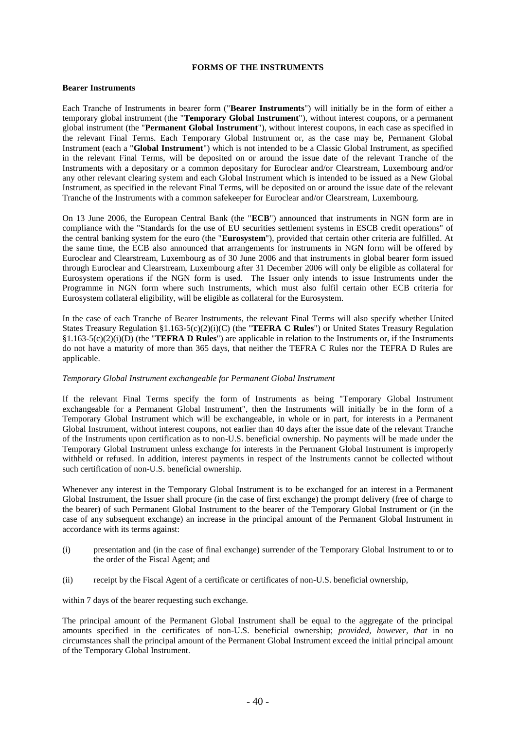# FORMS OF THE INSTRUMENTS

**Bearer Instruments**

Each Tranche of Instruments in bearer form ("**Bearer Instruments**") will initially be in the form of either a temporary global instrument (the "**Temporary Global Instrument**"), without interest coupons, or a permanent global instrument (the "**Permanent Global Instrument**"), without interest coupons, in each case as specified in the relevant Final Terms. Each Temporary Global Instrument or, as the case may be, Permanent Global Instrument (each a "**Global Instrument**") which is not intended to be a Classic Global Instrument, as specified in the relevant Final Terms, will be deposited on or around the issue date of the relevant Tranche of the Instruments with a depositary or a common depositary for Euroclear and/or Clearstream, Luxembourg and/or any other relevant clearing system and each Global Instrument which is intended to be issued as a New Global Instrument, as specified in the relevant Final Terms, will be deposited on or around the issue date of the relevant Tranche of the Instruments with a common safekeeper for Euroclear and/or Clearstream, Luxembourg.

On 13 June 2006, the European Central Bank (the "**ECB**") announced that instruments in NGN form are in compliance with the "Standards for the use of EU securities settlement systems in ESCB credit operations" of the central banking system for the euro (the "**Eurosystem**"), provided that certain other criteria are fulfilled. At the same time, the ECB also announced that arrangements for instruments in NGN form will be offered by Euroclear and Clearstream, Luxembourg as of 30 June 2006 and that instruments in global bearer form issued through Euroclear and Clearstream, Luxembourg after 31 December 2006 will only be eligible as collateral for Eurosystem operations if the NGN form is used. The Issuer only intends to issue Instruments under the Programme in NGN form where such Instruments, which must also fulfil certain other ECB criteria for Eurosystem collateral eligibility, will be eligible as collateral for the Eurosystem.

In the case of each Tranche of Bearer Instruments, the relevant Final Terms will also specify whether United States Treasury Regulation §1.163-5(c)(2)(i)(C) (the "**TEFRA C Rules**") or United States Treasury Regulation §1.163-5(c)(2)(i)(D) (the "**TEFRA D Rules**") are applicable in relation to the Instruments or, if the Instruments do not have a maturity of more than 365 days, that neither the TEFRA C Rules nor the TEFRA D Rules are applicable.

*Temporary Global Instrument exchangeable for Permanent Global Instrument*

If the relevant Final Terms specify the form of Instruments as being "Temporary Global Instrument exchangeable for a Permanent Global Instrument", then the Instruments will initially be in the form of a Temporary Global Instrument which will be exchangeable, in whole or in part, for interests in a Permanent Global Instrument, without interest coupons, not earlier than 40 days after the issue date of the relevant Tranche of the Instruments upon certification as to non-U.S. beneficial ownership. No payments will be made under the Temporary Global Instrument unless exchange for interests in the Permanent Global Instrument is improperly withheld or refused. In addition, interest payments in respect of the Instruments cannot be collected without such certification of non-U.S. beneficial ownership.

Whenever any interest in the Temporary Global Instrument is to be exchanged for an interest in a Permanent Global Instrument, the Issuer shall procure (in the case of first exchange) the prompt delivery (free of charge to the bearer) of such Permanent Global Instrument to the bearer of the Temporary Global Instrument or (in the case of any subsequent exchange) an increase in the principal amount of the Permanent Global Instrument in accordance with its terms against:

(i) presentation and (in the case of final exchange) surrender of the Temporary Global Instrument to or to the order of the Fiscal Agent; and

(ii) receipt by the Fiscal Agent of a certificate or certificates of non-U.S. beneficial ownership,

within 7 days of the bearer requesting such exchange.

The principal amount of the Permanent Global Instrument shall be equal to the aggregate of the principal amounts specified in the certificates of non-U.S. beneficial ownership; *provided, however, that* in no circumstances shall the principal amount of the Permanent Global Instrument exceed the initial principal amount of the Temporary Global Instrument.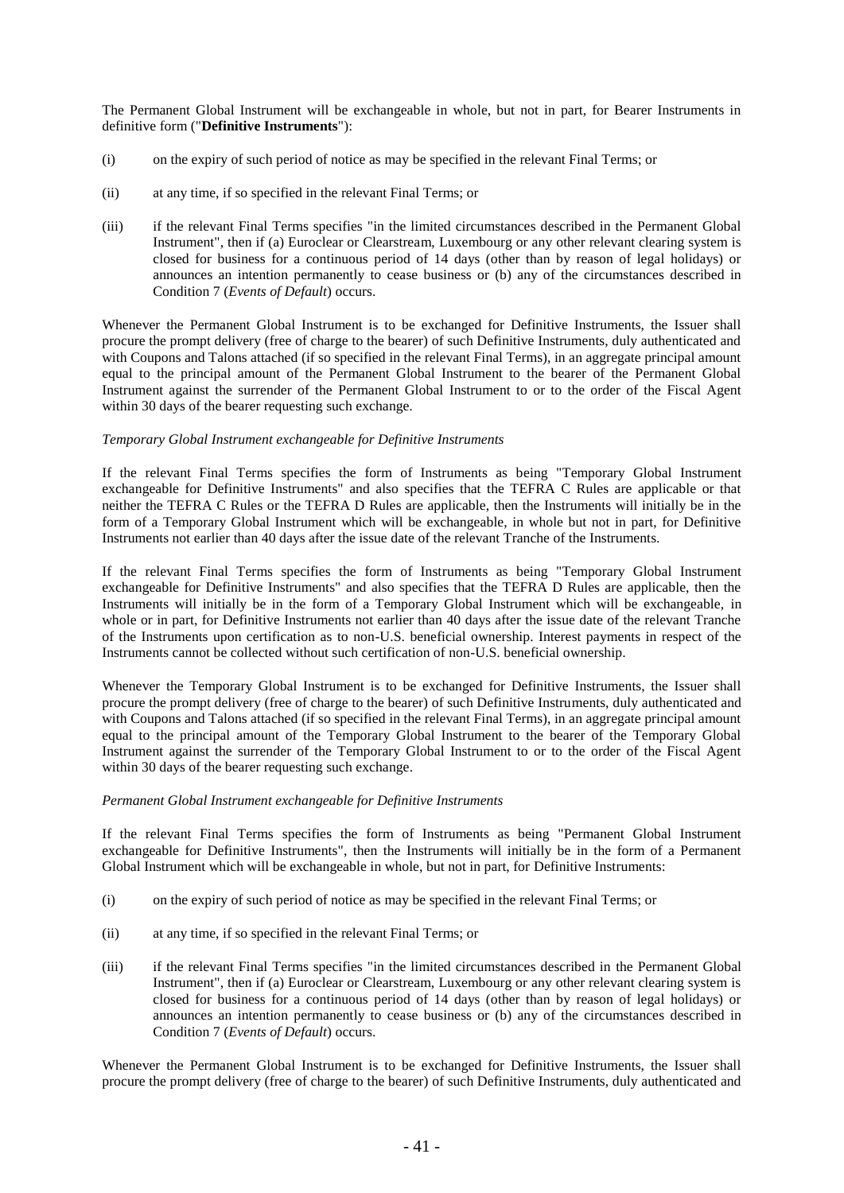The Permanent Global Instrument will be exchangeable in whole, but not in part, for Bearer Instruments in definitive form ("**Definitive Instruments**"):

(i) on the expiry of such period of notice as may be specified in the relevant Final Terms; or

(ii) at any time, if so specified in the relevant Final Terms; or

(iii) if the relevant Final Terms specifies "in the limited circumstances described in the Permanent Global Instrument", then if (a) Euroclear or Clearstream, Luxembourg or any other relevant clearing system is closed for business for a continuous period of 14 days (other than by reason of legal holidays) or announces an intention permanently to cease business or (b) any of the circumstances described in Condition 7 (*Events of Default*) occurs.

Whenever the Permanent Global Instrument is to be exchanged for Definitive Instruments, the Issuer shall procure the prompt delivery (free of charge to the bearer) of such Definitive Instruments, duly authenticated and with Coupons and Talons attached (if so specified in the relevant Final Terms), in an aggregate principal amount equal to the principal amount of the Permanent Global Instrument to the bearer of the Permanent Global Instrument against the surrender of the Permanent Global Instrument to or to the order of the Fiscal Agent within 30 days of the bearer requesting such exchange.

*Temporary Global Instrument exchangeable for Definitive Instruments*

If the relevant Final Terms specifies the form of Instruments as being "Temporary Global Instrument exchangeable for Definitive Instruments" and also specifies that the TEFRA C Rules are applicable or that neither the TEFRA C Rules or the TEFRA D Rules are applicable, then the Instruments will initially be in the form of a Temporary Global Instrument which will be exchangeable, in whole but not in part, for Definitive Instruments not earlier than 40 days after the issue date of the relevant Tranche of the Instruments.

If the relevant Final Terms specifies the form of Instruments as being "Temporary Global Instrument exchangeable for Definitive Instruments" and also specifies that the TEFRA D Rules are applicable, then the Instruments will initially be in the form of a Temporary Global Instrument which will be exchangeable, in whole or in part, for Definitive Instruments not earlier than 40 days after the issue date of the relevant Tranche of the Instruments upon certification as to non-U.S. beneficial ownership. Interest payments in respect of the Instruments cannot be collected without such certification of non-U.S. beneficial ownership.

Whenever the Temporary Global Instrument is to be exchanged for Definitive Instruments, the Issuer shall procure the prompt delivery (free of charge to the bearer) of such Definitive Instruments, duly authenticated and with Coupons and Talons attached (if so specified in the relevant Final Terms), in an aggregate principal amount equal to the principal amount of the Temporary Global Instrument to the bearer of the Temporary Global Instrument against the surrender of the Temporary Global Instrument to or to the order of the Fiscal Agent within 30 days of the bearer requesting such exchange.

*Permanent Global Instrument exchangeable for Definitive Instruments*

If the relevant Final Terms specifies the form of Instruments as being "Permanent Global Instrument exchangeable for Definitive Instruments", then the Instruments will initially be in the form of a Permanent Global Instrument which will be exchangeable in whole, but not in part, for Definitive Instruments:

(i) on the expiry of such period of notice as may be specified in the relevant Final Terms; or

(ii) at any time, if so specified in the relevant Final Terms; or

(iii) if the relevant Final Terms specifies "in the limited circumstances described in the Permanent Global Instrument", then if (a) Euroclear or Clearstream, Luxembourg or any other relevant clearing system is closed for business for a continuous period of 14 days (other than by reason of legal holidays) or announces an intention permanently to cease business or (b) any of the circumstances described in Condition 7 (*Events of Default*) occurs.

Whenever the Permanent Global Instrument is to be exchanged for Definitive Instruments, the Issuer shall procure the prompt delivery (free of charge to the bearer) of such Definitive Instruments, duly authenticated and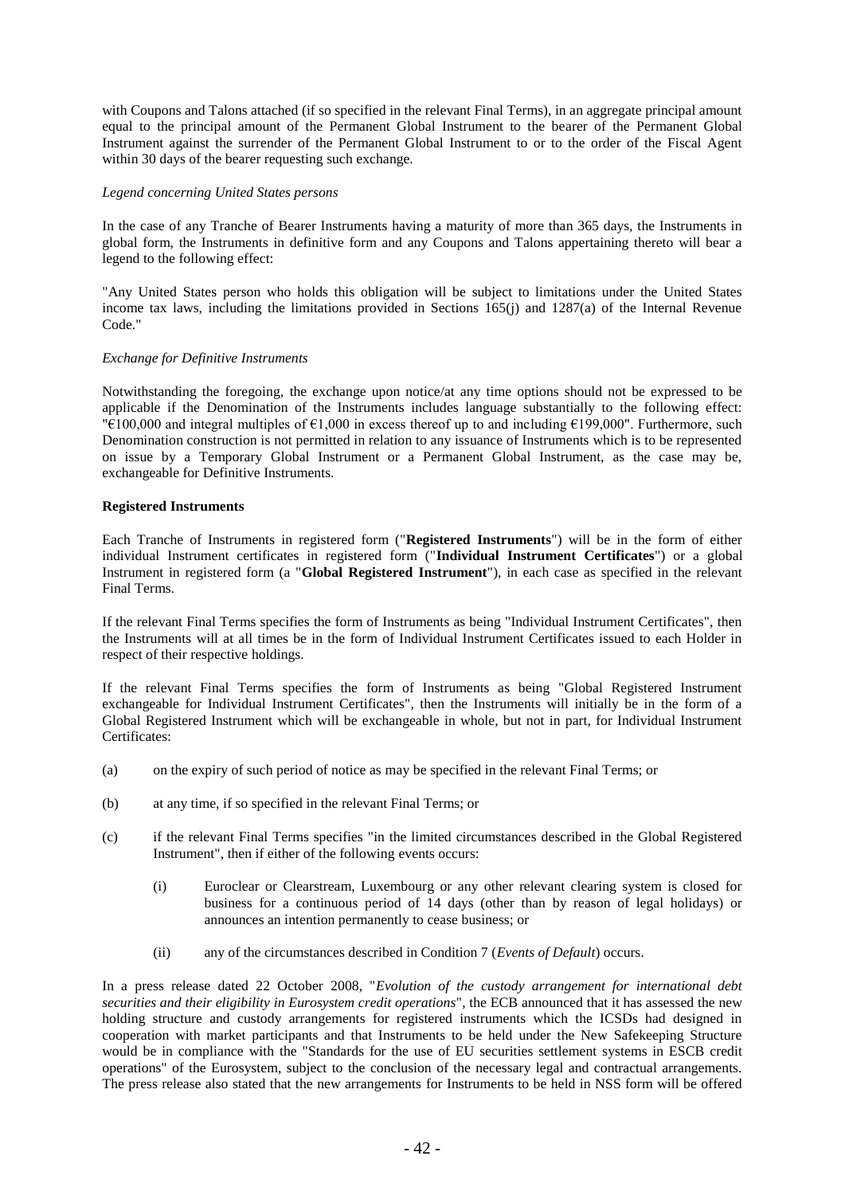with Coupons and Talons attached (if so specified in the relevant Final Terms), in an aggregate principal amount equal to the principal amount of the Permanent Global Instrument to the bearer of the Permanent Global Instrument against the surrender of the Permanent Global Instrument to or to the order of the Fiscal Agent within 30 days of the bearer requesting such exchange.

*Legend concerning United States persons*

In the case of any Tranche of Bearer Instruments having a maturity of more than 365 days, the Instruments in global form, the Instruments in definitive form and any Coupons and Talons appertaining thereto will bear a legend to the following effect:

"Any United States person who holds this obligation will be subject to limitations under the United States income tax laws, including the limitations provided in Sections 165(j) and 1287(a) of the Internal Revenue Code."

*Exchange for Definitive Instruments*

Notwithstanding the foregoing, the exchange upon notice/at any time options should not be expressed to be applicable if the Denomination of the Instruments includes language substantially to the following effect: "€100,000 and integral multiples of €1,000 in excess thereof up to and including €199,000". Furthermore, such Denomination construction is not permitted in relation to any issuance of Instruments which is to be represented on issue by a Temporary Global Instrument or a Permanent Global Instrument, as the case may be, exchangeable for Definitive Instruments.

**Registered Instruments**

Each Tranche of Instruments in registered form ("**Registered Instruments**") will be in the form of either individual Instrument certificates in registered form ("**Individual Instrument Certificates**") or a global Instrument in registered form (a "**Global Registered Instrument**"), in each case as specified in the relevant Final Terms.

If the relevant Final Terms specifies the form of Instruments as being "Individual Instrument Certificates", then the Instruments will at all times be in the form of Individual Instrument Certificates issued to each Holder in respect of their respective holdings.

If the relevant Final Terms specifies the form of Instruments as being "Global Registered Instrument exchangeable for Individual Instrument Certificates", then the Instruments will initially be in the form of a Global Registered Instrument which will be exchangeable in whole, but not in part, for Individual Instrument Certificates:

(a) on the expiry of such period of notice as may be specified in the relevant Final Terms; or

(b) at any time, if so specified in the relevant Final Terms; or

(c) if the relevant Final Terms specifies "in the limited circumstances described in the Global Registered Instrument", then if either of the following events occurs:

   (i) Euroclear or Clearstream, Luxembourg or any other relevant clearing system is closed for business for a continuous period of 14 days (other than by reason of legal holidays) or announces an intention permanently to cease business; or

   (ii) any of the circumstances described in Condition 7 (*Events of Default*) occurs.

In a press release dated 22 October 2008, "*Evolution of the custody arrangement for international debt securities and their eligibility in Eurosystem credit operations*", the ECB announced that it has assessed the new holding structure and custody arrangements for registered instruments which the ICSDs had designed in cooperation with market participants and that Instruments to be held under the New Safekeeping Structure would be in compliance with the "Standards for the use of EU securities settlement systems in ESCB credit operations" of the Eurosystem, subject to the conclusion of the necessary legal and contractual arrangements. The press release also stated that the new arrangements for Instruments to be held in NSS form will be offered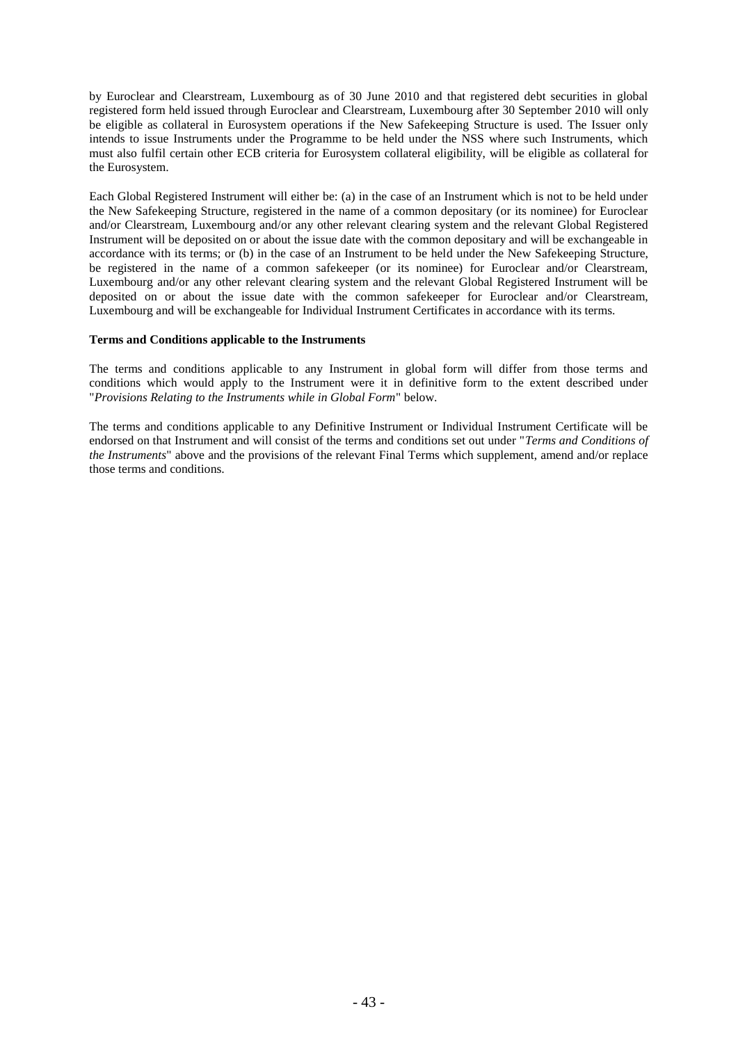by Euroclear and Clearstream, Luxembourg as of 30 June 2010 and that registered debt securities in global registered form held issued through Euroclear and Clearstream, Luxembourg after 30 September 2010 will only be eligible as collateral in Eurosystem operations if the New Safekeeping Structure is used. The Issuer only intends to issue Instruments under the Programme to be held under the NSS where such Instruments, which must also fulfil certain other ECB criteria for Eurosystem collateral eligibility, will be eligible as collateral for the Eurosystem.

Each Global Registered Instrument will either be: (a) in the case of an Instrument which is not to be held under the New Safekeeping Structure, registered in the name of a common depositary (or its nominee) for Euroclear and/or Clearstream, Luxembourg and/or any other relevant clearing system and the relevant Global Registered Instrument will be deposited on or about the issue date with the common depositary and will be exchangeable in accordance with its terms; or (b) in the case of an Instrument to be held under the New Safekeeping Structure, be registered in the name of a common safekeeper (or its nominee) for Euroclear and/or Clearstream, Luxembourg and/or any other relevant clearing system and the relevant Global Registered Instrument will be deposited on or about the issue date with the common safekeeper for Euroclear and/or Clearstream, Luxembourg and will be exchangeable for Individual Instrument Certificates in accordance with its terms.

**Terms and Conditions applicable to the Instruments**

The terms and conditions applicable to any Instrument in global form will differ from those terms and conditions which would apply to the Instrument were it in definitive form to the extent described under "*Provisions Relating to the Instruments while in Global Form*" below.

The terms and conditions applicable to any Definitive Instrument or Individual Instrument Certificate will be endorsed on that Instrument and will consist of the terms and conditions set out under "*Terms and Conditions of the Instruments*" above and the provisions of the relevant Final Terms which supplement, amend and/or replace those terms and conditions.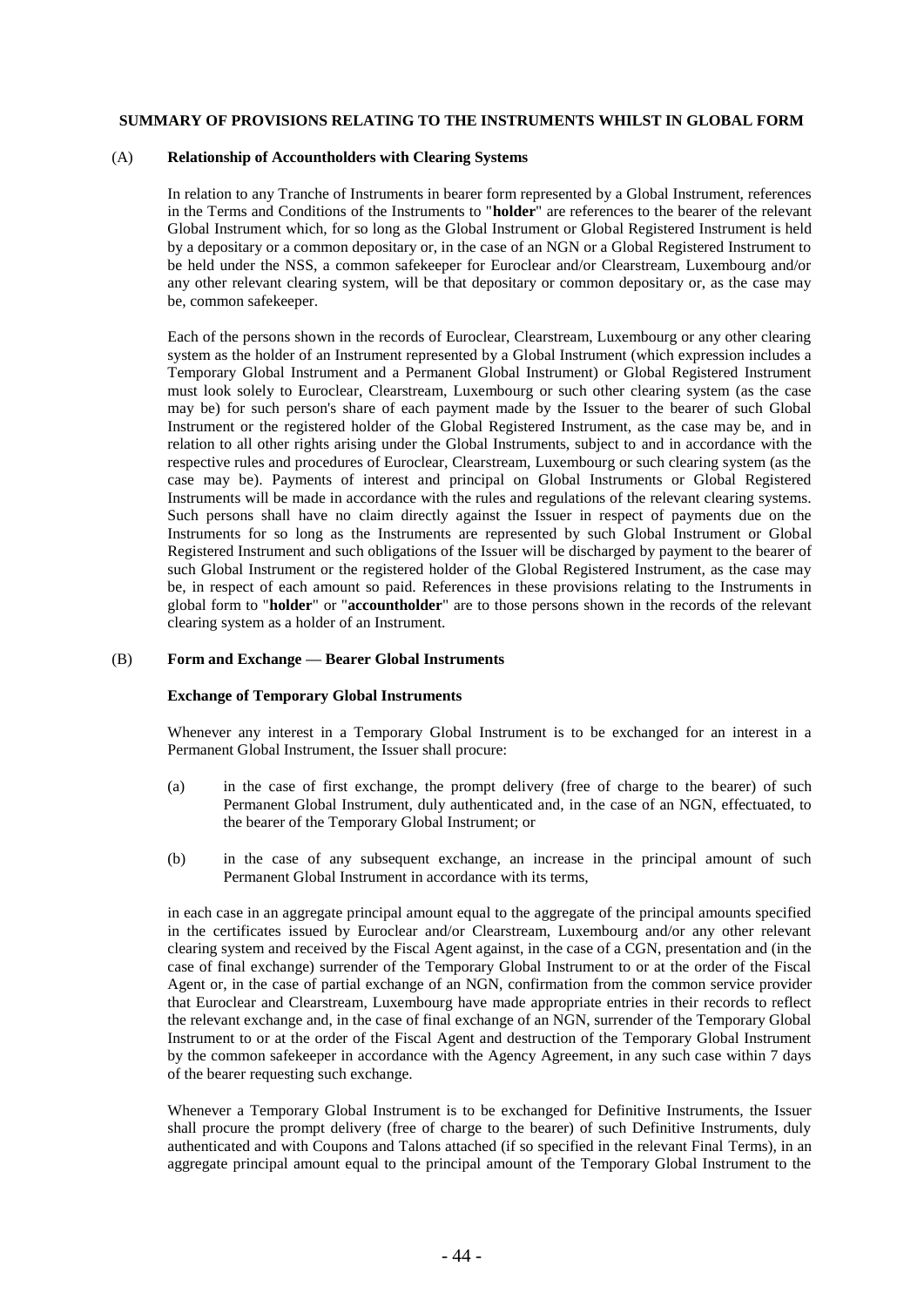# SUMMARY OF PROVISIONS RELATING TO THE INSTRUMENTS WHILST IN GLOBAL FORM

## (A) Relationship of Accountholders with Clearing Systems

In relation to any Tranche of Instruments in bearer form represented by a Global Instrument, references in the Terms and Conditions of the Instruments to "**holder**" are references to the bearer of the relevant Global Instrument which, for so long as the Global Instrument or Global Registered Instrument is held by a depositary or a common depositary or, in the case of an NGN or a Global Registered Instrument to be held under the NSS, a common safekeeper for Euroclear and/or Clearstream, Luxembourg and/or any other relevant clearing system, will be that depositary or common depositary or, as the case may be, common safekeeper.

Each of the persons shown in the records of Euroclear, Clearstream, Luxembourg or any other clearing system as the holder of an Instrument represented by a Global Instrument (which expression includes a Temporary Global Instrument and a Permanent Global Instrument) or Global Registered Instrument must look solely to Euroclear, Clearstream, Luxembourg or such other clearing system (as the case may be) for such person's share of each payment made by the Issuer to the bearer of such Global Instrument or the registered holder of the Global Registered Instrument, as the case may be, and in relation to all other rights arising under the Global Instruments, subject to and in accordance with the respective rules and procedures of Euroclear, Clearstream, Luxembourg or such clearing system (as the case may be). Payments of interest and principal on Global Instruments or Global Registered Instruments will be made in accordance with the rules and regulations of the relevant clearing systems. Such persons shall have no claim directly against the Issuer in respect of payments due on the Instruments for so long as the Instruments are represented by such Global Instrument or Global Registered Instrument and such obligations of the Issuer will be discharged by payment to the bearer of such Global Instrument or the registered holder of the Global Registered Instrument, as the case may be, in respect of each amount so paid. References in these provisions relating to the Instruments in global form to "**holder**" or "**accountholder**" are to those persons shown in the records of the relevant clearing system as a holder of an Instrument.

## (B) Form and Exchange — Bearer Global Instruments

### Exchange of Temporary Global Instruments

Whenever any interest in a Temporary Global Instrument is to be exchanged for an interest in a Permanent Global Instrument, the Issuer shall procure:

(a) in the case of first exchange, the prompt delivery (free of charge to the bearer) of such Permanent Global Instrument, duly authenticated and, in the case of an NGN, effectuated, to the bearer of the Temporary Global Instrument; or

(b) in the case of any subsequent exchange, an increase in the principal amount of such Permanent Global Instrument in accordance with its terms,

in each case in an aggregate principal amount equal to the aggregate of the principal amounts specified in the certificates issued by Euroclear and/or Clearstream, Luxembourg and/or any other relevant clearing system and received by the Fiscal Agent against, in the case of a CGN, presentation and (in the case of final exchange) surrender of the Temporary Global Instrument to or at the order of the Fiscal Agent or, in the case of partial exchange of an NGN, confirmation from the common service provider that Euroclear and Clearstream, Luxembourg have made appropriate entries in their records to reflect the relevant exchange and, in the case of final exchange of an NGN, surrender of the Temporary Global Instrument to or at the order of the Fiscal Agent and destruction of the Temporary Global Instrument by the common safekeeper in accordance with the Agency Agreement, in any such case within 7 days of the bearer requesting such exchange.

Whenever a Temporary Global Instrument is to be exchanged for Definitive Instruments, the Issuer shall procure the prompt delivery (free of charge to the bearer) of such Definitive Instruments, duly authenticated and with Coupons and Talons attached (if so specified in the relevant Final Terms), in an aggregate principal amount equal to the principal amount of the Temporary Global Instrument to the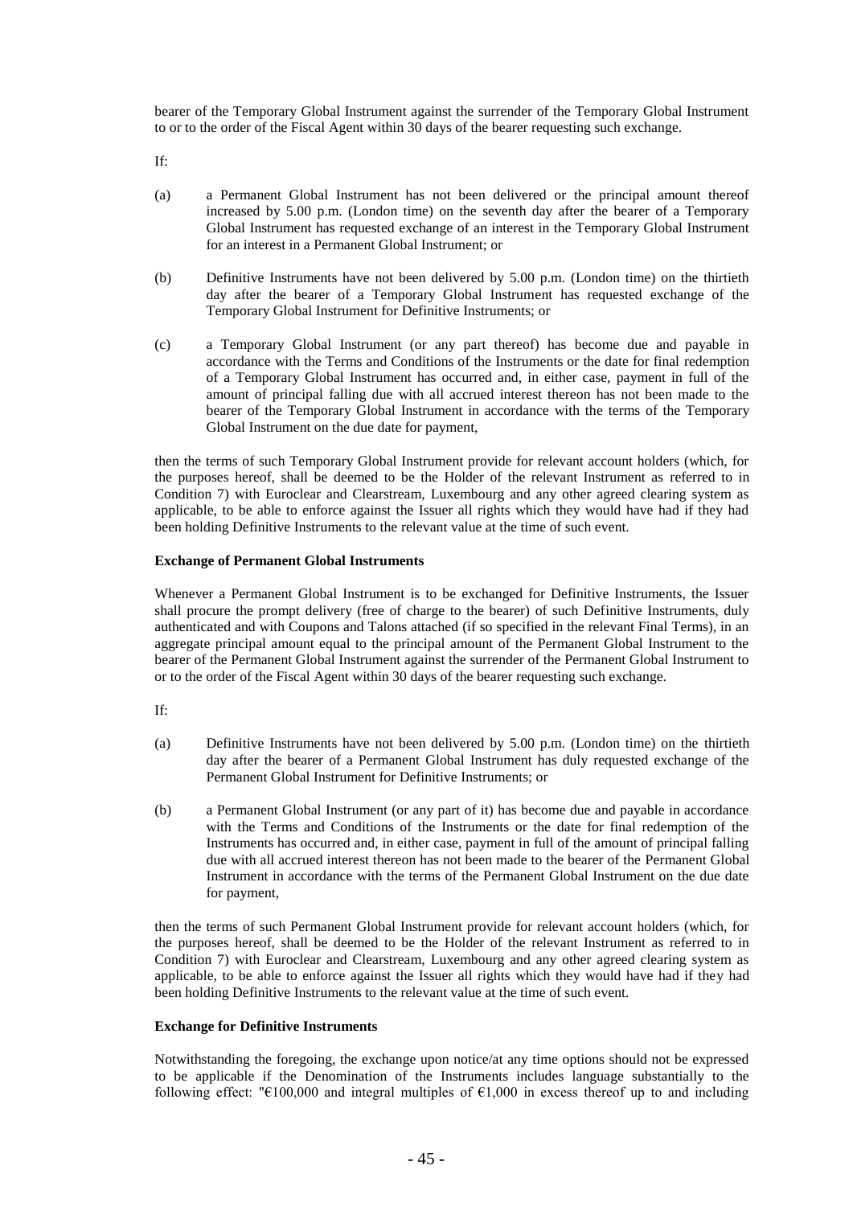bearer of the Temporary Global Instrument against the surrender of the Temporary Global Instrument to or to the order of the Fiscal Agent within 30 days of the bearer requesting such exchange.

If:

(a) a Permanent Global Instrument has not been delivered or the principal amount thereof increased by 5.00 p.m. (London time) on the seventh day after the bearer of a Temporary Global Instrument has requested exchange of an interest in the Temporary Global Instrument for an interest in a Permanent Global Instrument; or

(b) Definitive Instruments have not been delivered by 5.00 p.m. (London time) on the thirtieth day after the bearer of a Temporary Global Instrument has requested exchange of the Temporary Global Instrument for Definitive Instruments; or

(c) a Temporary Global Instrument (or any part thereof) has become due and payable in accordance with the Terms and Conditions of the Instruments or the date for final redemption of a Temporary Global Instrument has occurred and, in either case, payment in full of the amount of principal falling due with all accrued interest thereon has not been made to the bearer of the Temporary Global Instrument in accordance with the terms of the Temporary Global Instrument on the due date for payment,

then the terms of such Temporary Global Instrument provide for relevant account holders (which, for the purposes hereof, shall be deemed to be the Holder of the relevant Instrument as referred to in Condition 7) with Euroclear and Clearstream, Luxembourg and any other agreed clearing system as applicable, to be able to enforce against the Issuer all rights which they would have had if they had been holding Definitive Instruments to the relevant value at the time of such event.

**Exchange of Permanent Global Instruments**

Whenever a Permanent Global Instrument is to be exchanged for Definitive Instruments, the Issuer shall procure the prompt delivery (free of charge to the bearer) of such Definitive Instruments, duly authenticated and with Coupons and Talons attached (if so specified in the relevant Final Terms), in an aggregate principal amount equal to the principal amount of the Permanent Global Instrument to the bearer of the Permanent Global Instrument against the surrender of the Permanent Global Instrument to or to the order of the Fiscal Agent within 30 days of the bearer requesting such exchange.

If:

(a) Definitive Instruments have not been delivered by 5.00 p.m. (London time) on the thirtieth day after the bearer of a Permanent Global Instrument has duly requested exchange of the Permanent Global Instrument for Definitive Instruments; or

(b) a Permanent Global Instrument (or any part of it) has become due and payable in accordance with the Terms and Conditions of the Instruments or the date for final redemption of the Instruments has occurred and, in either case, payment in full of the amount of principal falling due with all accrued interest thereon has not been made to the bearer of the Permanent Global Instrument in accordance with the terms of the Permanent Global Instrument on the due date for payment,

then the terms of such Permanent Global Instrument provide for relevant account holders (which, for the purposes hereof, shall be deemed to be the Holder of the relevant Instrument as referred to in Condition 7) with Euroclear and Clearstream, Luxembourg and any other agreed clearing system as applicable, to be able to enforce against the Issuer all rights which they would have had if they had been holding Definitive Instruments to the relevant value at the time of such event.

**Exchange for Definitive Instruments**

Notwithstanding the foregoing, the exchange upon notice/at any time options should not be expressed to be applicable if the Denomination of the Instruments includes language substantially to the following effect: "€100,000 and integral multiples of €1,000 in excess thereof up to and including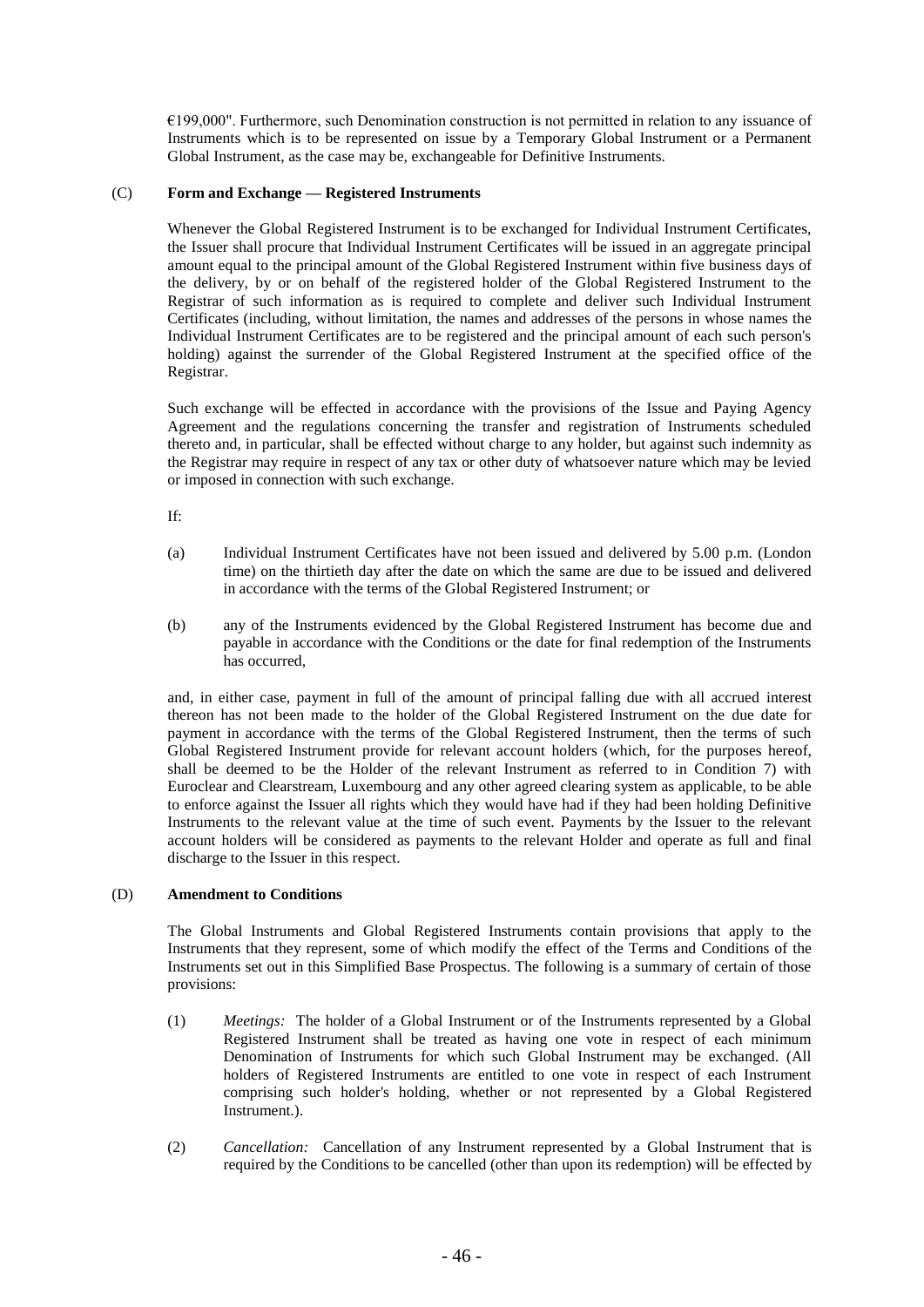€199,000". Furthermore, such Denomination construction is not permitted in relation to any issuance of Instruments which is to be represented on issue by a Temporary Global Instrument or a Permanent Global Instrument, as the case may be, exchangeable for Definitive Instruments.

### (C) Form and Exchange — Registered Instruments

Whenever the Global Registered Instrument is to be exchanged for Individual Instrument Certificates, the Issuer shall procure that Individual Instrument Certificates will be issued in an aggregate principal amount equal to the principal amount of the Global Registered Instrument within five business days of the delivery, by or on behalf of the registered holder of the Global Registered Instrument to the Registrar of such information as is required to complete and deliver such Individual Instrument Certificates (including, without limitation, the names and addresses of the persons in whose names the Individual Instrument Certificates are to be registered and the principal amount of each such person's holding) against the surrender of the Global Registered Instrument at the specified office of the Registrar.

Such exchange will be effected in accordance with the provisions of the Issue and Paying Agency Agreement and the regulations concerning the transfer and registration of Instruments scheduled thereto and, in particular, shall be effected without charge to any holder, but against such indemnity as the Registrar may require in respect of any tax or other duty of whatsoever nature which may be levied or imposed in connection with such exchange.

If:

(a) Individual Instrument Certificates have not been issued and delivered by 5.00 p.m. (London time) on the thirtieth day after the date on which the same are due to be issued and delivered in accordance with the terms of the Global Registered Instrument; or

(b) any of the Instruments evidenced by the Global Registered Instrument has become due and payable in accordance with the Conditions or the date for final redemption of the Instruments has occurred,

and, in either case, payment in full of the amount of principal falling due with all accrued interest thereon has not been made to the holder of the Global Registered Instrument on the due date for payment in accordance with the terms of the Global Registered Instrument, then the terms of such Global Registered Instrument provide for relevant account holders (which, for the purposes hereof, shall be deemed to be the Holder of the relevant Instrument as referred to in Condition 7) with Euroclear and Clearstream, Luxembourg and any other agreed clearing system as applicable, to be able to enforce against the Issuer all rights which they would have had if they had been holding Definitive Instruments to the relevant value at the time of such event. Payments by the Issuer to the relevant account holders will be considered as payments to the relevant Holder and operate as full and final discharge to the Issuer in this respect.

### (D) Amendment to Conditions

The Global Instruments and Global Registered Instruments contain provisions that apply to the Instruments that they represent, some of which modify the effect of the Terms and Conditions of the Instruments set out in this Simplified Base Prospectus. The following is a summary of certain of those provisions:

(1) *Meetings:* The holder of a Global Instrument or of the Instruments represented by a Global Registered Instrument shall be treated as having one vote in respect of each minimum Denomination of Instruments for which such Global Instrument may be exchanged. (All holders of Registered Instruments are entitled to one vote in respect of each Instrument comprising such holder's holding, whether or not represented by a Global Registered Instrument.).

(2) *Cancellation:* Cancellation of any Instrument represented by a Global Instrument that is required by the Conditions to be cancelled (other than upon its redemption) will be effected by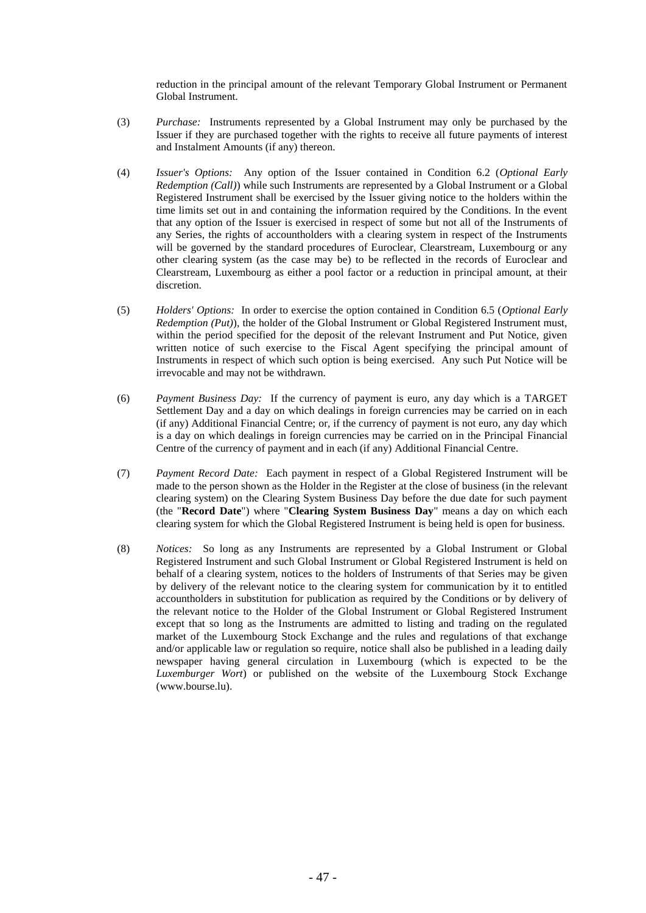reduction in the principal amount of the relevant Temporary Global Instrument or Permanent Global Instrument.

(3) *Purchase:* Instruments represented by a Global Instrument may only be purchased by the Issuer if they are purchased together with the rights to receive all future payments of interest and Instalment Amounts (if any) thereon.

(4) *Issuer's Options:* Any option of the Issuer contained in Condition 6.2 (*Optional Early Redemption (Call)*) while such Instruments are represented by a Global Instrument or a Global Registered Instrument shall be exercised by the Issuer giving notice to the holders within the time limits set out in and containing the information required by the Conditions. In the event that any option of the Issuer is exercised in respect of some but not all of the Instruments of any Series, the rights of accountholders with a clearing system in respect of the Instruments will be governed by the standard procedures of Euroclear, Clearstream, Luxembourg or any other clearing system (as the case may be) to be reflected in the records of Euroclear and Clearstream, Luxembourg as either a pool factor or a reduction in principal amount, at their discretion.

(5) *Holders' Options:* In order to exercise the option contained in Condition 6.5 (*Optional Early Redemption (Put)*), the holder of the Global Instrument or Global Registered Instrument must, within the period specified for the deposit of the relevant Instrument and Put Notice, given written notice of such exercise to the Fiscal Agent specifying the principal amount of Instruments in respect of which such option is being exercised. Any such Put Notice will be irrevocable and may not be withdrawn.

(6) *Payment Business Day:* If the currency of payment is euro, any day which is a TARGET Settlement Day and a day on which dealings in foreign currencies may be carried on in each (if any) Additional Financial Centre; or, if the currency of payment is not euro, any day which is a day on which dealings in foreign currencies may be carried on in the Principal Financial Centre of the currency of payment and in each (if any) Additional Financial Centre.

(7) *Payment Record Date:* Each payment in respect of a Global Registered Instrument will be made to the person shown as the Holder in the Register at the close of business (in the relevant clearing system) on the Clearing System Business Day before the due date for such payment (the "**Record Date**") where "**Clearing System Business Day**" means a day on which each clearing system for which the Global Registered Instrument is being held is open for business.

(8) *Notices:* So long as any Instruments are represented by a Global Instrument or Global Registered Instrument and such Global Instrument or Global Registered Instrument is held on behalf of a clearing system, notices to the holders of Instruments of that Series may be given by delivery of the relevant notice to the clearing system for communication by it to entitled accountholders in substitution for publication as required by the Conditions or by delivery of the relevant notice to the Holder of the Global Instrument or Global Registered Instrument except that so long as the Instruments are admitted to listing and trading on the regulated market of the Luxembourg Stock Exchange and the rules and regulations of that exchange and/or applicable law or regulation so require, notice shall also be published in a leading daily newspaper having general circulation in Luxembourg (which is expected to be the *Luxemburger Wort*) or published on the website of the Luxembourg Stock Exchange (www.bourse.lu).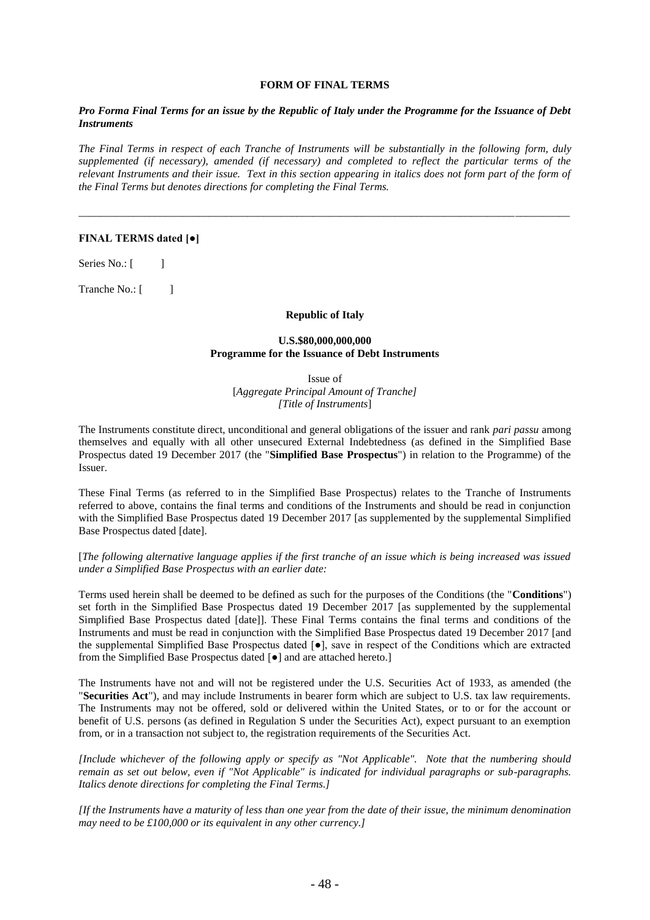**FORM OF FINAL TERMS**

***Pro Forma Final Terms for an issue by the Republic of Italy under the Programme for the Issuance of Debt Instruments***

*The Final Terms in respect of each Tranche of Instruments will be substantially in the following form, duly supplemented (if necessary), amended (if necessary) and completed to reflect the particular terms of the relevant Instruments and their issue. Text in this section appearing in italics does not form part of the form of the Final Terms but denotes directions for completing the Final Terms.*

---

**FINAL TERMS dated [●]**

Series No.: [ ]

Tranche No.: [ ]

**Republic of Italy**

**U.S.$80,000,000,000**
**Programme for the Issuance of Debt Instruments**

Issue of
[*Aggregate Principal Amount of Tranche]*
*[Title of Instruments*]

The Instruments constitute direct, unconditional and general obligations of the issuer and rank *pari passu* among themselves and equally with all other unsecured External Indebtedness (as defined in the Simplified Base Prospectus dated 19 December 2017 (the "**Simplified Base Prospectus**") in relation to the Programme) of the Issuer.

These Final Terms (as referred to in the Simplified Base Prospectus) relates to the Tranche of Instruments referred to above, contains the final terms and conditions of the Instruments and should be read in conjunction with the Simplified Base Prospectus dated 19 December 2017 [as supplemented by the supplemental Simplified Base Prospectus dated [date].

[*The following alternative language applies if the first tranche of an issue which is being increased was issued under a Simplified Base Prospectus with an earlier date:*

Terms used herein shall be deemed to be defined as such for the purposes of the Conditions (the "**Conditions**") set forth in the Simplified Base Prospectus dated 19 December 2017 [as supplemented by the supplemental Simplified Base Prospectus dated [date]]. These Final Terms contains the final terms and conditions of the Instruments and must be read in conjunction with the Simplified Base Prospectus dated 19 December 2017 [and the supplemental Simplified Base Prospectus dated [●], save in respect of the Conditions which are extracted from the Simplified Base Prospectus dated [●] and are attached hereto.]

The Instruments have not and will not be registered under the U.S. Securities Act of 1933, as amended (the "**Securities Act**"), and may include Instruments in bearer form which are subject to U.S. tax law requirements. The Instruments may not be offered, sold or delivered within the United States, or to or for the account or benefit of U.S. persons (as defined in Regulation S under the Securities Act), expect pursuant to an exemption from, or in a transaction not subject to, the registration requirements of the Securities Act.

*[Include whichever of the following apply or specify as "Not Applicable". Note that the numbering should remain as set out below, even if "Not Applicable" is indicated for individual paragraphs or sub-paragraphs. Italics denote directions for completing the Final Terms.]*

*[If the Instruments have a maturity of less than one year from the date of their issue, the minimum denomination may need to be £100,000 or its equivalent in any other currency.]*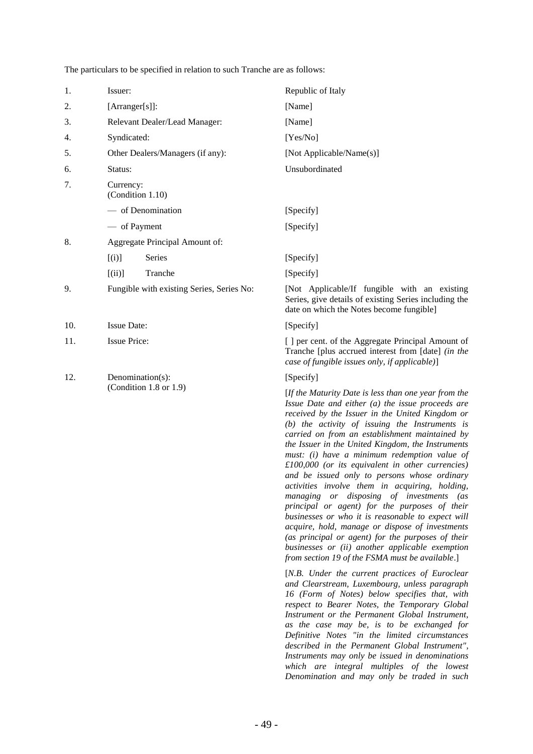The particulars to be specified in relation to such Tranche are as follows:

| | | |
|---|---|---|
| 1. | Issuer: | Republic of Italy |
| 2. | [Arranger[s]]: | [Name] |
| 3. | Relevant Dealer/Lead Manager: | [Name] |
| 4. | Syndicated: | [Yes/No] |
| 5. | Other Dealers/Managers (if any): | [Not Applicable/Name(s)] |
| 6. | Status: | Unsubordinated |
| 7. | Currency: (Condition 1.10) | |
| | — of Denomination | [Specify] |
| | — of Payment | [Specify] |
| 8. | Aggregate Principal Amount of: | |
| | [(i)] Series | [Specify] |
| | [(ii)] Tranche | [Specify] |
| 9. | Fungible with existing Series, Series No: | [Not Applicable/If fungible with an existing Series, give details of existing Series including the date on which the Notes become fungible] |
| 10. | Issue Date: | [Specify] |
| 11. | Issue Price: | [ ] per cent. of the Aggregate Principal Amount of Tranche [plus accrued interest from [date] *(in the case of fungible issues only, if applicable)*] |
| 12. | Denomination(s): (Condition 1.8 or 1.9) | [Specify]<br><br>[*If the Maturity Date is less than one year from the Issue Date and either (a) the issue proceeds are received by the Issuer in the United Kingdom or (b) the activity of issuing the Instruments is carried on from an establishment maintained by the Issuer in the United Kingdom, the Instruments must: (i) have a minimum redemption value of £100,000 (or its equivalent in other currencies) and be issued only to persons whose ordinary activities involve them in acquiring, holding, managing or disposing of investments (as principal or agent) for the purposes of their businesses or who it is reasonable to expect will acquire, hold, manage or dispose of investments (as principal or agent) for the purposes of their businesses or (ii) another applicable exemption from section 19 of the FSMA must be available*.]<br><br>[*N.B. Under the current practices of Euroclear and Clearstream, Luxembourg, unless paragraph 16 (Form of Notes) below specifies that, with respect to Bearer Notes, the Temporary Global Instrument or the Permanent Global Instrument, as the case may be, is to be exchanged for Definitive Notes "in the limited circumstances described in the Permanent Global Instrument", Instruments may only be issued in denominations which are integral multiples of the lowest Denomination and may only be traded in such* |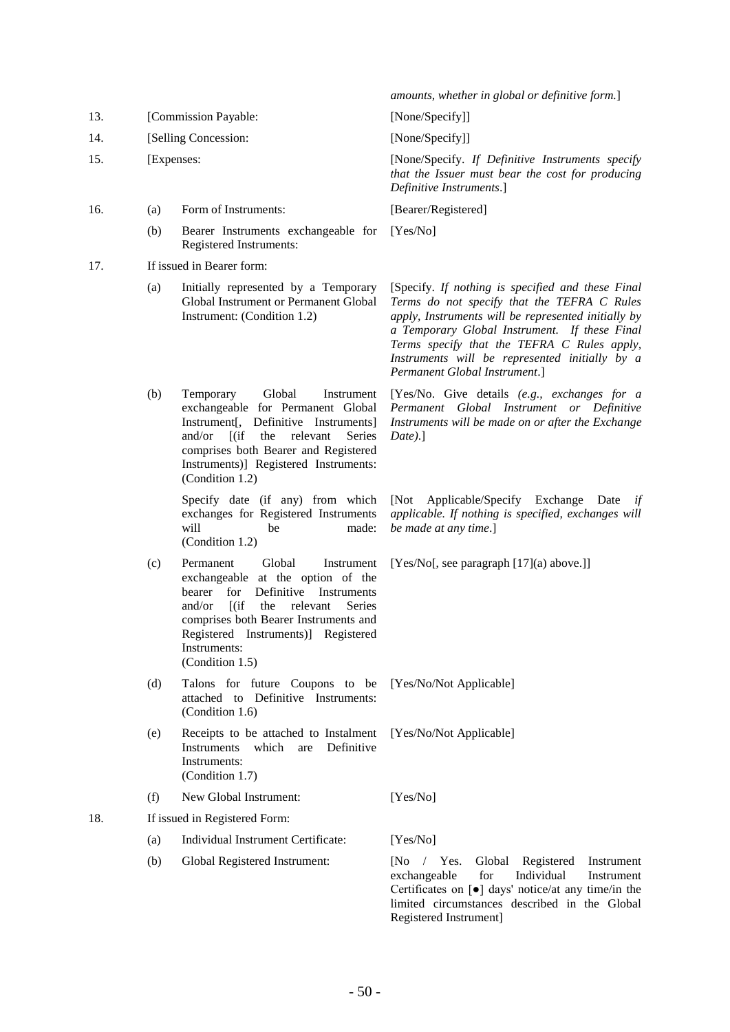| | | | |
|---|---|---|---|
| | | | *amounts, whether in global or definitive form.*] |
| 13. | [Commission Payable: | | [None/Specify]] |
| 14. | [Selling Concession: | | [None/Specify]] |
| 15. | [Expenses: | | [None/Specify. *If Definitive Instruments specify that the Issuer must bear the cost for producing Definitive Instruments*.] |
| 16. | (a) | Form of Instruments: | [Bearer/Registered] |
| | (b) | Bearer Instruments exchangeable for Registered Instruments: | [Yes/No] |
| 17. | If issued in Bearer form: | | |
| | (a) | Initially represented by a Temporary Global Instrument or Permanent Global Instrument: (Condition 1.2) | [Specify. *If nothing is specified and these Final Terms do not specify that the TEFRA C Rules apply, Instruments will be represented initially by a Temporary Global Instrument. If these Final Terms specify that the TEFRA C Rules apply, Instruments will be represented initially by a Permanent Global Instrument*.] |
| | (b) | Temporary Global Instrument exchangeable for Permanent Global Instrument[, Definitive Instruments] and/or [(if the relevant Series comprises both Bearer and Registered Instruments)] Registered Instruments: (Condition 1.2) | [Yes/No. Give details *(e.g., exchanges for a Permanent Global Instrument or Definitive Instruments will be made on or after the Exchange Date).*] |
| | | Specify date (if any) from which exchanges for Registered Instruments will be made: (Condition 1.2) | [Not Applicable/Specify Exchange Date *if applicable. If nothing is specified, exchanges will be made at any time*.] |
| | (c) | Permanent Global Instrument exchangeable at the option of the bearer for Definitive Instruments and/or [(if the relevant Series comprises both Bearer Instruments and Registered Instruments)] Registered Instruments: (Condition 1.5) | [Yes/No[, see paragraph [17](a) above.]] |
| | (d) | Talons for future Coupons to be attached to Definitive Instruments: (Condition 1.6) | [Yes/No/Not Applicable] |
| | (e) | Receipts to be attached to Instalment Instruments which are Definitive Instruments: (Condition 1.7) | [Yes/No/Not Applicable] |
| | (f) | New Global Instrument: | [Yes/No] |
| 18. | If issued in Registered Form: | | |
| | (a) | Individual Instrument Certificate: | [Yes/No] |
| | (b) | Global Registered Instrument: | [No / Yes. Global Registered Instrument exchangeable for Individual Instrument Certificates on [●] days' notice/at any time/in the limited circumstances described in the Global Registered Instrument] |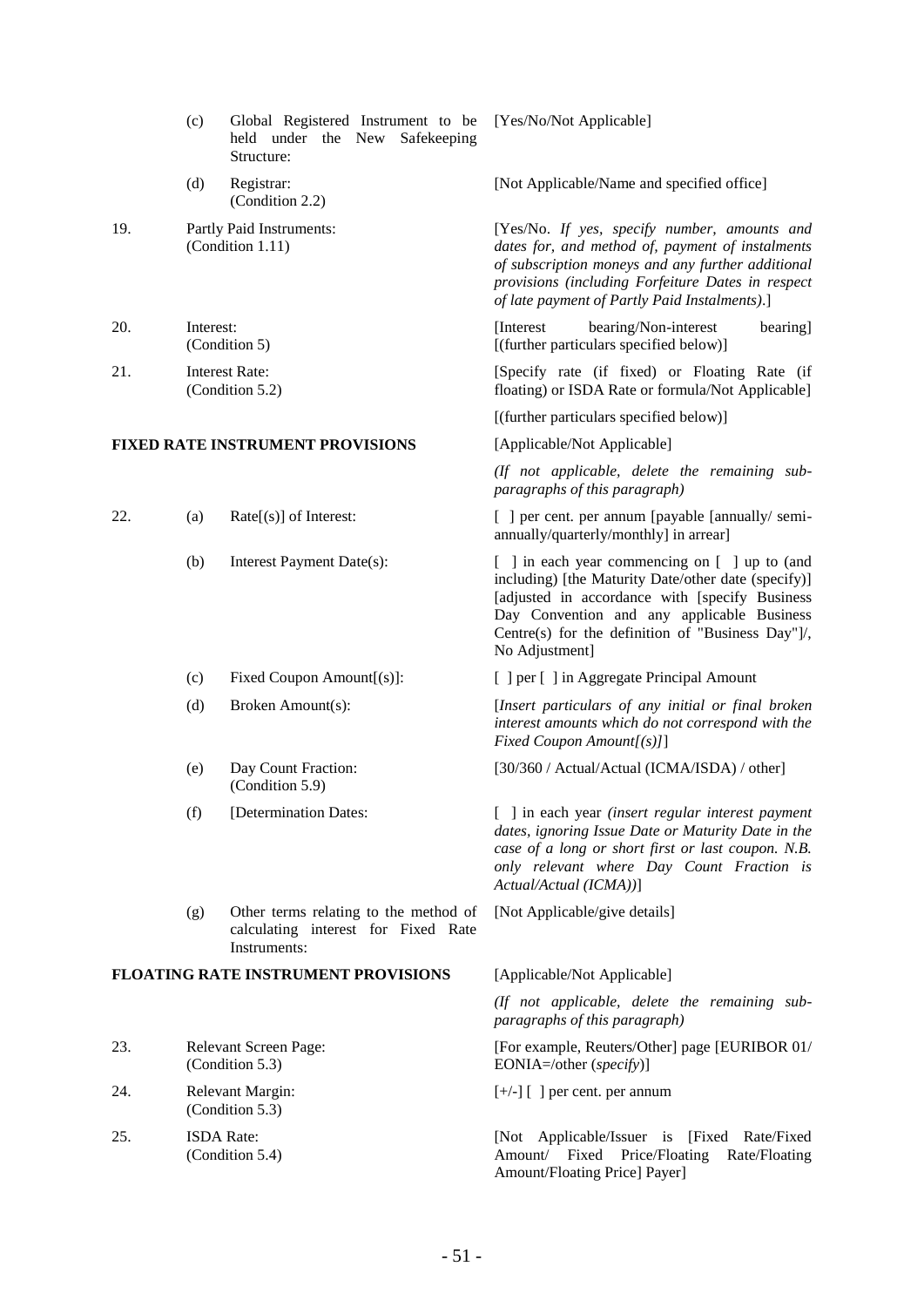| | | | |
|---|---|---|---|
| | (c) | Global Registered Instrument to be held under the New Safekeeping Structure: | [Yes/No/Not Applicable] |
| | (d) | Registrar: (Condition 2.2) | [Not Applicable/Name and specified office] |
| 19. | | Partly Paid Instruments: (Condition 1.11) | [Yes/No. *If yes, specify number, amounts and dates for, and method of, payment of instalments of subscription moneys and any further additional provisions (including Forfeiture Dates in respect of late payment of Partly Paid Instalments).*] |
| 20. | | Interest: (Condition 5) | [Interest bearing/Non-interest bearing] [(further particulars specified below)] |
| 21. | | Interest Rate: (Condition 5.2) | [Specify rate (if fixed) or Floating Rate (if floating) or ISDA Rate or formula/Not Applicable] [(further particulars specified below)] |

**FIXED RATE INSTRUMENT PROVISIONS** [Applicable/Not Applicable]

*(If not applicable, delete the remaining sub-paragraphs of this paragraph)*

| | | | |
|---|---|---|---|
| 22. | (a) | Rate[(s)] of Interest: | [ ] per cent. per annum [payable [annually/ semi-annually/quarterly/monthly] in arrear] |
| | (b) | Interest Payment Date(s): | [ ] in each year commencing on [ ] up to (and including) [the Maturity Date/other date (specify)] [adjusted in accordance with [specify Business Day Convention and any applicable Business Centre(s) for the definition of "Business Day"]/, No Adjustment] |
| | (c) | Fixed Coupon Amount[(s)]: | [ ] per [ ] in Aggregate Principal Amount |
| | (d) | Broken Amount(s): | [*Insert particulars of any initial or final broken interest amounts which do not correspond with the Fixed Coupon Amount[(s)]*] |
| | (e) | Day Count Fraction: (Condition 5.9) | [30/360 / Actual/Actual (ICMA/ISDA) / other] |
| | (f) | [Determination Dates: | [ ] in each year *(insert regular interest payment dates, ignoring Issue Date or Maturity Date in the case of a long or short first or last coupon. N.B. only relevant where Day Count Fraction is Actual/Actual (ICMA))*] |
| | (g) | Other terms relating to the method of calculating interest for Fixed Rate Instruments: | [Not Applicable/give details] |

**FLOATING RATE INSTRUMENT PROVISIONS** [Applicable/Not Applicable]

*(If not applicable, delete the remaining sub-paragraphs of this paragraph)*

| | | |
|---|---|---|
| 23. | Relevant Screen Page: (Condition 5.3) | [For example, Reuters/Other] page [EURIBOR 01/ EONIA=/other (*specify*)] |
| 24. | Relevant Margin: (Condition 5.3) | [+/-] [ ] per cent. per annum |
| 25. | ISDA Rate: (Condition 5.4) | [Not Applicable/Issuer is [Fixed Rate/Fixed Amount/ Fixed Price/Floating Rate/Floating Amount/Floating Price] Payer] |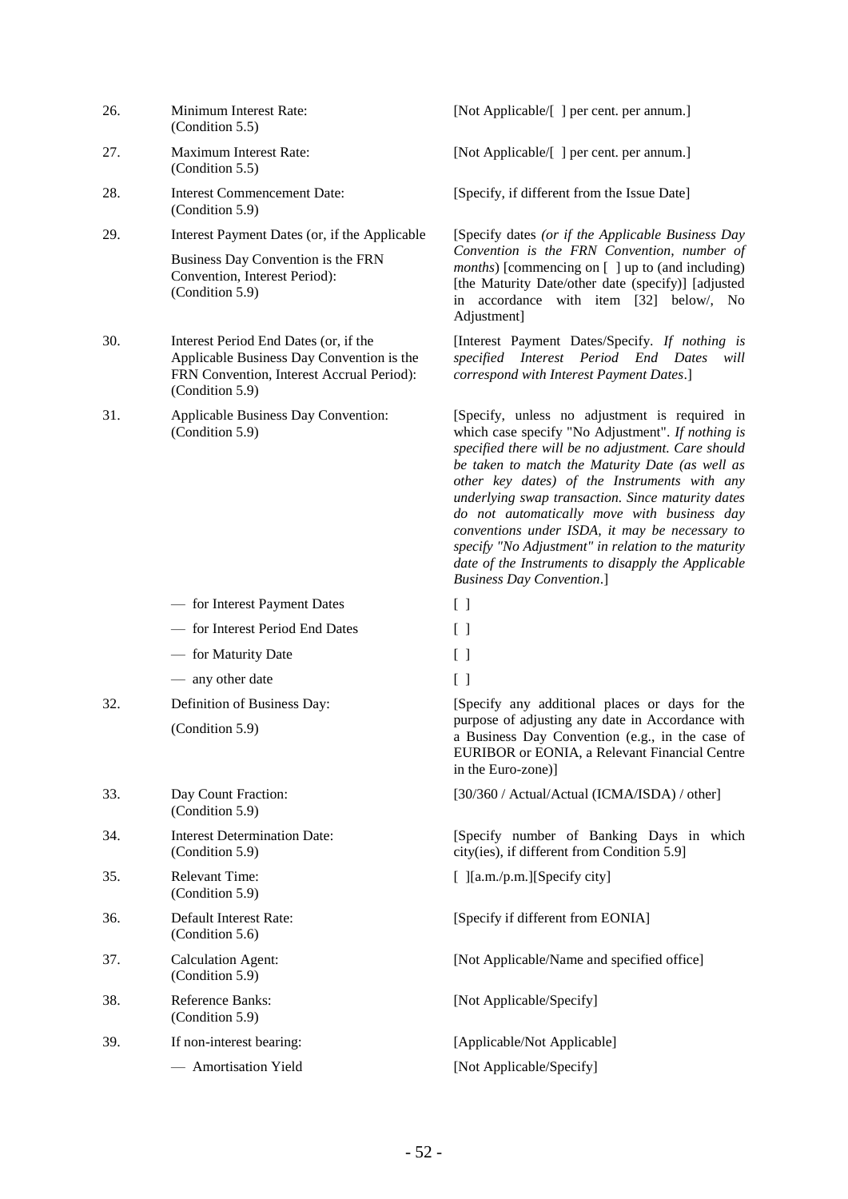| | | |
|---|---|---|
| 26. | Minimum Interest Rate: (Condition 5.5) | [Not Applicable/[ ] per cent. per annum.] |
| 27. | Maximum Interest Rate: (Condition 5.5) | [Not Applicable/[ ] per cent. per annum.] |
| 28. | Interest Commencement Date: (Condition 5.9) | [Specify, if different from the Issue Date] |
| 29. | Interest Payment Dates (or, if the Applicable Business Day Convention is the FRN Convention, Interest Period): (Condition 5.9) | [Specify dates *(or if the Applicable Business Day Convention is the FRN Convention, number of months*) [commencing on [ ] up to (and including) [the Maturity Date/other date (specify)] [adjusted in accordance with item [32] below/, No Adjustment] |
| 30. | Interest Period End Dates (or, if the Applicable Business Day Convention is the FRN Convention, Interest Accrual Period): (Condition 5.9) | [Interest Payment Dates/Specify. *If nothing is specified Interest Period End Dates will correspond with Interest Payment Dates*.] |
| 31. | Applicable Business Day Convention: (Condition 5.9) | [Specify, unless no adjustment is required in which case specify "No Adjustment". *If nothing is specified there will be no adjustment. Care should be taken to match the Maturity Date (as well as other key dates) of the Instruments with any underlying swap transaction. Since maturity dates do not automatically move with business day conventions under ISDA, it may be necessary to specify "No Adjustment" in relation to the maturity date of the Instruments to disapply the Applicable Business Day Convention*.] |
| | — for Interest Payment Dates | [ ] |
| | — for Interest Period End Dates | [ ] |
| | — for Maturity Date | [ ] |
| | — any other date | [ ] |
| 32. | Definition of Business Day: (Condition 5.9) | [Specify any additional places or days for the purpose of adjusting any date in Accordance with a Business Day Convention (e.g., in the case of EURIBOR or EONIA, a Relevant Financial Centre in the Euro-zone)] |
| 33. | Day Count Fraction: (Condition 5.9) | [30/360 / Actual/Actual (ICMA/ISDA) / other] |
| 34. | Interest Determination Date: (Condition 5.9) | [Specify number of Banking Days in which city(ies), if different from Condition 5.9] |
| 35. | Relevant Time: (Condition 5.9) | [ ][a.m./p.m.][Specify city] |
| 36. | Default Interest Rate: (Condition 5.6) | [Specify if different from EONIA] |
| 37. | Calculation Agent: (Condition 5.9) | [Not Applicable/Name and specified office] |
| 38. | Reference Banks: (Condition 5.9) | [Not Applicable/Specify] |
| 39. | If non-interest bearing: | [Applicable/Not Applicable] |
| | — Amortisation Yield | [Not Applicable/Specify] |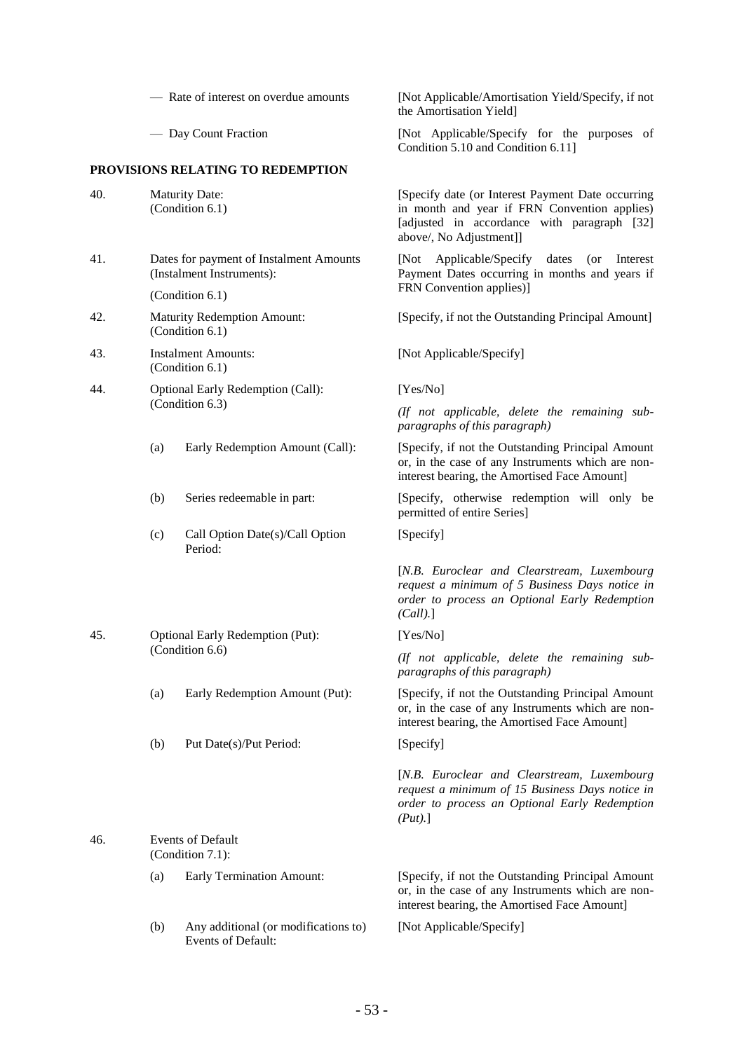| | |
|---|---|
| — Rate of interest on overdue amounts | [Not Applicable/Amortisation Yield/Specify, if not the Amortisation Yield] |
| — Day Count Fraction | [Not Applicable/Specify for the purposes of Condition 5.10 and Condition 6.11] |

**PROVISIONS RELATING TO REDEMPTION**

| | | |
|---|---|---|
| 40. | Maturity Date: (Condition 6.1) | [Specify date (or Interest Payment Date occurring in month and year if FRN Convention applies) [adjusted in accordance with paragraph [32] above/, No Adjustment]] |
| 41. | Dates for payment of Instalment Amounts (Instalment Instruments): (Condition 6.1) | [Not Applicable/Specify dates (or Interest Payment Dates occurring in months and years if FRN Convention applies)] |
| 42. | Maturity Redemption Amount: (Condition 6.1) | [Specify, if not the Outstanding Principal Amount] |
| 43. | Instalment Amounts: (Condition 6.1) | [Not Applicable/Specify] |
| 44. | Optional Early Redemption (Call): (Condition 6.3) | [Yes/No] *(If not applicable, delete the remaining sub-paragraphs of this paragraph)* |
| | (a) Early Redemption Amount (Call): | [Specify, if not the Outstanding Principal Amount or, in the case of any Instruments which are non-interest bearing, the Amortised Face Amount] |
| | (b) Series redeemable in part: | [Specify, otherwise redemption will only be permitted of entire Series] |
| | (c) Call Option Date(s)/Call Option Period: | [Specify] [*N.B. Euroclear and Clearstream, Luxembourg request a minimum of 5 Business Days notice in order to process an Optional Early Redemption (Call).*] |
| 45. | Optional Early Redemption (Put): (Condition 6.6) | [Yes/No] *(If not applicable, delete the remaining sub-paragraphs of this paragraph)* |
| | (a) Early Redemption Amount (Put): | [Specify, if not the Outstanding Principal Amount or, in the case of any Instruments which are non-interest bearing, the Amortised Face Amount] |
| | (b) Put Date(s)/Put Period: | [Specify] [*N.B. Euroclear and Clearstream, Luxembourg request a minimum of 15 Business Days notice in order to process an Optional Early Redemption (Put).*] |
| 46. | Events of Default (Condition 7.1): | |
| | (a) Early Termination Amount: | [Specify, if not the Outstanding Principal Amount or, in the case of any Instruments which are non-interest bearing, the Amortised Face Amount] |
| | (b) Any additional (or modifications to) Events of Default: | [Not Applicable/Specify] |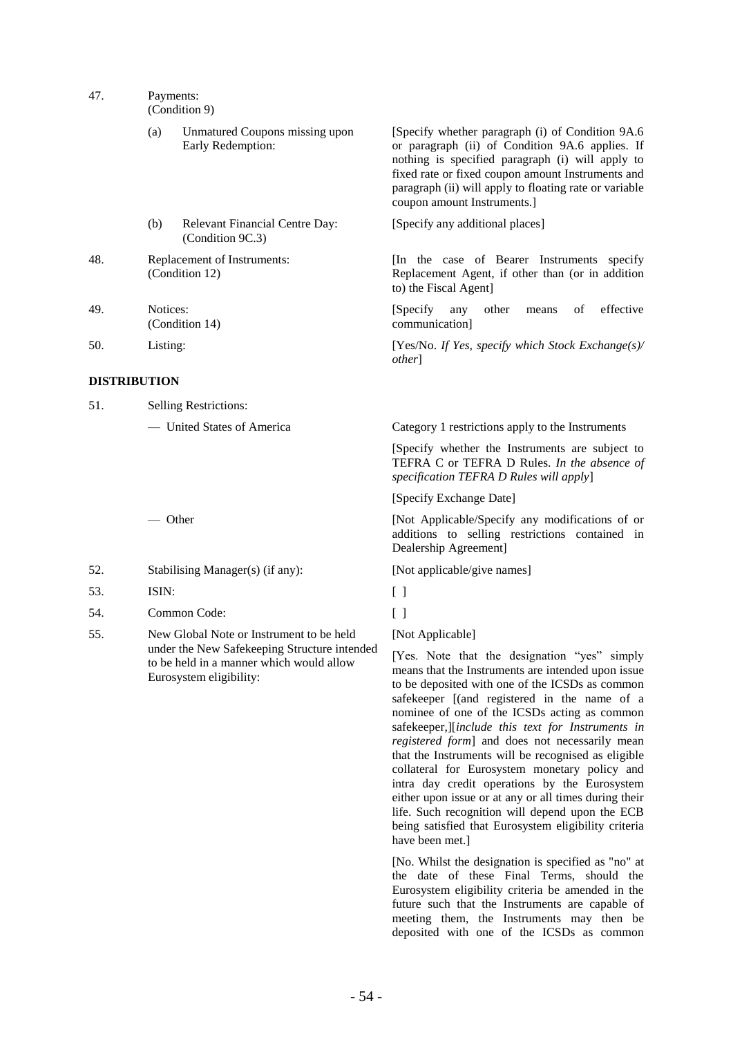| | | |
|---|---|---|
| 47. | Payments: (Condition 9) | |
| | (a) Unmatured Coupons missing upon Early Redemption: | [Specify whether paragraph (i) of Condition 9A.6 or paragraph (ii) of Condition 9A.6 applies. If nothing is specified paragraph (i) will apply to fixed rate or fixed coupon amount Instruments and paragraph (ii) will apply to floating rate or variable coupon amount Instruments.] |
| | (b) Relevant Financial Centre Day: (Condition 9C.3) | [Specify any additional places] |
| 48. | Replacement of Instruments: (Condition 12) | [In the case of Bearer Instruments specify Replacement Agent, if other than (or in addition to) the Fiscal Agent] |
| 49. | Notices: (Condition 14) | [Specify any other means of effective communication] |
| 50. | Listing: | [Yes/No. *If Yes, specify which Stock Exchange(s)/ other*] |

**DISTRIBUTION**

| | | |
|---|---|---|
| 51. | Selling Restrictions: | |
| | — United States of America | Category 1 restrictions apply to the Instruments<br><br>[Specify whether the Instruments are subject to TEFRA C or TEFRA D Rules. *In the absence of specification TEFRA D Rules will apply*]<br><br>[Specify Exchange Date] |
| | — Other | [Not Applicable/Specify any modifications of or additions to selling restrictions contained in Dealership Agreement] |
| 52. | Stabilising Manager(s) (if any): | [Not applicable/give names] |
| 53. | ISIN: | [ ] |
| 54. | Common Code: | [ ] |
| 55. | New Global Note or Instrument to be held under the New Safekeeping Structure intended to be held in a manner which would allow Eurosystem eligibility: | [Not Applicable]<br><br>[Yes. Note that the designation "yes" simply means that the Instruments are intended upon issue to be deposited with one of the ICSDs as common safekeeper [(and registered in the name of a nominee of one of the ICSDs acting as common safekeeper,][*include this text for Instruments in registered form*] and does not necessarily mean that the Instruments will be recognised as eligible collateral for Eurosystem monetary policy and intra day credit operations by the Eurosystem either upon issue or at any or all times during their life. Such recognition will depend upon the ECB being satisfied that Eurosystem eligibility criteria have been met.]<br><br>[No. Whilst the designation is specified as "no" at the date of these Final Terms, should the Eurosystem eligibility criteria be amended in the future such that the Instruments are capable of meeting them, the Instruments may then be deposited with one of the ICSDs as common |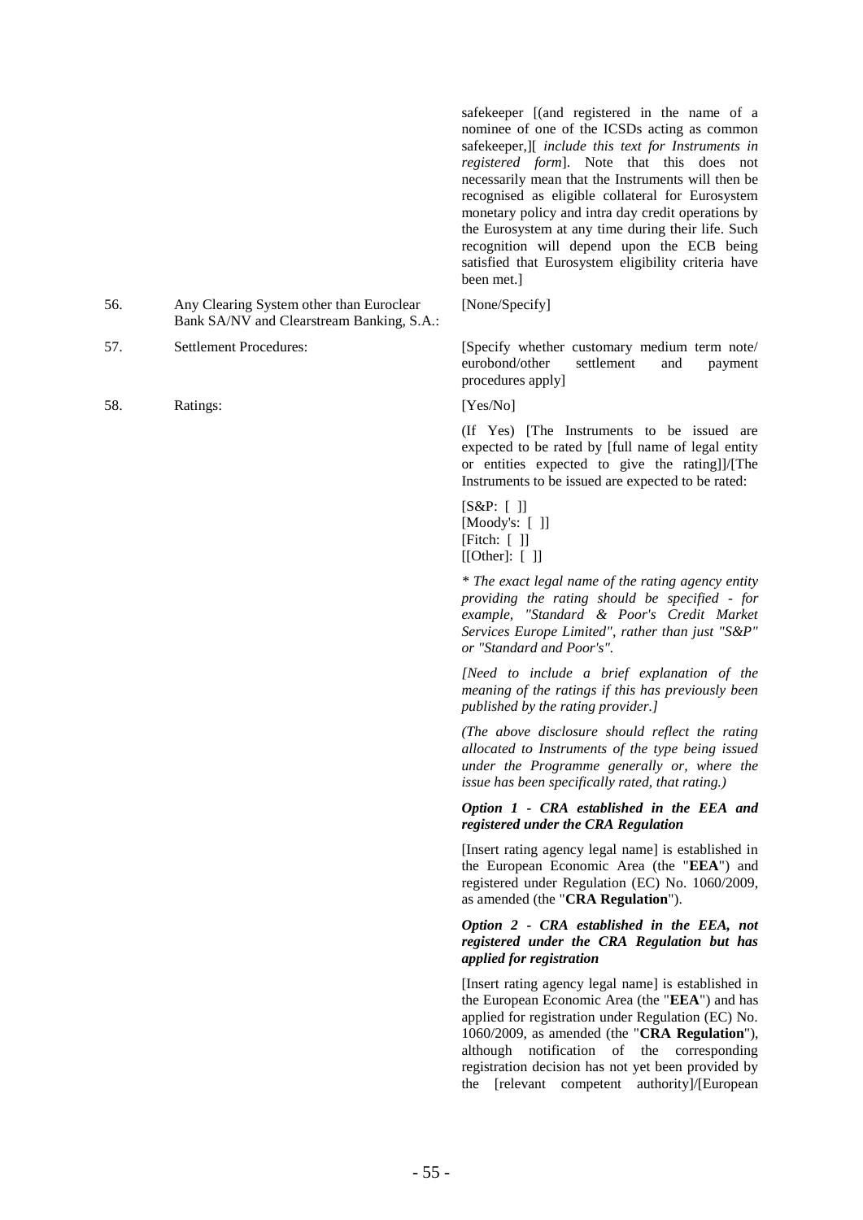safekeeper [(and registered in the name of a nominee of one of the ICSDs acting as common safekeeper,][ *include this text for Instruments in registered form*]. Note that this does not necessarily mean that the Instruments will then be recognised as eligible collateral for Eurosystem monetary policy and intra day credit operations by the Eurosystem at any time during their life. Such recognition will depend upon the ECB being satisfied that Eurosystem eligibility criteria have been met.]

| | | |
|---|---|---|
| 56. | Any Clearing System other than Euroclear Bank SA/NV and Clearstream Banking, S.A.: | [None/Specify] |
| 57. | Settlement Procedures: | [Specify whether customary medium term note/ eurobond/other settlement and payment procedures apply] |
| 58. | Ratings: | [Yes/No] |

(If Yes) [The Instruments to be issued are expected to be rated by [full name of legal entity or entities expected to give the rating]]/[The Instruments to be issued are expected to be rated:

[S&P: [ ]]
[Moody's: [ ]]
[Fitch: [ ]]
[[Other]: [ ]]

*\* The exact legal name of the rating agency entity providing the rating should be specified - for example, "Standard & Poor's Credit Market Services Europe Limited", rather than just "S&P" or "Standard and Poor's".*

*[Need to include a brief explanation of the meaning of the ratings if this has previously been published by the rating provider.]*

*(The above disclosure should reflect the rating allocated to Instruments of the type being issued under the Programme generally or, where the issue has been specifically rated, that rating.)*

***Option 1 - CRA established in the EEA and registered under the CRA Regulation***

[Insert rating agency legal name] is established in the European Economic Area (the "**EEA**") and registered under Regulation (EC) No. 1060/2009, as amended (the "**CRA Regulation**").

***Option 2 - CRA established in the EEA, not registered under the CRA Regulation but has applied for registration***

[Insert rating agency legal name] is established in the European Economic Area (the "**EEA**") and has applied for registration under Regulation (EC) No. 1060/2009, as amended (the "**CRA Regulation**"), although notification of the corresponding registration decision has not yet been provided by the [relevant competent authority]/[European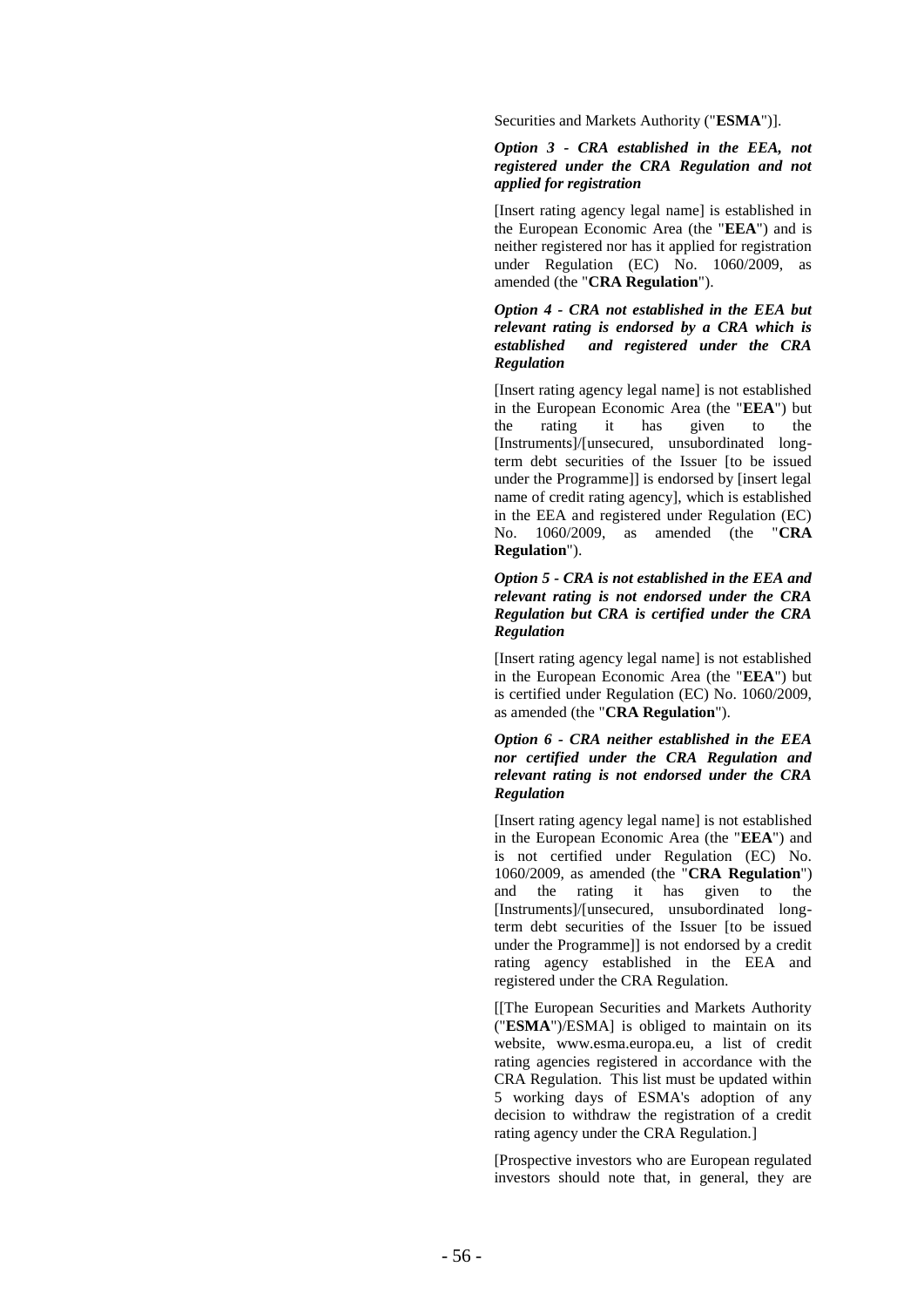Securities and Markets Authority ("**ESMA**")].

***Option 3 - CRA established in the EEA, not registered under the CRA Regulation and not applied for registration***

[Insert rating agency legal name] is established in the European Economic Area (the "**EEA**") and is neither registered nor has it applied for registration under Regulation (EC) No. 1060/2009, as amended (the "**CRA Regulation**").

***Option 4 - CRA not established in the EEA but relevant rating is endorsed by a CRA which is established and registered under the CRA Regulation***

[Insert rating agency legal name] is not established in the European Economic Area (the "**EEA**") but the rating it has given to the [Instruments]/[unsecured, unsubordinated long-term debt securities of the Issuer [to be issued under the Programme]] is endorsed by [insert legal name of credit rating agency], which is established in the EEA and registered under Regulation (EC) No. 1060/2009, as amended (the "**CRA Regulation**").

***Option 5 - CRA is not established in the EEA and relevant rating is not endorsed under the CRA Regulation but CRA is certified under the CRA Regulation***

[Insert rating agency legal name] is not established in the European Economic Area (the "**EEA**") but is certified under Regulation (EC) No. 1060/2009, as amended (the "**CRA Regulation**").

***Option 6 - CRA neither established in the EEA nor certified under the CRA Regulation and relevant rating is not endorsed under the CRA Regulation***

[Insert rating agency legal name] is not established in the European Economic Area (the "**EEA**") and is not certified under Regulation (EC) No. 1060/2009, as amended (the "**CRA Regulation**") and the rating it has given to the [Instruments]/[unsecured, unsubordinated long-term debt securities of the Issuer [to be issued under the Programme]] is not endorsed by a credit rating agency established in the EEA and registered under the CRA Regulation.

[[The European Securities and Markets Authority ("**ESMA**")/ESMA] is obliged to maintain on its website, www.esma.europa.eu, a list of credit rating agencies registered in accordance with the CRA Regulation. This list must be updated within 5 working days of ESMA's adoption of any decision to withdraw the registration of a credit rating agency under the CRA Regulation.]

[Prospective investors who are European regulated investors should note that, in general, they are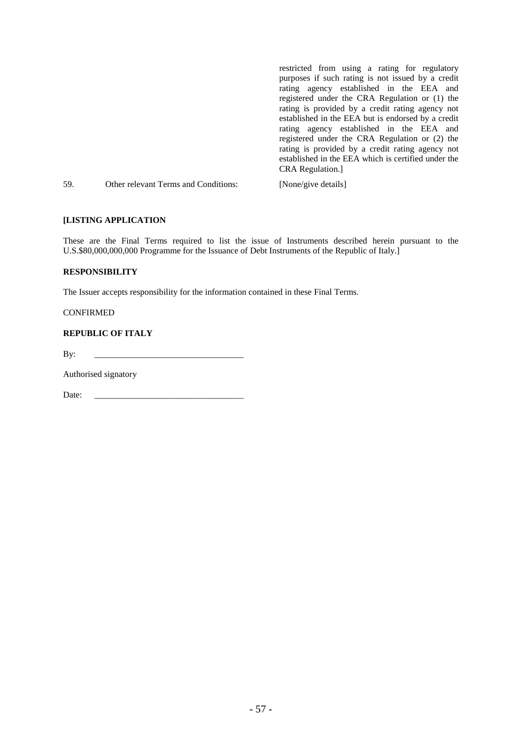| | | |
|---|---|---|
| | | restricted from using a rating for regulatory purposes if such rating is not issued by a credit rating agency established in the EEA and registered under the CRA Regulation or (1) the rating is provided by a credit rating agency not established in the EEA but is endorsed by a credit rating agency established in the EEA and registered under the CRA Regulation or (2) the rating is provided by a credit rating agency not established in the EEA which is certified under the CRA Regulation.] |
| 59. | Other relevant Terms and Conditions: | [None/give details] |

**[LISTING APPLICATION**

These are the Final Terms required to list the issue of Instruments described herein pursuant to the U.S.$80,000,000,000 Programme for the Issuance of Debt Instruments of the Republic of Italy.]

**RESPONSIBILITY**

The Issuer accepts responsibility for the information contained in these Final Terms.

CONFIRMED

**REPUBLIC OF ITALY**

By: \_\_\_\_\_\_\_\_\_\_\_\_\_\_\_\_\_\_\_\_\_\_\_\_\_\_\_\_\_\_\_\_\_\_

Authorised signatory

Date: \_\_\_\_\_\_\_\_\_\_\_\_\_\_\_\_\_\_\_\_\_\_\_\_\_\_\_\_\_\_\_\_\_\_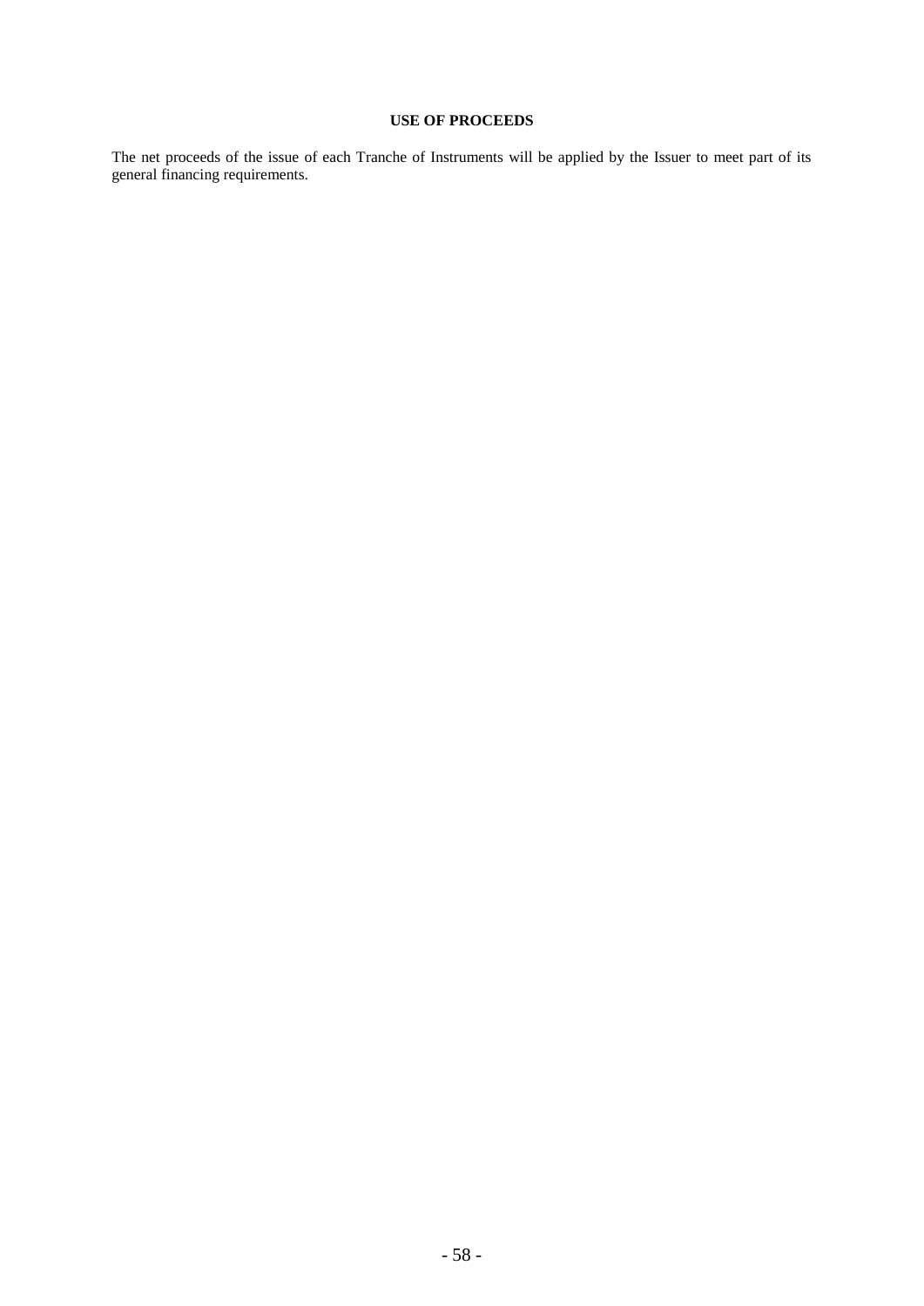# USE OF PROCEEDS

The net proceeds of the issue of each Tranche of Instruments will be applied by the Issuer to meet part of its general financing requirements.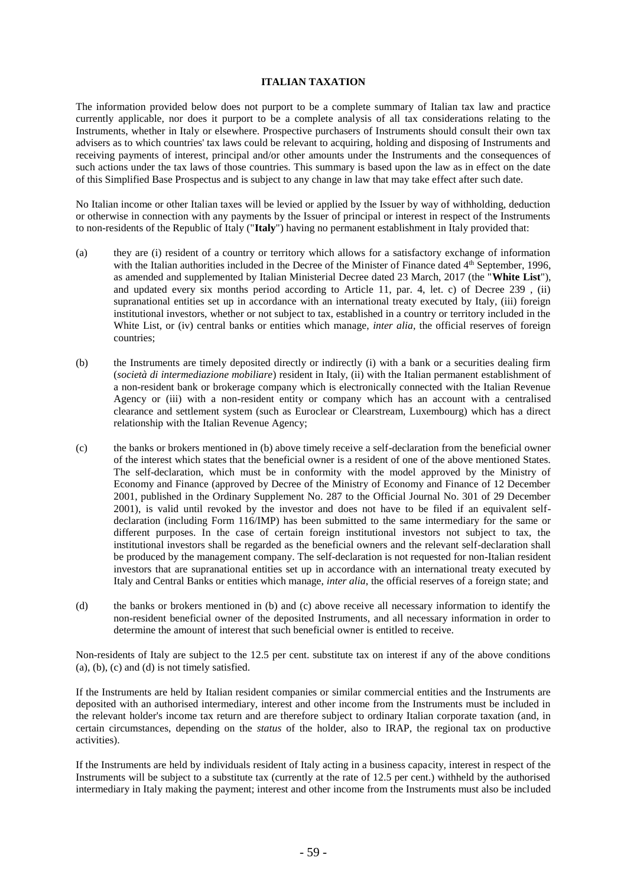**ITALIAN TAXATION**

The information provided below does not purport to be a complete summary of Italian tax law and practice currently applicable, nor does it purport to be a complete analysis of all tax considerations relating to the Instruments, whether in Italy or elsewhere. Prospective purchasers of Instruments should consult their own tax advisers as to which countries' tax laws could be relevant to acquiring, holding and disposing of Instruments and receiving payments of interest, principal and/or other amounts under the Instruments and the consequences of such actions under the tax laws of those countries. This summary is based upon the law as in effect on the date of this Simplified Base Prospectus and is subject to any change in law that may take effect after such date.

No Italian income or other Italian taxes will be levied or applied by the Issuer by way of withholding, deduction or otherwise in connection with any payments by the Issuer of principal or interest in respect of the Instruments to non-residents of the Republic of Italy ("**Italy**") having no permanent establishment in Italy provided that:

(a) they are (i) resident of a country or territory which allows for a satisfactory exchange of information with the Italian authorities included in the Decree of the Minister of Finance dated 4th September, 1996, as amended and supplemented by Italian Ministerial Decree dated 23 March, 2017 (the "**White List**"), and updated every six months period according to Article 11, par. 4, let. c) of Decree 239 , (ii) supranational entities set up in accordance with an international treaty executed by Italy, (iii) foreign institutional investors, whether or not subject to tax, established in a country or territory included in the White List, or (iv) central banks or entities which manage, *inter alia*, the official reserves of foreign countries;

(b) the Instruments are timely deposited directly or indirectly (i) with a bank or a securities dealing firm (*società di intermediazione mobiliare*) resident in Italy, (ii) with the Italian permanent establishment of a non-resident bank or brokerage company which is electronically connected with the Italian Revenue Agency or (iii) with a non-resident entity or company which has an account with a centralised clearance and settlement system (such as Euroclear or Clearstream, Luxembourg) which has a direct relationship with the Italian Revenue Agency;

(c) the banks or brokers mentioned in (b) above timely receive a self-declaration from the beneficial owner of the interest which states that the beneficial owner is a resident of one of the above mentioned States. The self-declaration, which must be in conformity with the model approved by the Ministry of Economy and Finance (approved by Decree of the Ministry of Economy and Finance of 12 December 2001, published in the Ordinary Supplement No. 287 to the Official Journal No. 301 of 29 December 2001), is valid until revoked by the investor and does not have to be filed if an equivalent self-declaration (including Form 116/IMP) has been submitted to the same intermediary for the same or different purposes. In the case of certain foreign institutional investors not subject to tax, the institutional investors shall be regarded as the beneficial owners and the relevant self-declaration shall be produced by the management company. The self-declaration is not requested for non-Italian resident investors that are supranational entities set up in accordance with an international treaty executed by Italy and Central Banks or entities which manage, *inter alia*, the official reserves of a foreign state; and

(d) the banks or brokers mentioned in (b) and (c) above receive all necessary information to identify the non-resident beneficial owner of the deposited Instruments, and all necessary information in order to determine the amount of interest that such beneficial owner is entitled to receive.

Non-residents of Italy are subject to the 12.5 per cent. substitute tax on interest if any of the above conditions (a), (b), (c) and (d) is not timely satisfied.

If the Instruments are held by Italian resident companies or similar commercial entities and the Instruments are deposited with an authorised intermediary, interest and other income from the Instruments must be included in the relevant holder's income tax return and are therefore subject to ordinary Italian corporate taxation (and, in certain circumstances, depending on the *status* of the holder, also to IRAP, the regional tax on productive activities).

If the Instruments are held by individuals resident of Italy acting in a business capacity, interest in respect of the Instruments will be subject to a substitute tax (currently at the rate of 12.5 per cent.) withheld by the authorised intermediary in Italy making the payment; interest and other income from the Instruments must also be included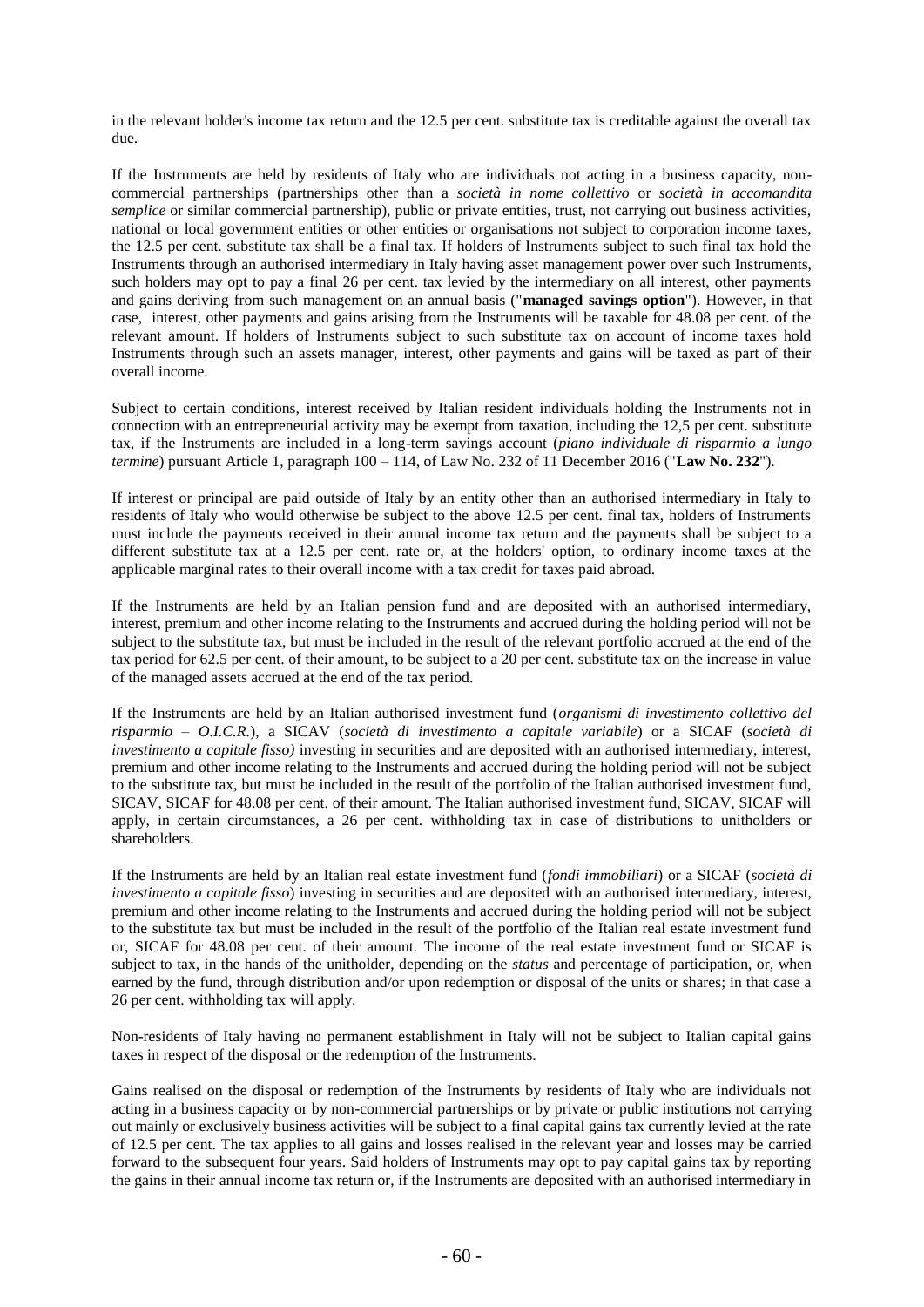in the relevant holder's income tax return and the 12.5 per cent. substitute tax is creditable against the overall tax due.

If the Instruments are held by residents of Italy who are individuals not acting in a business capacity, non-commercial partnerships (partnerships other than a *società in nome collettivo* or *società in accomandita semplice* or similar commercial partnership), public or private entities, trust, not carrying out business activities, national or local government entities or other entities or organisations not subject to corporation income taxes, the 12.5 per cent. substitute tax shall be a final tax. If holders of Instruments subject to such final tax hold the Instruments through an authorised intermediary in Italy having asset management power over such Instruments, such holders may opt to pay a final 26 per cent. tax levied by the intermediary on all interest, other payments and gains deriving from such management on an annual basis ("**managed savings option**"). However, in that case, interest, other payments and gains arising from the Instruments will be taxable for 48.08 per cent. of the relevant amount. If holders of Instruments subject to such substitute tax on account of income taxes hold Instruments through such an assets manager, interest, other payments and gains will be taxed as part of their overall income.

Subject to certain conditions, interest received by Italian resident individuals holding the Instruments not in connection with an entrepreneurial activity may be exempt from taxation, including the 12,5 per cent. substitute tax, if the Instruments are included in a long-term savings account (*piano individuale di risparmio a lungo termine*) pursuant Article 1, paragraph 100 – 114, of Law No. 232 of 11 December 2016 ("**Law No. 232**").

If interest or principal are paid outside of Italy by an entity other than an authorised intermediary in Italy to residents of Italy who would otherwise be subject to the above 12.5 per cent. final tax, holders of Instruments must include the payments received in their annual income tax return and the payments shall be subject to a different substitute tax at a 12.5 per cent. rate or, at the holders' option, to ordinary income taxes at the applicable marginal rates to their overall income with a tax credit for taxes paid abroad.

If the Instruments are held by an Italian pension fund and are deposited with an authorised intermediary, interest, premium and other income relating to the Instruments and accrued during the holding period will not be subject to the substitute tax, but must be included in the result of the relevant portfolio accrued at the end of the tax period for 62.5 per cent. of their amount, to be subject to a 20 per cent. substitute tax on the increase in value of the managed assets accrued at the end of the tax period.

If the Instruments are held by an Italian authorised investment fund (*organismi di investimento collettivo del risparmio – O.I.C.R.*), a SICAV (*società di investimento a capitale variabile*) or a SICAF (*società di investimento a capitale fisso)* investing in securities and are deposited with an authorised intermediary, interest, premium and other income relating to the Instruments and accrued during the holding period will not be subject to the substitute tax, but must be included in the result of the portfolio of the Italian authorised investment fund, SICAV, SICAF for 48.08 per cent. of their amount. The Italian authorised investment fund, SICAV, SICAF will apply, in certain circumstances, a 26 per cent. withholding tax in case of distributions to unitholders or shareholders.

If the Instruments are held by an Italian real estate investment fund (*fondi immobiliari*) or a SICAF (*società di investimento a capitale fisso*) investing in securities and are deposited with an authorised intermediary, interest, premium and other income relating to the Instruments and accrued during the holding period will not be subject to the substitute tax but must be included in the result of the portfolio of the Italian real estate investment fund or, SICAF for 48.08 per cent. of their amount. The income of the real estate investment fund or SICAF is subject to tax, in the hands of the unitholder, depending on the *status* and percentage of participation, or, when earned by the fund, through distribution and/or upon redemption or disposal of the units or shares; in that case a 26 per cent. withholding tax will apply.

Non-residents of Italy having no permanent establishment in Italy will not be subject to Italian capital gains taxes in respect of the disposal or the redemption of the Instruments.

Gains realised on the disposal or redemption of the Instruments by residents of Italy who are individuals not acting in a business capacity or by non-commercial partnerships or by private or public institutions not carrying out mainly or exclusively business activities will be subject to a final capital gains tax currently levied at the rate of 12.5 per cent. The tax applies to all gains and losses realised in the relevant year and losses may be carried forward to the subsequent four years. Said holders of Instruments may opt to pay capital gains tax by reporting the gains in their annual income tax return or, if the Instruments are deposited with an authorised intermediary in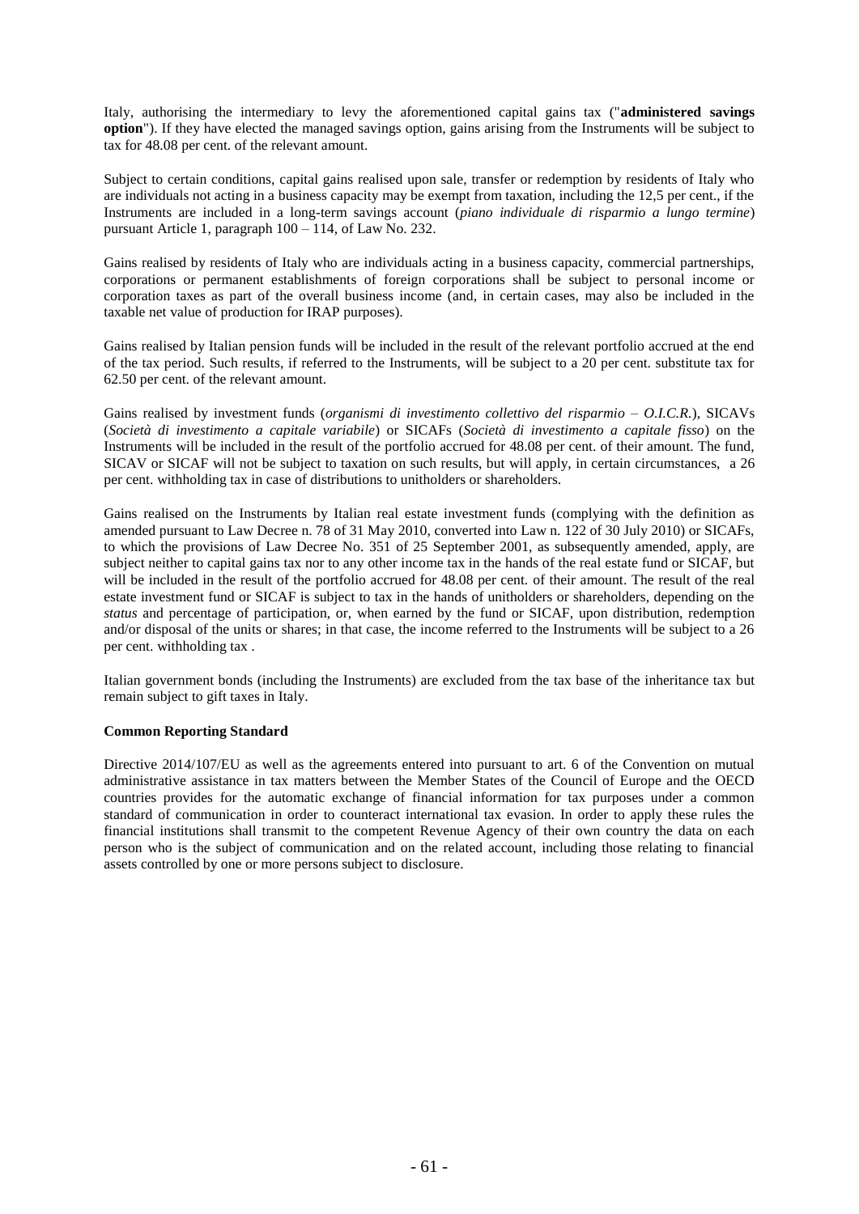Italy, authorising the intermediary to levy the aforementioned capital gains tax ("**administered savings option**"). If they have elected the managed savings option, gains arising from the Instruments will be subject to tax for 48.08 per cent. of the relevant amount.

Subject to certain conditions, capital gains realised upon sale, transfer or redemption by residents of Italy who are individuals not acting in a business capacity may be exempt from taxation, including the 12,5 per cent., if the Instruments are included in a long-term savings account (*piano individuale di risparmio a lungo termine*) pursuant Article 1, paragraph 100 – 114, of Law No. 232.

Gains realised by residents of Italy who are individuals acting in a business capacity, commercial partnerships, corporations or permanent establishments of foreign corporations shall be subject to personal income or corporation taxes as part of the overall business income (and, in certain cases, may also be included in the taxable net value of production for IRAP purposes).

Gains realised by Italian pension funds will be included in the result of the relevant portfolio accrued at the end of the tax period. Such results, if referred to the Instruments, will be subject to a 20 per cent. substitute tax for 62.50 per cent. of the relevant amount.

Gains realised by investment funds (*organismi di investimento collettivo del risparmio – O.I.C.R.*), SICAVs (*Società di investimento a capitale variabile*) or SICAFs (*Società di investimento a capitale fisso*) on the Instruments will be included in the result of the portfolio accrued for 48.08 per cent. of their amount. The fund, SICAV or SICAF will not be subject to taxation on such results, but will apply, in certain circumstances, a 26 per cent. withholding tax in case of distributions to unitholders or shareholders.

Gains realised on the Instruments by Italian real estate investment funds (complying with the definition as amended pursuant to Law Decree n. 78 of 31 May 2010, converted into Law n. 122 of 30 July 2010) or SICAFs, to which the provisions of Law Decree No. 351 of 25 September 2001, as subsequently amended, apply, are subject neither to capital gains tax nor to any other income tax in the hands of the real estate fund or SICAF, but will be included in the result of the portfolio accrued for 48.08 per cent. of their amount. The result of the real estate investment fund or SICAF is subject to tax in the hands of unitholders or shareholders, depending on the *status* and percentage of participation, or, when earned by the fund or SICAF, upon distribution, redemption and/or disposal of the units or shares; in that case, the income referred to the Instruments will be subject to a 26 per cent. withholding tax .

Italian government bonds (including the Instruments) are excluded from the tax base of the inheritance tax but remain subject to gift taxes in Italy.

**Common Reporting Standard**

Directive 2014/107/EU as well as the agreements entered into pursuant to art. 6 of the Convention on mutual administrative assistance in tax matters between the Member States of the Council of Europe and the OECD countries provides for the automatic exchange of financial information for tax purposes under a common standard of communication in order to counteract international tax evasion. In order to apply these rules the financial institutions shall transmit to the competent Revenue Agency of their own country the data on each person who is the subject of communication and on the related account, including those relating to financial assets controlled by one or more persons subject to disclosure.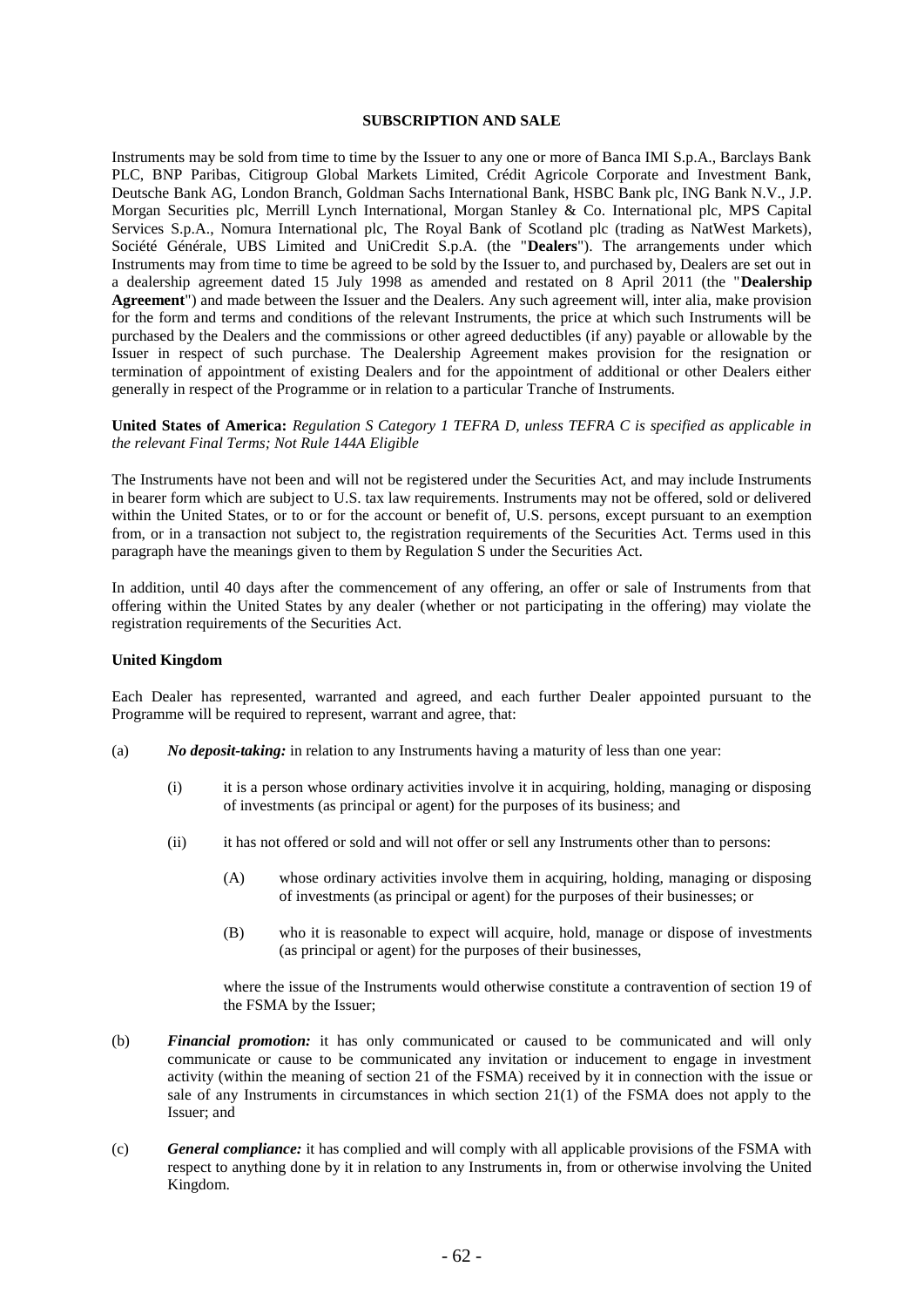## SUBSCRIPTION AND SALE

Instruments may be sold from time to time by the Issuer to any one or more of Banca IMI S.p.A., Barclays Bank PLC, BNP Paribas, Citigroup Global Markets Limited, Crédit Agricole Corporate and Investment Bank, Deutsche Bank AG, London Branch, Goldman Sachs International Bank, HSBC Bank plc, ING Bank N.V., J.P. Morgan Securities plc, Merrill Lynch International, Morgan Stanley & Co. International plc, MPS Capital Services S.p.A., Nomura International plc, The Royal Bank of Scotland plc (trading as NatWest Markets), Société Générale, UBS Limited and UniCredit S.p.A. (the "**Dealers**"). The arrangements under which Instruments may from time to time be agreed to be sold by the Issuer to, and purchased by, Dealers are set out in a dealership agreement dated 15 July 1998 as amended and restated on 8 April 2011 (the "**Dealership Agreement**") and made between the Issuer and the Dealers. Any such agreement will, inter alia, make provision for the form and terms and conditions of the relevant Instruments, the price at which such Instruments will be purchased by the Dealers and the commissions or other agreed deductibles (if any) payable or allowable by the Issuer in respect of such purchase. The Dealership Agreement makes provision for the resignation or termination of appointment of existing Dealers and for the appointment of additional or other Dealers either generally in respect of the Programme or in relation to a particular Tranche of Instruments.

**United States of America:** *Regulation S Category 1 TEFRA D, unless TEFRA C is specified as applicable in the relevant Final Terms; Not Rule 144A Eligible*

The Instruments have not been and will not be registered under the Securities Act, and may include Instruments in bearer form which are subject to U.S. tax law requirements. Instruments may not be offered, sold or delivered within the United States, or to or for the account or benefit of, U.S. persons, except pursuant to an exemption from, or in a transaction not subject to, the registration requirements of the Securities Act. Terms used in this paragraph have the meanings given to them by Regulation S under the Securities Act.

In addition, until 40 days after the commencement of any offering, an offer or sale of Instruments from that offering within the United States by any dealer (whether or not participating in the offering) may violate the registration requirements of the Securities Act.

**United Kingdom**

Each Dealer has represented, warranted and agreed, and each further Dealer appointed pursuant to the Programme will be required to represent, warrant and agree, that:

(a) ***No deposit-taking:*** in relation to any Instruments having a maturity of less than one year:

 (i) it is a person whose ordinary activities involve it in acquiring, holding, managing or disposing of investments (as principal or agent) for the purposes of its business; and

 (ii) it has not offered or sold and will not offer or sell any Instruments other than to persons:

  (A) whose ordinary activities involve them in acquiring, holding, managing or disposing of investments (as principal or agent) for the purposes of their businesses; or

  (B) who it is reasonable to expect will acquire, hold, manage or dispose of investments (as principal or agent) for the purposes of their businesses,

 where the issue of the Instruments would otherwise constitute a contravention of section 19 of the FSMA by the Issuer;

(b) ***Financial promotion:*** it has only communicated or caused to be communicated and will only communicate or cause to be communicated any invitation or inducement to engage in investment activity (within the meaning of section 21 of the FSMA) received by it in connection with the issue or sale of any Instruments in circumstances in which section 21(1) of the FSMA does not apply to the Issuer; and

(c) ***General compliance:*** it has complied and will comply with all applicable provisions of the FSMA with respect to anything done by it in relation to any Instruments in, from or otherwise involving the United Kingdom.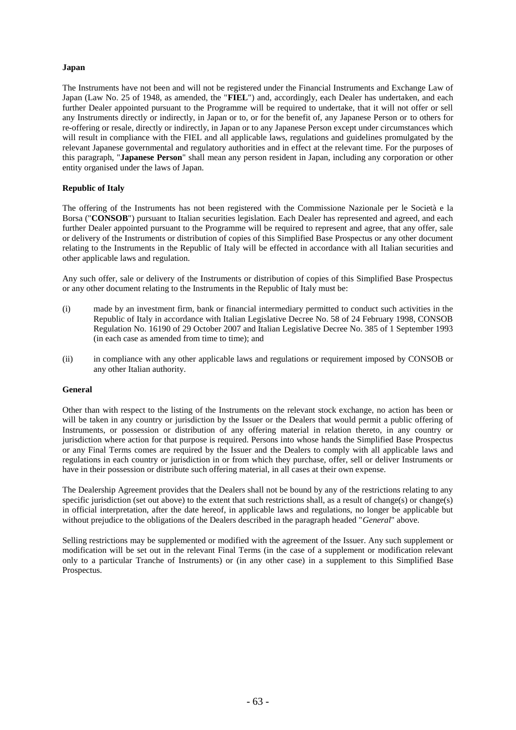**Japan**

The Instruments have not been and will not be registered under the Financial Instruments and Exchange Law of Japan (Law No. 25 of 1948, as amended, the "**FIEL**") and, accordingly, each Dealer has undertaken, and each further Dealer appointed pursuant to the Programme will be required to undertake, that it will not offer or sell any Instruments directly or indirectly, in Japan or to, or for the benefit of, any Japanese Person or to others for re-offering or resale, directly or indirectly, in Japan or to any Japanese Person except under circumstances which will result in compliance with the FIEL and all applicable laws, regulations and guidelines promulgated by the relevant Japanese governmental and regulatory authorities and in effect at the relevant time. For the purposes of this paragraph, "**Japanese Person**" shall mean any person resident in Japan, including any corporation or other entity organised under the laws of Japan.

**Republic of Italy**

The offering of the Instruments has not been registered with the Commissione Nazionale per le Società e la Borsa ("**CONSOB**") pursuant to Italian securities legislation. Each Dealer has represented and agreed, and each further Dealer appointed pursuant to the Programme will be required to represent and agree, that any offer, sale or delivery of the Instruments or distribution of copies of this Simplified Base Prospectus or any other document relating to the Instruments in the Republic of Italy will be effected in accordance with all Italian securities and other applicable laws and regulation.

Any such offer, sale or delivery of the Instruments or distribution of copies of this Simplified Base Prospectus or any other document relating to the Instruments in the Republic of Italy must be:

(i) made by an investment firm, bank or financial intermediary permitted to conduct such activities in the Republic of Italy in accordance with Italian Legislative Decree No. 58 of 24 February 1998, CONSOB Regulation No. 16190 of 29 October 2007 and Italian Legislative Decree No. 385 of 1 September 1993 (in each case as amended from time to time); and

(ii) in compliance with any other applicable laws and regulations or requirement imposed by CONSOB or any other Italian authority.

**General**

Other than with respect to the listing of the Instruments on the relevant stock exchange, no action has been or will be taken in any country or jurisdiction by the Issuer or the Dealers that would permit a public offering of Instruments, or possession or distribution of any offering material in relation thereto, in any country or jurisdiction where action for that purpose is required. Persons into whose hands the Simplified Base Prospectus or any Final Terms comes are required by the Issuer and the Dealers to comply with all applicable laws and regulations in each country or jurisdiction in or from which they purchase, offer, sell or deliver Instruments or have in their possession or distribute such offering material, in all cases at their own expense.

The Dealership Agreement provides that the Dealers shall not be bound by any of the restrictions relating to any specific jurisdiction (set out above) to the extent that such restrictions shall, as a result of change(s) or change(s) in official interpretation, after the date hereof, in applicable laws and regulations, no longer be applicable but without prejudice to the obligations of the Dealers described in the paragraph headed "*General*" above.

Selling restrictions may be supplemented or modified with the agreement of the Issuer. Any such supplement or modification will be set out in the relevant Final Terms (in the case of a supplement or modification relevant only to a particular Tranche of Instruments) or (in any other case) in a supplement to this Simplified Base Prospectus.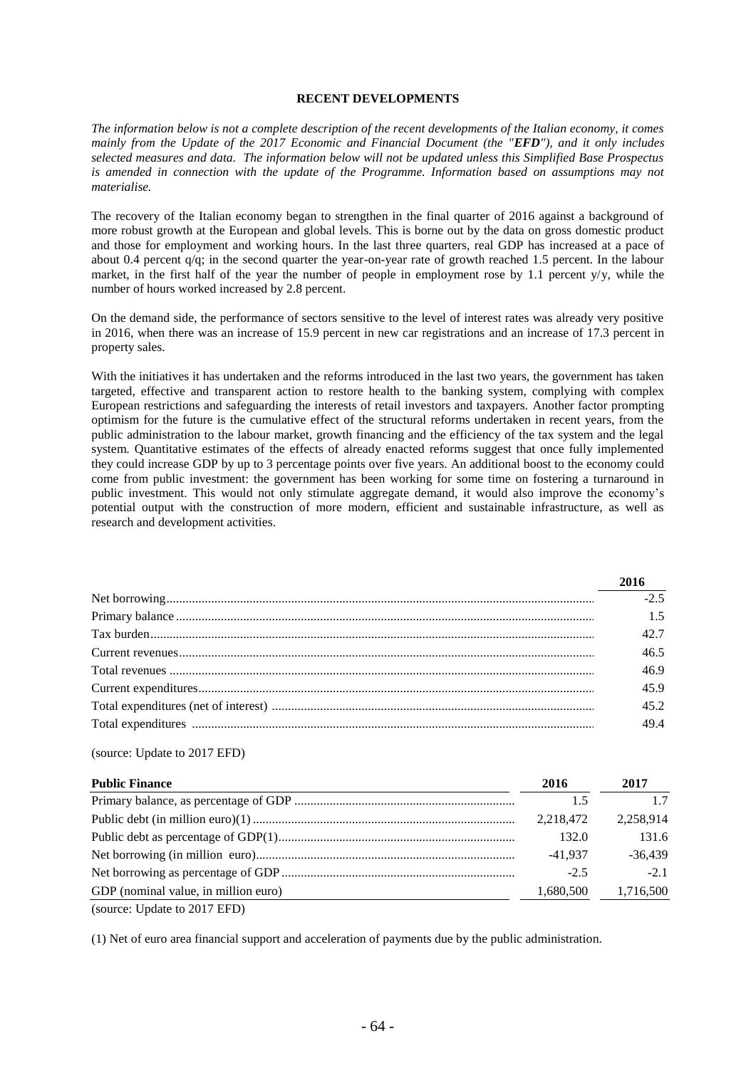## RECENT DEVELOPMENTS

*The information below is not a complete description of the recent developments of the Italian economy, it comes mainly from the Update of the 2017 Economic and Financial Document (the "**EFD**"), and it only includes selected measures and data. The information below will not be updated unless this Simplified Base Prospectus is amended in connection with the update of the Programme. Information based on assumptions may not materialise.*

The recovery of the Italian economy began to strengthen in the final quarter of 2016 against a background of more robust growth at the European and global levels. This is borne out by the data on gross domestic product and those for employment and working hours. In the last three quarters, real GDP has increased at a pace of about 0.4 percent q/q; in the second quarter the year-on-year rate of growth reached 1.5 percent. In the labour market, in the first half of the year the number of people in employment rose by 1.1 percent y/y, while the number of hours worked increased by 2.8 percent.

On the demand side, the performance of sectors sensitive to the level of interest rates was already very positive in 2016, when there was an increase of 15.9 percent in new car registrations and an increase of 17.3 percent in property sales.

With the initiatives it has undertaken and the reforms introduced in the last two years, the government has taken targeted, effective and transparent action to restore health to the banking system, complying with complex European restrictions and safeguarding the interests of retail investors and taxpayers. Another factor prompting optimism for the future is the cumulative effect of the structural reforms undertaken in recent years, from the public administration to the labour market, growth financing and the efficiency of the tax system and the legal system. Quantitative estimates of the effects of already enacted reforms suggest that once fully implemented they could increase GDP by up to 3 percentage points over five years. An additional boost to the economy could come from public investment: the government has been working for some time on fostering a turnaround in public investment. This would not only stimulate aggregate demand, it would also improve the economy's potential output with the construction of more modern, efficient and sustainable infrastructure, as well as research and development activities.

| | 2016 |
|---|---|
| Net borrowing | -2.5 |
| Primary balance | 1.5 |
| Tax burden | 42.7 |
| Current revenues | 46.5 |
| Total revenues | 46.9 |
| Current expenditures | 45.9 |
| Total expenditures (net of interest) | 45.2 |
| Total expenditures | 49.4 |

(source: Update to 2017 EFD)

| Public Finance | 2016 | 2017 |
|---|---|---|
| Primary balance, as percentage of GDP | 1.5 | 1.7 |
| Public debt (in million euro)(1) | 2,218,472 | 2,258,914 |
| Public debt as percentage of GDP(1) | 132.0 | 131.6 |
| Net borrowing (in million euro) | -41,937 | -36,439 |
| Net borrowing as percentage of GDP | -2.5 | -2.1 |
| GDP (nominal value, in million euro) | 1,680,500 | 1,716,500 |

(source: Update to 2017 EFD)

(1) Net of euro area financial support and acceleration of payments due by the public administration.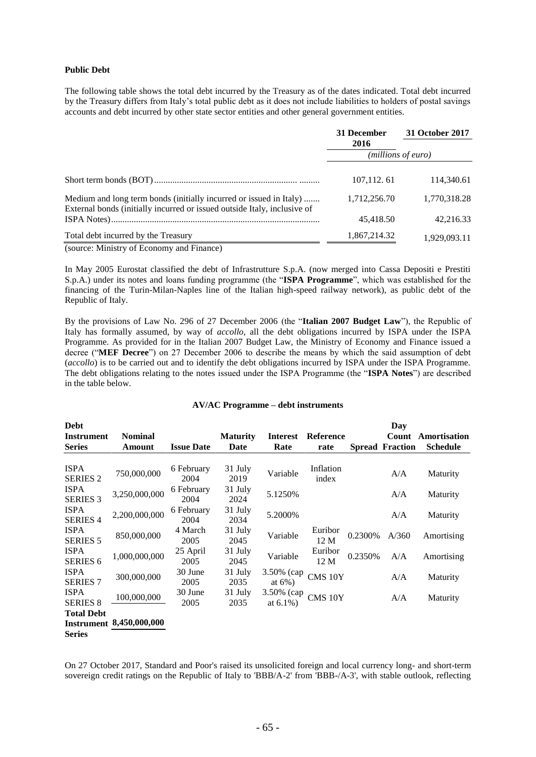**Public Debt**

The following table shows the total debt incurred by the Treasury as of the dates indicated. Total debt incurred by the Treasury differs from Italy's total public debt as it does not include liabilities to holders of postal savings accounts and debt incurred by other state sector entities and other general government entities.

| | 31 December 2016 | 31 October 2017 |
|---|---|---|
| | *(millions of euro)* | |
| Short term bonds (BOT) | 107,112. 61 | 114,340.61 |
| Medium and long term bonds (initially incurred or issued in Italy) | 1,712,256.70 | 1,770,318.28 |
| External bonds (initially incurred or issued outside Italy, inclusive of ISPA Notes) | 45,418.50 | 42,216.33 |
| Total debt incurred by the Treasury | 1,867,214.32 | 1,929,093.11 |

(source: Ministry of Economy and Finance)

In May 2005 Eurostat classified the debt of Infrastrutture S.p.A. (now merged into Cassa Depositi e Prestiti S.p.A.) under its notes and loans funding programme (the "**ISPA Programme**", which was established for the financing of the Turin-Milan-Naples line of the Italian high-speed railway network), as public debt of the Republic of Italy.

By the provisions of Law No. 296 of 27 December 2006 (the "**Italian 2007 Budget Law**"), the Republic of Italy has formally assumed, by way of *accollo*, all the debt obligations incurred by ISPA under the ISPA Programme. As provided for in the Italian 2007 Budget Law, the Ministry of Economy and Finance issued a decree ("**MEF Decree**") on 27 December 2006 to describe the means by which the said assumption of debt (*accollo*) is to be carried out and to identify the debt obligations incurred by ISPA under the ISPA Programme. The debt obligations relating to the notes issued under the ISPA Programme (the "**ISPA Notes**") are described in the table below.

**AV/AC Programme – debt instruments**

| Debt Instrument Series | Nominal Amount | Issue Date | Maturity Date | Interest Rate | Reference rate | Spread | Day Count Fraction | Amortisation Schedule |
|---|---|---|---|---|---|---|---|---|
| ISPA SERIES 2 | 750,000,000 | 6 February 2004 | 31 July 2019 | Variable | Inflation index | | A/A | Maturity |
| ISPA SERIES 3 | 3,250,000,000 | 6 February 2004 | 31 July 2024 | 5.1250% | | | A/A | Maturity |
| ISPA SERIES 4 | 2,200,000,000 | 6 February 2004 | 31 July 2034 | 5.2000% | | | A/A | Maturity |
| ISPA SERIES 5 | 850,000,000 | 4 March 2005 | 31 July 2045 | Variable | Euribor 12 M | 0.2300% | A/360 | Amortising |
| ISPA SERIES 6 | 1,000,000,000 | 25 April 2005 | 31 July 2045 | Variable | Euribor 12 M | 0.2350% | A/A | Amortising |
| ISPA SERIES 7 | 300,000,000 | 30 June 2005 | 31 July 2035 | 3.50% (cap at 6%) | CMS 10Y | | A/A | Maturity |
| ISPA SERIES 8 | 100,000,000 | 30 June 2005 | 31 July 2035 | 3.50% (cap at 6.1%) | CMS 10Y | | A/A | Maturity |
| **Total Debt Instrument Series** | **8,450,000,000** | | | | | | | |

On 27 October 2017, Standard and Poor's raised its unsolicited foreign and local currency long- and short-term sovereign credit ratings on the Republic of Italy to 'BBB/A-2' from 'BBB-/A-3', with stable outlook, reflecting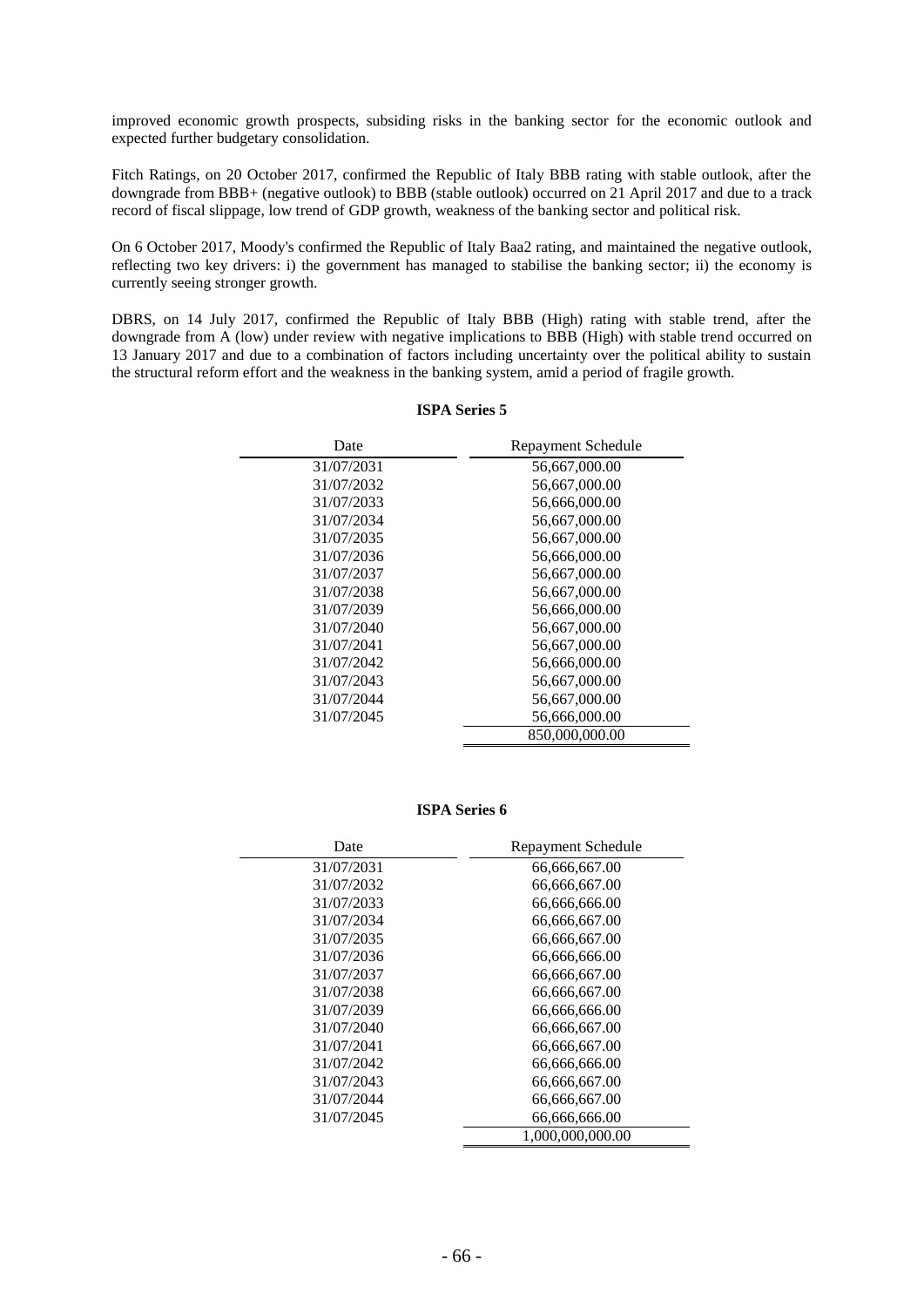improved economic growth prospects, subsiding risks in the banking sector for the economic outlook and expected further budgetary consolidation.

Fitch Ratings, on 20 October 2017, confirmed the Republic of Italy BBB rating with stable outlook, after the downgrade from BBB+ (negative outlook) to BBB (stable outlook) occurred on 21 April 2017 and due to a track record of fiscal slippage, low trend of GDP growth, weakness of the banking sector and political risk.

On 6 October 2017, Moody's confirmed the Republic of Italy Baa2 rating, and maintained the negative outlook, reflecting two key drivers: i) the government has managed to stabilise the banking sector; ii) the economy is currently seeing stronger growth.

DBRS, on 14 July 2017, confirmed the Republic of Italy BBB (High) rating with stable trend, after the downgrade from A (low) under review with negative implications to BBB (High) with stable trend occurred on 13 January 2017 and due to a combination of factors including uncertainty over the political ability to sustain the structural reform effort and the weakness in the banking system, amid a period of fragile growth.

**ISPA Series 5**

| Date | Repayment Schedule |
|---|---|
| 31/07/2031 | 56,667,000.00 |
| 31/07/2032 | 56,667,000.00 |
| 31/07/2033 | 56,666,000.00 |
| 31/07/2034 | 56,667,000.00 |
| 31/07/2035 | 56,667,000.00 |
| 31/07/2036 | 56,666,000.00 |
| 31/07/2037 | 56,667,000.00 |
| 31/07/2038 | 56,667,000.00 |
| 31/07/2039 | 56,666,000.00 |
| 31/07/2040 | 56,667,000.00 |
| 31/07/2041 | 56,667,000.00 |
| 31/07/2042 | 56,666,000.00 |
| 31/07/2043 | 56,667,000.00 |
| 31/07/2044 | 56,667,000.00 |
| 31/07/2045 | 56,666,000.00 |
| | 850,000,000.00 |

**ISPA Series 6**

| Date | Repayment Schedule |
|---|---|
| 31/07/2031 | 66,666,667.00 |
| 31/07/2032 | 66,666,667.00 |
| 31/07/2033 | 66,666,666.00 |
| 31/07/2034 | 66,666,667.00 |
| 31/07/2035 | 66,666,667.00 |
| 31/07/2036 | 66,666,666.00 |
| 31/07/2037 | 66,666,667.00 |
| 31/07/2038 | 66,666,667.00 |
| 31/07/2039 | 66,666,666.00 |
| 31/07/2040 | 66,666,667.00 |
| 31/07/2041 | 66,666,667.00 |
| 31/07/2042 | 66,666,666.00 |
| 31/07/2043 | 66,666,667.00 |
| 31/07/2044 | 66,666,667.00 |
| 31/07/2045 | 66,666,666.00 |
| | 1,000,000,000.00 |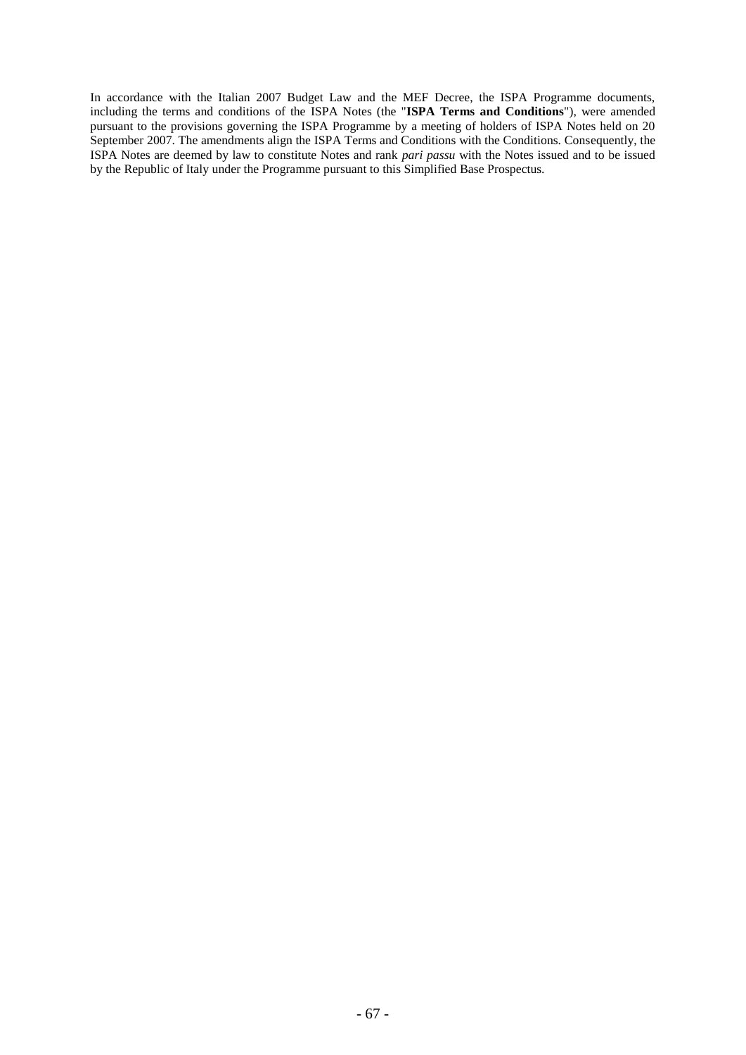In accordance with the Italian 2007 Budget Law and the MEF Decree, the ISPA Programme documents, including the terms and conditions of the ISPA Notes (the "**ISPA Terms and Conditions**"), were amended pursuant to the provisions governing the ISPA Programme by a meeting of holders of ISPA Notes held on 20 September 2007. The amendments align the ISPA Terms and Conditions with the Conditions. Consequently, the ISPA Notes are deemed by law to constitute Notes and rank *pari passu* with the Notes issued and to be issued by the Republic of Italy under the Programme pursuant to this Simplified Base Prospectus.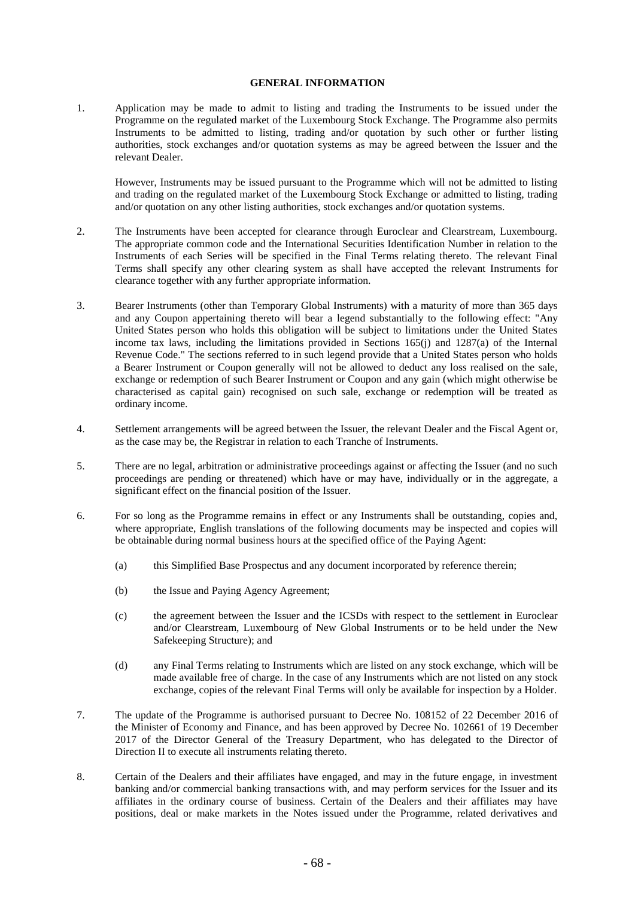## GENERAL INFORMATION

1. Application may be made to admit to listing and trading the Instruments to be issued under the Programme on the regulated market of the Luxembourg Stock Exchange. The Programme also permits Instruments to be admitted to listing, trading and/or quotation by such other or further listing authorities, stock exchanges and/or quotation systems as may be agreed between the Issuer and the relevant Dealer.

   However, Instruments may be issued pursuant to the Programme which will not be admitted to listing and trading on the regulated market of the Luxembourg Stock Exchange or admitted to listing, trading and/or quotation on any other listing authorities, stock exchanges and/or quotation systems.

2. The Instruments have been accepted for clearance through Euroclear and Clearstream, Luxembourg. The appropriate common code and the International Securities Identification Number in relation to the Instruments of each Series will be specified in the Final Terms relating thereto. The relevant Final Terms shall specify any other clearing system as shall have accepted the relevant Instruments for clearance together with any further appropriate information.

3. Bearer Instruments (other than Temporary Global Instruments) with a maturity of more than 365 days and any Coupon appertaining thereto will bear a legend substantially to the following effect: "Any United States person who holds this obligation will be subject to limitations under the United States income tax laws, including the limitations provided in Sections 165(j) and 1287(a) of the Internal Revenue Code." The sections referred to in such legend provide that a United States person who holds a Bearer Instrument or Coupon generally will not be allowed to deduct any loss realised on the sale, exchange or redemption of such Bearer Instrument or Coupon and any gain (which might otherwise be characterised as capital gain) recognised on such sale, exchange or redemption will be treated as ordinary income.

4. Settlement arrangements will be agreed between the Issuer, the relevant Dealer and the Fiscal Agent or, as the case may be, the Registrar in relation to each Tranche of Instruments.

5. There are no legal, arbitration or administrative proceedings against or affecting the Issuer (and no such proceedings are pending or threatened) which have or may have, individually or in the aggregate, a significant effect on the financial position of the Issuer.

6. For so long as the Programme remains in effect or any Instruments shall be outstanding, copies and, where appropriate, English translations of the following documents may be inspected and copies will be obtainable during normal business hours at the specified office of the Paying Agent:

   (a) this Simplified Base Prospectus and any document incorporated by reference therein;

   (b) the Issue and Paying Agency Agreement;

   (c) the agreement between the Issuer and the ICSDs with respect to the settlement in Euroclear and/or Clearstream, Luxembourg of New Global Instruments or to be held under the New Safekeeping Structure); and

   (d) any Final Terms relating to Instruments which are listed on any stock exchange, which will be made available free of charge. In the case of any Instruments which are not listed on any stock exchange, copies of the relevant Final Terms will only be available for inspection by a Holder.

7. The update of the Programme is authorised pursuant to Decree No. 108152 of 22 December 2016 of the Minister of Economy and Finance, and has been approved by Decree No. 102661 of 19 December 2017 of the Director General of the Treasury Department, who has delegated to the Director of Direction II to execute all instruments relating thereto.

8. Certain of the Dealers and their affiliates have engaged, and may in the future engage, in investment banking and/or commercial banking transactions with, and may perform services for the Issuer and its affiliates in the ordinary course of business. Certain of the Dealers and their affiliates may have positions, deal or make markets in the Notes issued under the Programme, related derivatives and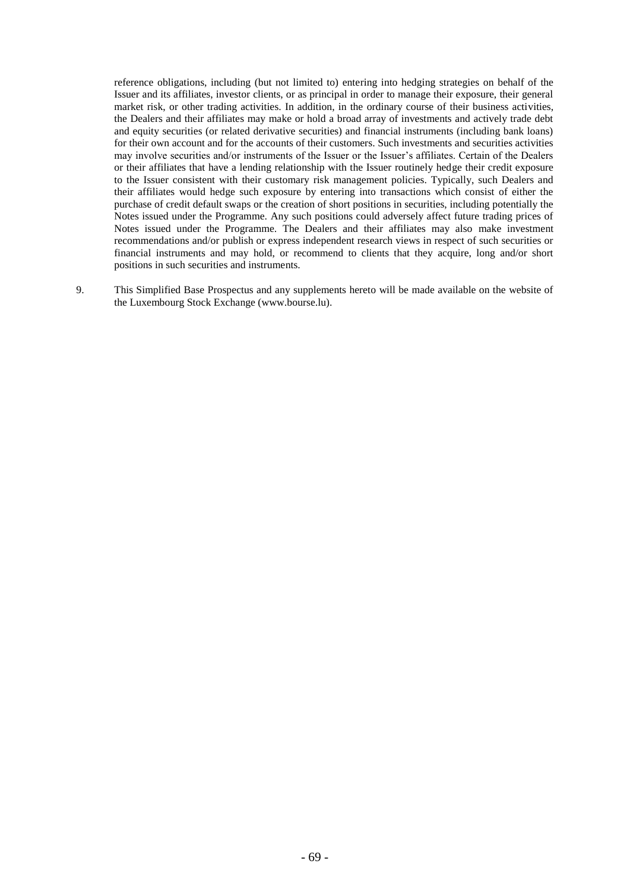reference obligations, including (but not limited to) entering into hedging strategies on behalf of the Issuer and its affiliates, investor clients, or as principal in order to manage their exposure, their general market risk, or other trading activities. In addition, in the ordinary course of their business activities, the Dealers and their affiliates may make or hold a broad array of investments and actively trade debt and equity securities (or related derivative securities) and financial instruments (including bank loans) for their own account and for the accounts of their customers. Such investments and securities activities may involve securities and/or instruments of the Issuer or the Issuer's affiliates. Certain of the Dealers or their affiliates that have a lending relationship with the Issuer routinely hedge their credit exposure to the Issuer consistent with their customary risk management policies. Typically, such Dealers and their affiliates would hedge such exposure by entering into transactions which consist of either the purchase of credit default swaps or the creation of short positions in securities, including potentially the Notes issued under the Programme. Any such positions could adversely affect future trading prices of Notes issued under the Programme. The Dealers and their affiliates may also make investment recommendations and/or publish or express independent research views in respect of such securities or financial instruments and may hold, or recommend to clients that they acquire, long and/or short positions in such securities and instruments.

9. This Simplified Base Prospectus and any supplements hereto will be made available on the website of the Luxembourg Stock Exchange (www.bourse.lu).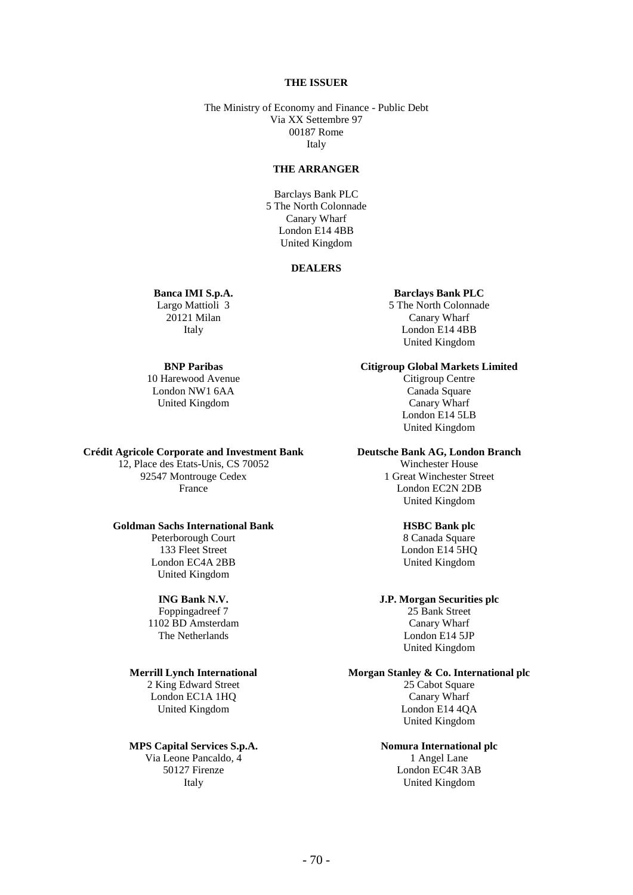**THE ISSUER**

The Ministry of Economy and Finance - Public Debt
Via XX Settembre 97
00187 Rome
Italy

**THE ARRANGER**

Barclays Bank PLC
5 The North Colonnade
Canary Wharf
London E14 4BB
United Kingdom

**DEALERS**

**Banca IMI S.p.A.**
Largo Mattioli 3
20121 Milan
Italy

**Barclays Bank PLC**
5 The North Colonnade
Canary Wharf
London E14 4BB
United Kingdom

**BNP Paribas**
10 Harewood Avenue
London NW1 6AA
United Kingdom

**Citigroup Global Markets Limited**
Citigroup Centre
Canada Square
Canary Wharf
London E14 5LB
United Kingdom

**Crédit Agricole Corporate and Investment Bank**
12, Place des Etats-Unis, CS 70052
92547 Montrouge Cedex
France

**Deutsche Bank AG, London Branch**
Winchester House
1 Great Winchester Street
London EC2N 2DB
United Kingdom

**Goldman Sachs International Bank**
Peterborough Court
133 Fleet Street
London EC4A 2BB
United Kingdom

**HSBC Bank plc**
8 Canada Square
London E14 5HQ
United Kingdom

**ING Bank N.V.**
Foppingadreef 7
1102 BD Amsterdam
The Netherlands

**J.P. Morgan Securities plc**
25 Bank Street
Canary Wharf
London E14 5JP
United Kingdom

**Merrill Lynch International**
2 King Edward Street
London EC1A 1HQ
United Kingdom

**Morgan Stanley & Co. International plc**
25 Cabot Square
Canary Wharf
London E14 4QA
United Kingdom

**MPS Capital Services S.p.A.**
Via Leone Pancaldo, 4
50127 Firenze
Italy

**Nomura International plc**
1 Angel Lane
London EC4R 3AB
United Kingdom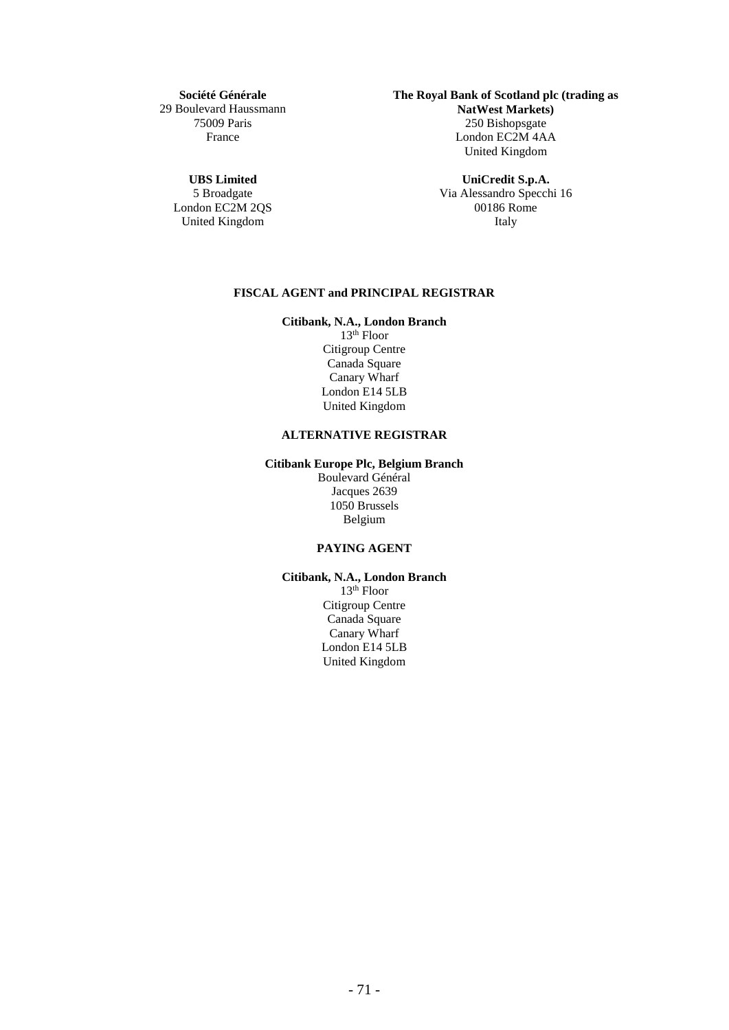**Société Générale**
29 Boulevard Haussmann
75009 Paris
France

**The Royal Bank of Scotland plc (trading as NatWest Markets)**
250 Bishopsgate
London EC2M 4AA
United Kingdom

**UBS Limited**
5 Broadgate
London EC2M 2QS
United Kingdom

**UniCredit S.p.A.**
Via Alessandro Specchi 16
00186 Rome
Italy

**FISCAL AGENT and PRINCIPAL REGISTRAR**

**Citibank, N.A., London Branch**
13th Floor
Citigroup Centre
Canada Square
Canary Wharf
London E14 5LB
United Kingdom

**ALTERNATIVE REGISTRAR**

**Citibank Europe Plc, Belgium Branch**
Boulevard Général
Jacques 2639
1050 Brussels
Belgium

**PAYING AGENT**

**Citibank, N.A., London Branch**
13th Floor
Citigroup Centre
Canada Square
Canary Wharf
London E14 5LB
United Kingdom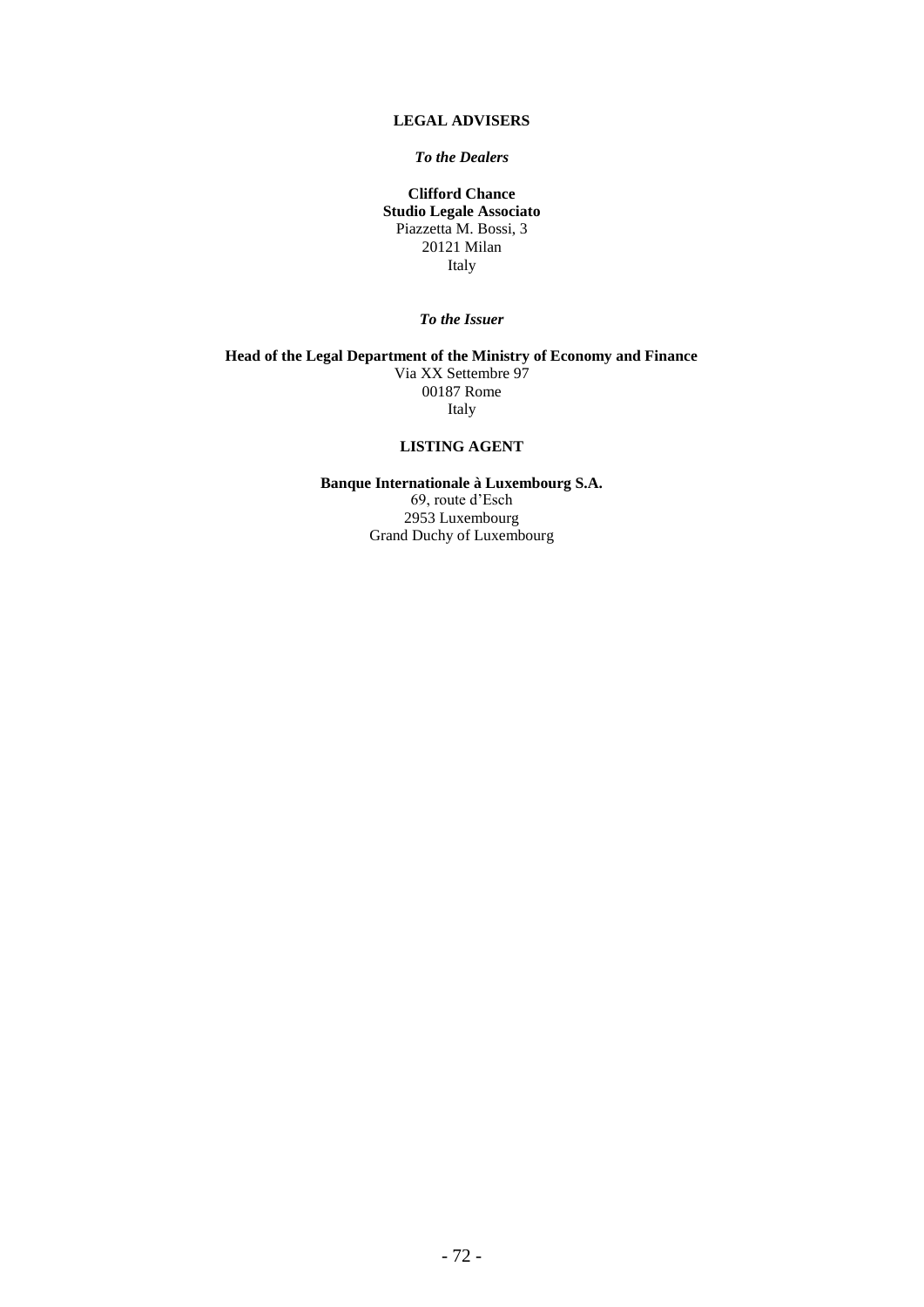## LEGAL ADVISERS

***To the Dealers***

**Clifford Chance**
**Studio Legale Associato**
Piazzetta M. Bossi, 3
20121 Milan
Italy

***To the Issuer***

**Head of the Legal Department of the Ministry of Economy and Finance**
Via XX Settembre 97
00187 Rome
Italy

## LISTING AGENT

**Banque Internationale à Luxembourg S.A.**
69, route d'Esch
2953 Luxembourg
Grand Duchy of Luxembourg